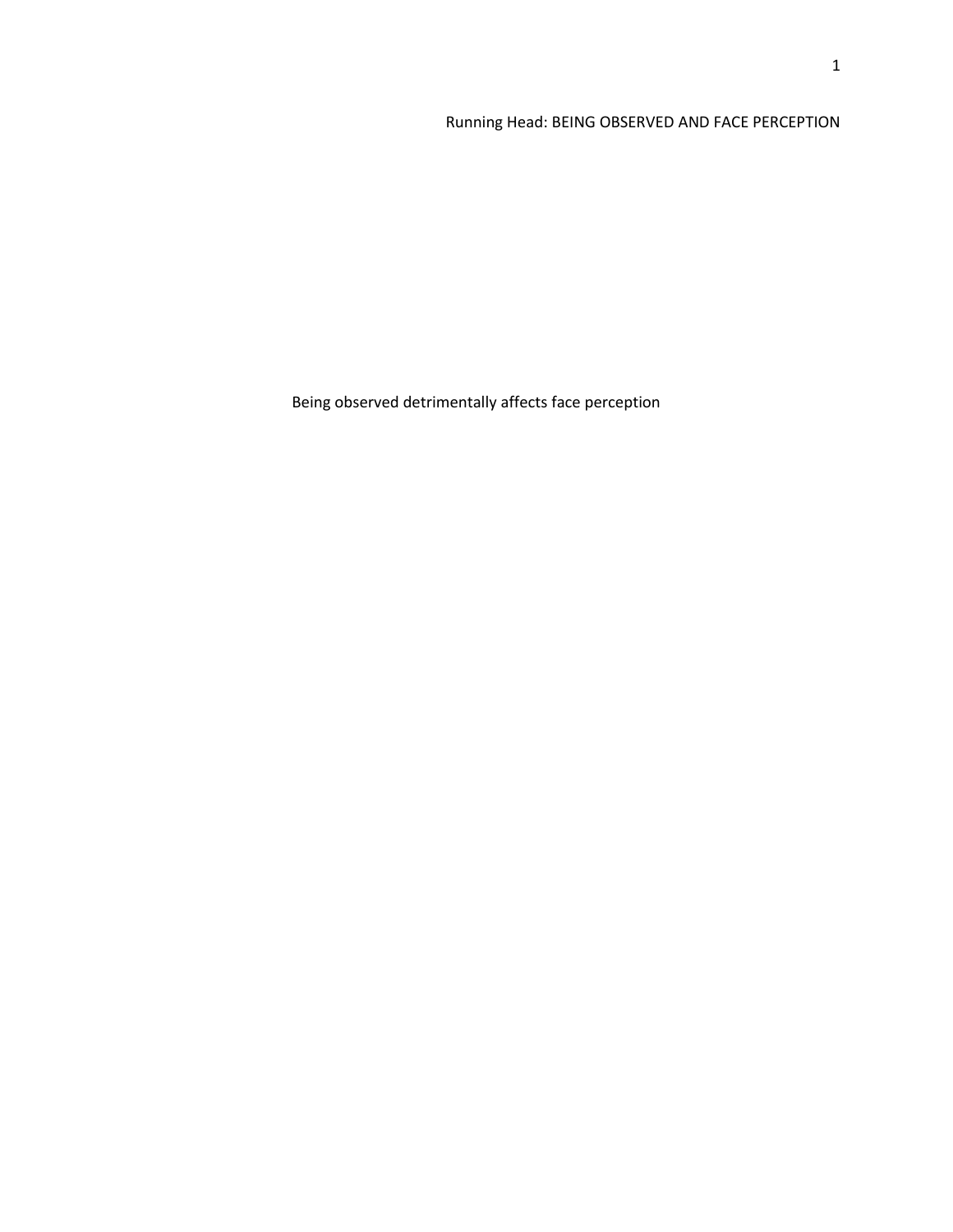# Being observed detrimentally affects face perception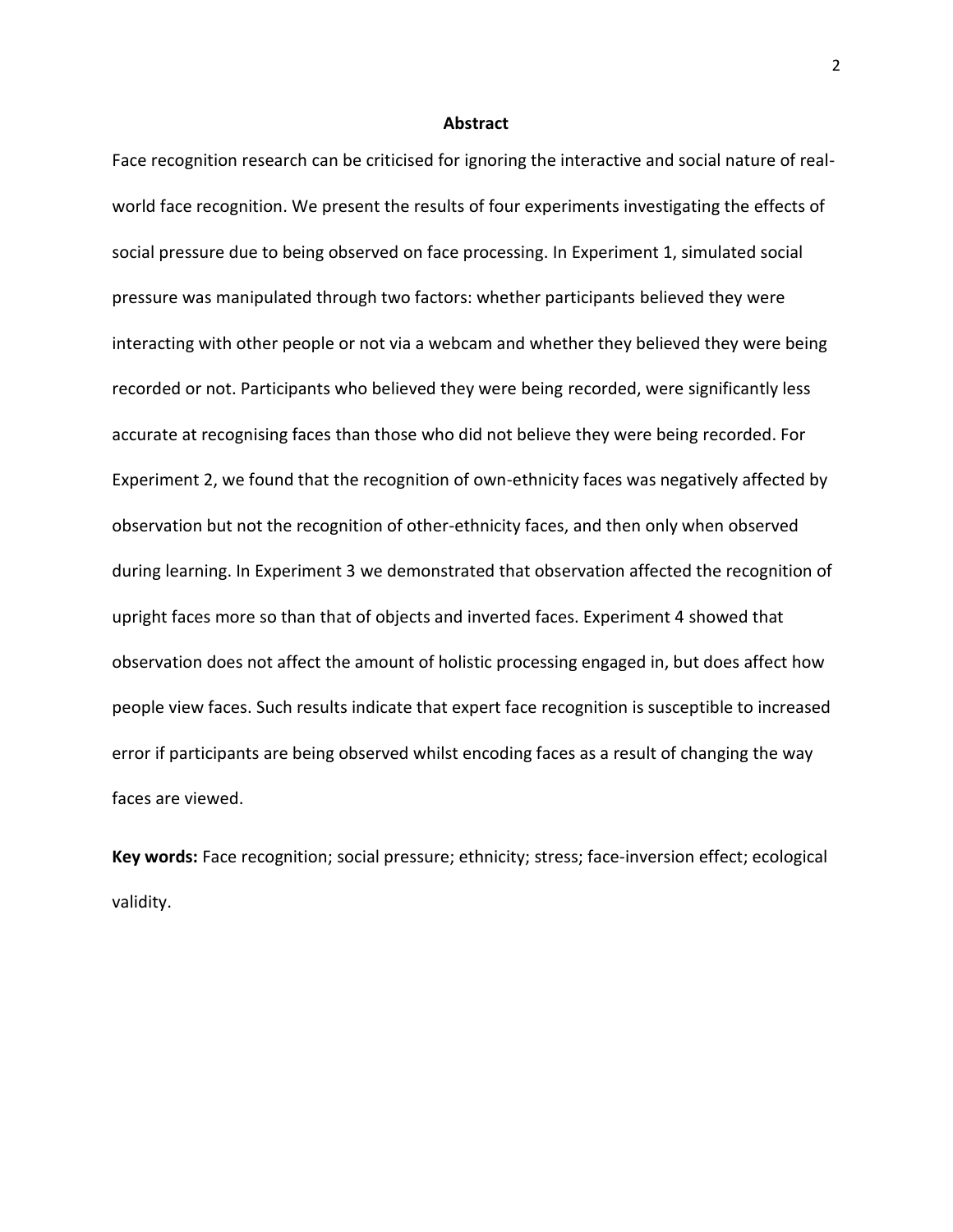## Abstract

Face recognition research can be criticised for ignoring the interactive and social nature of real-world face recognition. We present the results of four experiments investigating the effects of social pressure due to being observed on face processing. In Experiment 1, simulated social pressure was manipulated through two factors: whether participants believed they were interacting with other people or not via a webcam and whether they believed they were being recorded or not. Participants who believed they were being recorded, were significantly less accurate at recognising faces than those who did not believe they were being recorded. For Experiment 2, we found that the recognition of own-ethnicity faces was negatively affected by observation but not the recognition of other-ethnicity faces, and then only when observed during learning. In Experiment 3 we demonstrated that observation affected the recognition of upright faces more so than that of objects and inverted faces. Experiment 4 showed that observation does not affect the amount of holistic processing engaged in, but does affect how people view faces. Such results indicate that expert face recognition is susceptible to increased error if participants are being observed whilst encoding faces as a result of changing the way faces are viewed.

**Key words:** Face recognition; social pressure; ethnicity; stress; face-inversion effect; ecological validity.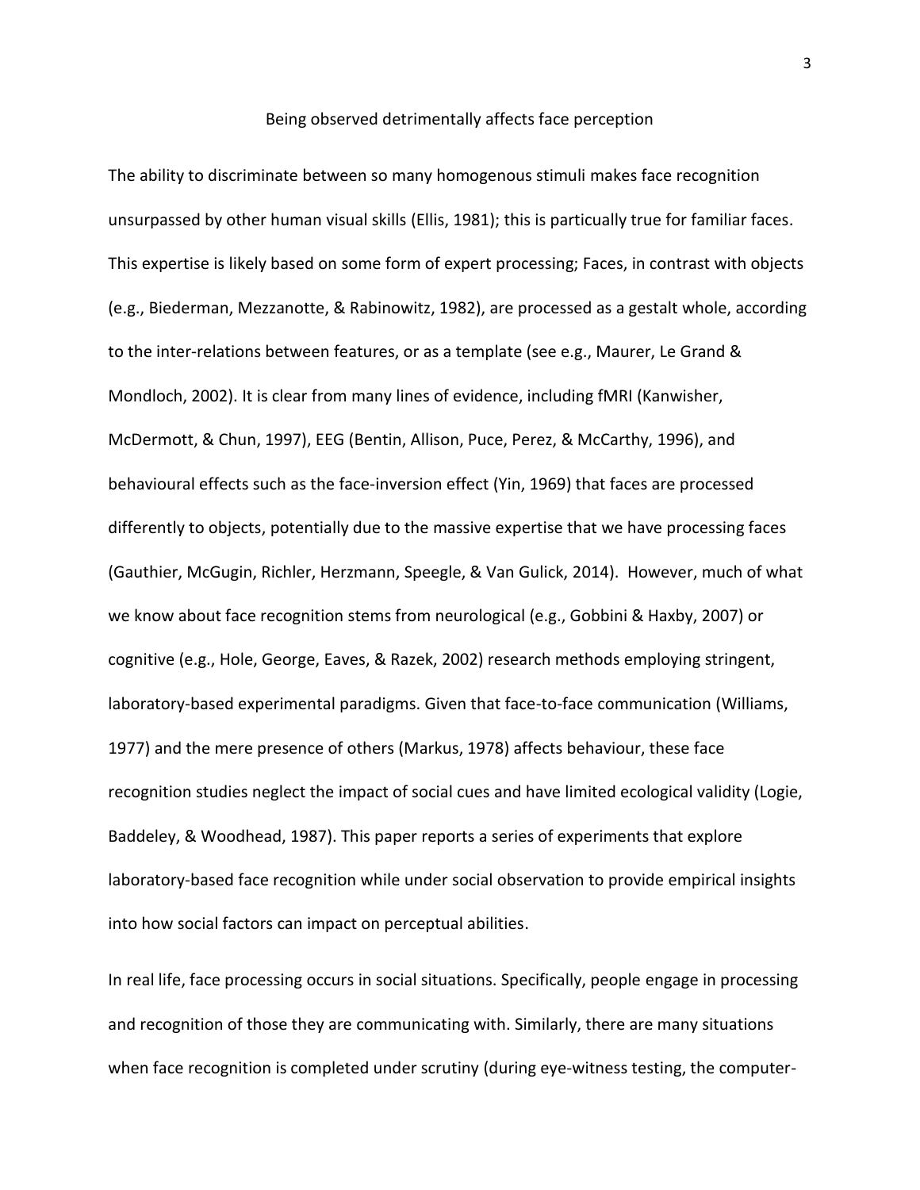# Being observed detrimentally affects face perception

The ability to discriminate between so many homogenous stimuli makes face recognition unsurpassed by other human visual skills (Ellis, 1981); this is particularly true for familiar faces. This expertise is likely based on some form of expert processing; Faces, in contrast with objects (e.g., Biederman, Mezzanotte, & Rabinowitz, 1982), are processed as a gestalt whole, according to the inter-relations between features, or as a template (see e.g., Maurer, Le Grand & Mondloch, 2002). It is clear from many lines of evidence, including fMRI (Kanwisher, McDermott, & Chun, 1997), EEG (Bentin, Allison, Puce, Perez, & McCarthy, 1996), and behavioural effects such as the face-inversion effect (Yin, 1969) that faces are processed differently to objects, potentially due to the massive expertise that we have processing faces (Gauthier, McGugin, Richler, Herzmann, Speegle, & Van Gulick, 2014). However, much of what we know about face recognition stems from neurological (e.g., Gobbini & Haxby, 2007) or cognitive (e.g., Hole, George, Eaves, & Razek, 2002) research methods employing stringent, laboratory-based experimental paradigms. Given that face-to-face communication (Williams, 1977) and the mere presence of others (Markus, 1978) affects behaviour, these face recognition studies neglect the impact of social cues and have limited ecological validity (Logie, Baddeley, & Woodhead, 1987). This paper reports a series of experiments that explore laboratory-based face recognition while under social observation to provide empirical insights into how social factors can impact on perceptual abilities.

In real life, face processing occurs in social situations. Specifically, people engage in processing and recognition of those they are communicating with. Similarly, there are many situations when face recognition is completed under scrutiny (during eye-witness testing, the computer-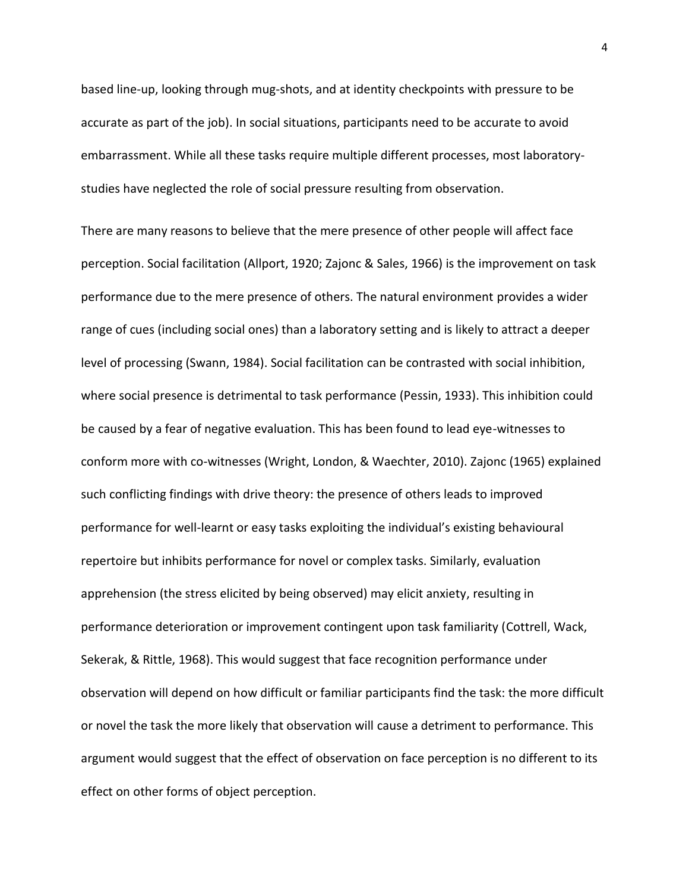based line-up, looking through mug-shots, and at identity checkpoints with pressure to be accurate as part of the job). In social situations, participants need to be accurate to avoid embarrassment. While all these tasks require multiple different processes, most laboratory-studies have neglected the role of social pressure resulting from observation.

There are many reasons to believe that the mere presence of other people will affect face perception. Social facilitation (Allport, 1920; Zajonc & Sales, 1966) is the improvement on task performance due to the mere presence of others. The natural environment provides a wider range of cues (including social ones) than a laboratory setting and is likely to attract a deeper level of processing (Swann, 1984). Social facilitation can be contrasted with social inhibition, where social presence is detrimental to task performance (Pessin, 1933). This inhibition could be caused by a fear of negative evaluation. This has been found to lead eye-witnesses to conform more with co-witnesses (Wright, London, & Waechter, 2010). Zajonc (1965) explained such conflicting findings with drive theory: the presence of others leads to improved performance for well-learnt or easy tasks exploiting the individual's existing behavioural repertoire but inhibits performance for novel or complex tasks. Similarly, evaluation apprehension (the stress elicited by being observed) may elicit anxiety, resulting in performance deterioration or improvement contingent upon task familiarity (Cottrell, Wack, Sekerak, & Rittle, 1968). This would suggest that face recognition performance under observation will depend on how difficult or familiar participants find the task: the more difficult or novel the task the more likely that observation will cause a detriment to performance. This argument would suggest that the effect of observation on face perception is no different to its effect on other forms of object perception.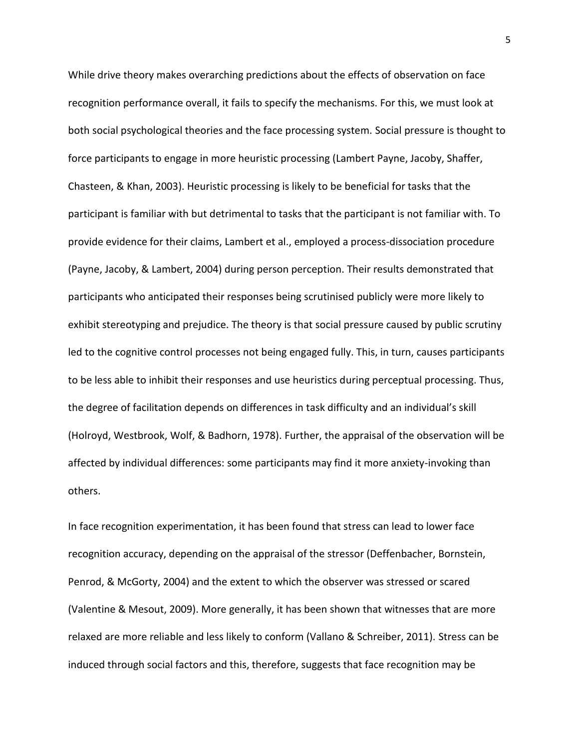While drive theory makes overarching predictions about the effects of observation on face recognition performance overall, it fails to specify the mechanisms. For this, we must look at both social psychological theories and the face processing system. Social pressure is thought to force participants to engage in more heuristic processing (Lambert Payne, Jacoby, Shaffer, Chasteen, & Khan, 2003). Heuristic processing is likely to be beneficial for tasks that the participant is familiar with but detrimental to tasks that the participant is not familiar with. To provide evidence for their claims, Lambert et al., employed a process-dissociation procedure (Payne, Jacoby, & Lambert, 2004) during person perception. Their results demonstrated that participants who anticipated their responses being scrutinised publicly were more likely to exhibit stereotyping and prejudice. The theory is that social pressure caused by public scrutiny led to the cognitive control processes not being engaged fully. This, in turn, causes participants to be less able to inhibit their responses and use heuristics during perceptual processing. Thus, the degree of facilitation depends on differences in task difficulty and an individual's skill (Holroyd, Westbrook, Wolf, & Badhorn, 1978). Further, the appraisal of the observation will be affected by individual differences: some participants may find it more anxiety-invoking than others.

In face recognition experimentation, it has been found that stress can lead to lower face recognition accuracy, depending on the appraisal of the stressor (Deffenbacher, Bornstein, Penrod, & McGorty, 2004) and the extent to which the observer was stressed or scared (Valentine & Mesout, 2009). More generally, it has been shown that witnesses that are more relaxed are more reliable and less likely to conform (Vallano & Schreiber, 2011). Stress can be induced through social factors and this, therefore, suggests that face recognition may be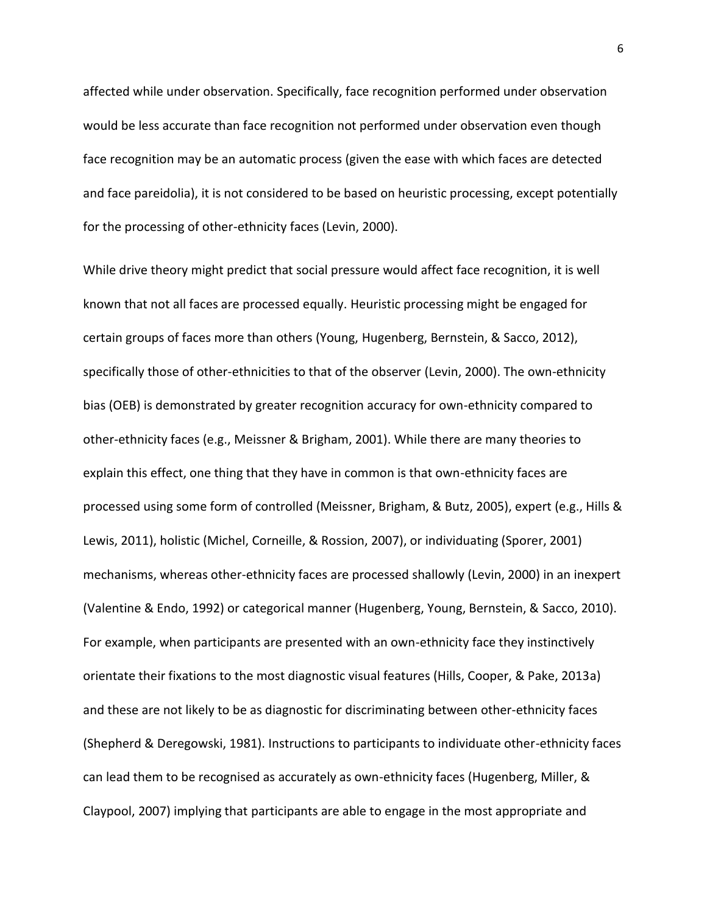affected while under observation. Specifically, face recognition performed under observation would be less accurate than face recognition not performed under observation even though face recognition may be an automatic process (given the ease with which faces are detected and face pareidolia), it is not considered to be based on heuristic processing, except potentially for the processing of other-ethnicity faces (Levin, 2000).

While drive theory might predict that social pressure would affect face recognition, it is well known that not all faces are processed equally. Heuristic processing might be engaged for certain groups of faces more than others (Young, Hugenberg, Bernstein, & Sacco, 2012), specifically those of other-ethnicities to that of the observer (Levin, 2000). The own-ethnicity bias (OEB) is demonstrated by greater recognition accuracy for own-ethnicity compared to other-ethnicity faces (e.g., Meissner & Brigham, 2001). While there are many theories to explain this effect, one thing that they have in common is that own-ethnicity faces are processed using some form of controlled (Meissner, Brigham, & Butz, 2005), expert (e.g., Hills & Lewis, 2011), holistic (Michel, Corneille, & Rossion, 2007), or individuating (Sporer, 2001) mechanisms, whereas other-ethnicity faces are processed shallowly (Levin, 2000) in an inexpert (Valentine & Endo, 1992) or categorical manner (Hugenberg, Young, Bernstein, & Sacco, 2010). For example, when participants are presented with an own-ethnicity face they instinctively orientate their fixations to the most diagnostic visual features (Hills, Cooper, & Pake, 2013a) and these are not likely to be as diagnostic for discriminating between other-ethnicity faces (Shepherd & Deregowski, 1981). Instructions to participants to individuate other-ethnicity faces can lead them to be recognised as accurately as own-ethnicity faces (Hugenberg, Miller, & Claypool, 2007) implying that participants are able to engage in the most appropriate and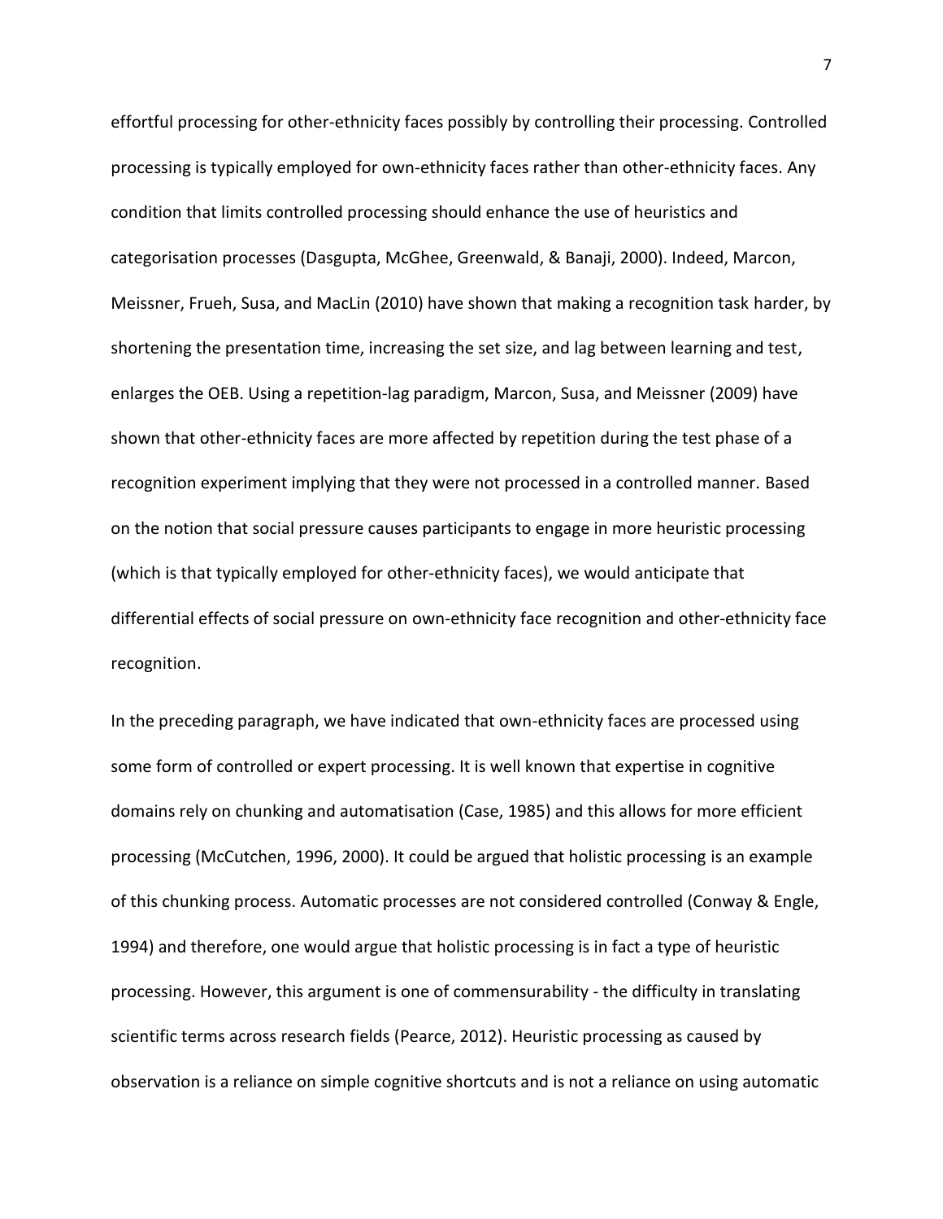effortful processing for other-ethnicity faces possibly by controlling their processing. Controlled processing is typically employed for own-ethnicity faces rather than other-ethnicity faces. Any condition that limits controlled processing should enhance the use of heuristics and categorisation processes (Dasgupta, McGhee, Greenwald, & Banaji, 2000). Indeed, Marcon, Meissner, Frueh, Susa, and MacLin (2010) have shown that making a recognition task harder, by shortening the presentation time, increasing the set size, and lag between learning and test, enlarges the OEB. Using a repetition-lag paradigm, Marcon, Susa, and Meissner (2009) have shown that other-ethnicity faces are more affected by repetition during the test phase of a recognition experiment implying that they were not processed in a controlled manner. Based on the notion that social pressure causes participants to engage in more heuristic processing (which is that typically employed for other-ethnicity faces), we would anticipate that differential effects of social pressure on own-ethnicity face recognition and other-ethnicity face recognition.

In the preceding paragraph, we have indicated that own-ethnicity faces are processed using some form of controlled or expert processing. It is well known that expertise in cognitive domains rely on chunking and automatisation (Case, 1985) and this allows for more efficient processing (McCutchen, 1996, 2000). It could be argued that holistic processing is an example of this chunking process. Automatic processes are not considered controlled (Conway & Engle, 1994) and therefore, one would argue that holistic processing is in fact a type of heuristic processing. However, this argument is one of commensurability - the difficulty in translating scientific terms across research fields (Pearce, 2012). Heuristic processing as caused by observation is a reliance on simple cognitive shortcuts and is not a reliance on using automatic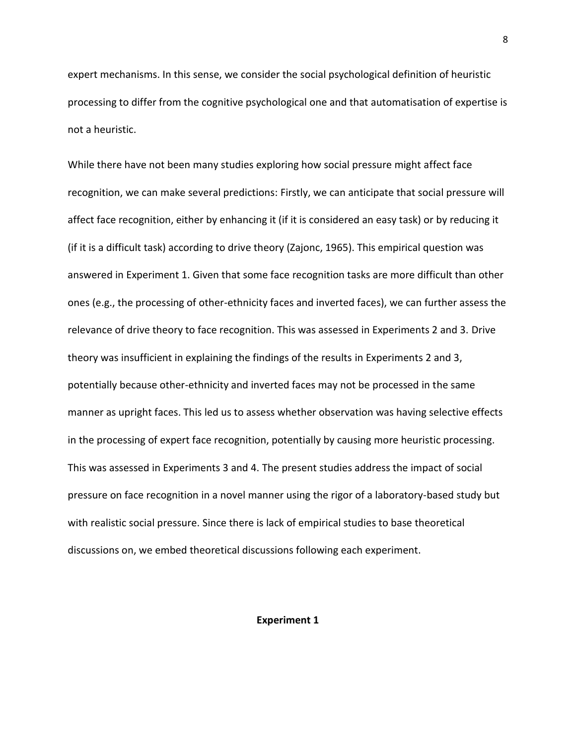expert mechanisms. In this sense, we consider the social psychological definition of heuristic processing to differ from the cognitive psychological one and that automatisation of expertise is not a heuristic.

While there have not been many studies exploring how social pressure might affect face recognition, we can make several predictions: Firstly, we can anticipate that social pressure will affect face recognition, either by enhancing it (if it is considered an easy task) or by reducing it (if it is a difficult task) according to drive theory (Zajonc, 1965). This empirical question was answered in Experiment 1. Given that some face recognition tasks are more difficult than other ones (e.g., the processing of other-ethnicity faces and inverted faces), we can further assess the relevance of drive theory to face recognition. This was assessed in Experiments 2 and 3. Drive theory was insufficient in explaining the findings of the results in Experiments 2 and 3, potentially because other-ethnicity and inverted faces may not be processed in the same manner as upright faces. This led us to assess whether observation was having selective effects in the processing of expert face recognition, potentially by causing more heuristic processing. This was assessed in Experiments 3 and 4. The present studies address the impact of social pressure on face recognition in a novel manner using the rigor of a laboratory-based study but with realistic social pressure. Since there is lack of empirical studies to base theoretical discussions on, we embed theoretical discussions following each experiment.

## Experiment 1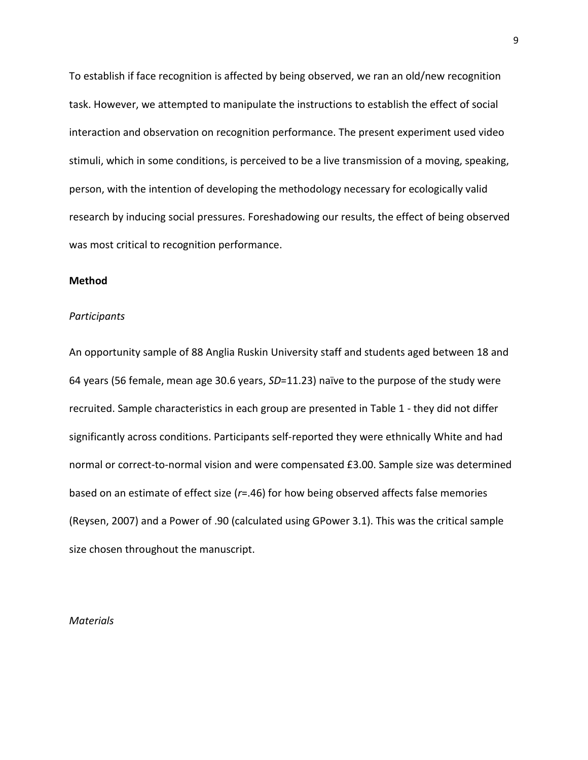To establish if face recognition is affected by being observed, we ran an old/new recognition task. However, we attempted to manipulate the instructions to establish the effect of social interaction and observation on recognition performance. The present experiment used video stimuli, which in some conditions, is perceived to be a live transmission of a moving, speaking, person, with the intention of developing the methodology necessary for ecologically valid research by inducing social pressures. Foreshadowing our results, the effect of being observed was most critical to recognition performance.

## Method

### *Participants*

An opportunity sample of 88 Anglia Ruskin University staff and students aged between 18 and 64 years (56 female, mean age 30.6 years, $SD$=11.23) naïve to the purpose of the study were recruited. Sample characteristics in each group are presented in Table 1 - they did not differ significantly across conditions. Participants self-reported they were ethnically White and had normal or correct-to-normal vision and were compensated £3.00. Sample size was determined based on an estimate of effect size ($r$=.46) for how being observed affects false memories (Reysen, 2007) and a Power of .90 (calculated using GPower 3.1). This was the critical sample size chosen throughout the manuscript.

### *Materials*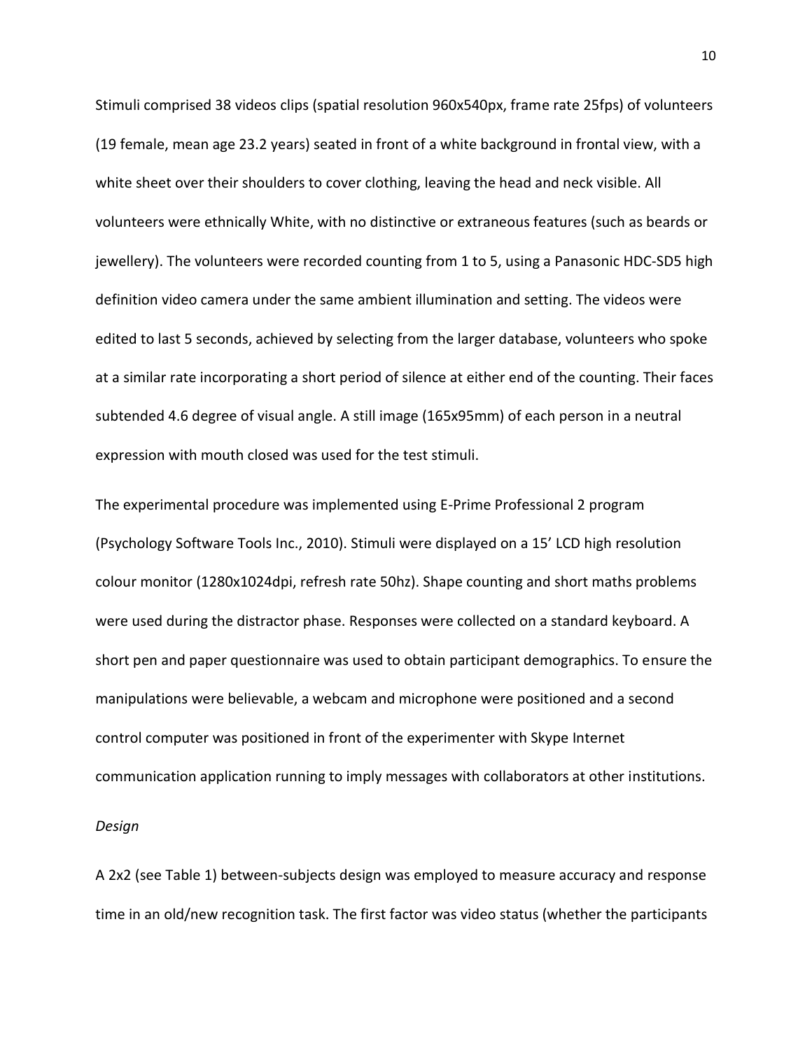Stimuli comprised 38 videos clips (spatial resolution 960x540px, frame rate 25fps) of volunteers (19 female, mean age 23.2 years) seated in front of a white background in frontal view, with a white sheet over their shoulders to cover clothing, leaving the head and neck visible. All volunteers were ethnically White, with no distinctive or extraneous features (such as beards or jewellery). The volunteers were recorded counting from 1 to 5, using a Panasonic HDC-SD5 high definition video camera under the same ambient illumination and setting. The videos were edited to last 5 seconds, achieved by selecting from the larger database, volunteers who spoke at a similar rate incorporating a short period of silence at either end of the counting. Their faces subtended 4.6 degree of visual angle. A still image (165x95mm) of each person in a neutral expression with mouth closed was used for the test stimuli.

The experimental procedure was implemented using E-Prime Professional 2 program (Psychology Software Tools Inc., 2010). Stimuli were displayed on a 15' LCD high resolution colour monitor (1280x1024dpi, refresh rate 50hz). Shape counting and short maths problems were used during the distractor phase. Responses were collected on a standard keyboard. A short pen and paper questionnaire was used to obtain participant demographics. To ensure the manipulations were believable, a webcam and microphone were positioned and a second control computer was positioned in front of the experimenter with Skype Internet communication application running to imply messages with collaborators at other institutions.

*Design*

A 2x2 (see Table 1) between-subjects design was employed to measure accuracy and response time in an old/new recognition task. The first factor was video status (whether the participants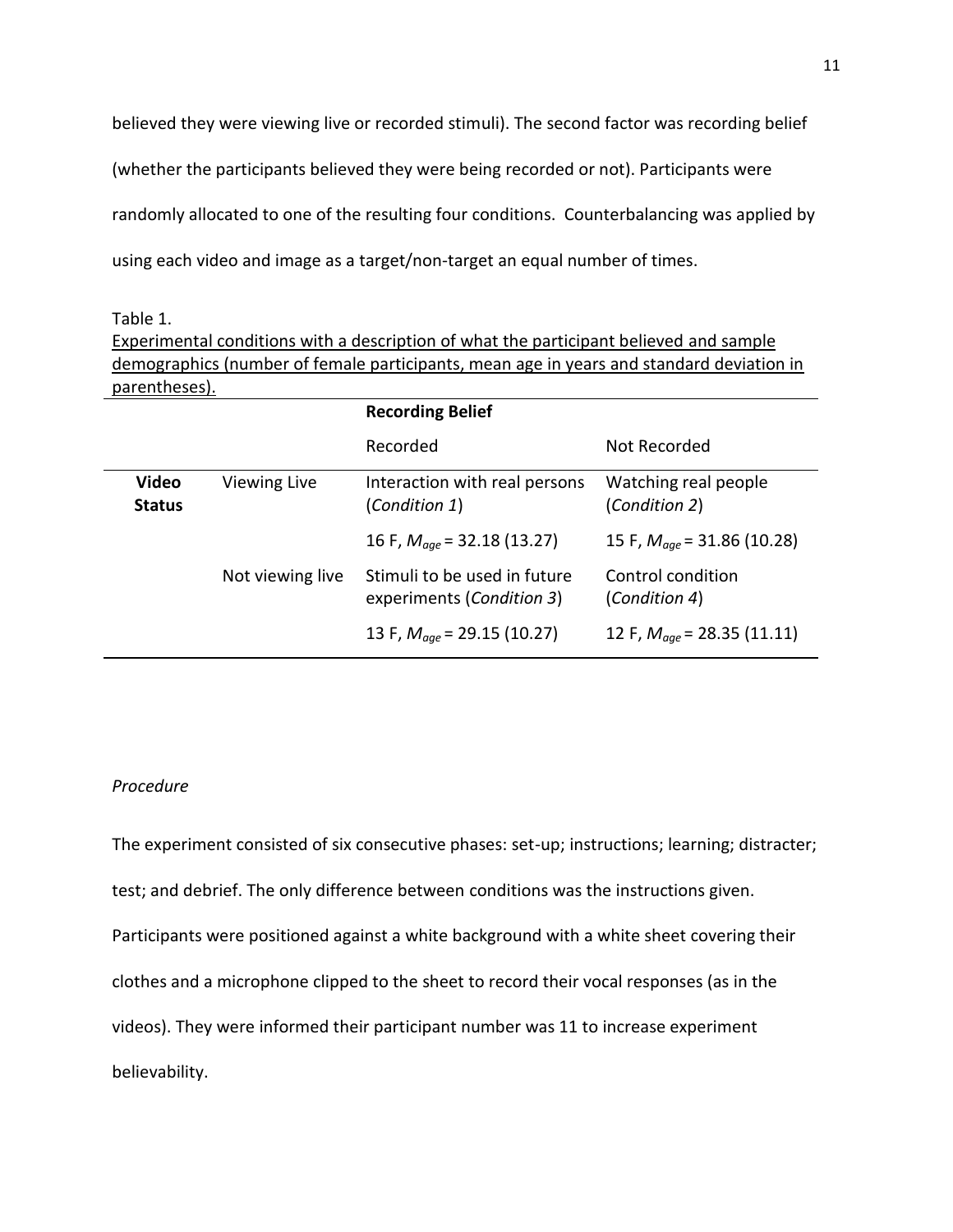believed they were viewing live or recorded stimuli). The second factor was recording belief (whether the participants believed they were being recorded or not). Participants were randomly allocated to one of the resulting four conditions. Counterbalancing was applied by using each video and image as a target/non-target an equal number of times.

Table 1.

Experimental conditions with a description of what the participant believed and sample demographics (number of female participants, mean age in years and standard deviation in parentheses).

| | | **Recording Belief** | |
|---|---|---|---|
| | | Recorded | Not Recorded |
| **Video Status** | Viewing Live | Interaction with real persons (*Condition 1*) | Watching real people (*Condition 2*) |
| | | 16 F, $M_{age}$ = 32.18 (13.27) | 15 F, $M_{age}$ = 31.86 (10.28) |
| | Not viewing live | Stimuli to be used in future experiments (*Condition 3*) | Control condition (*Condition 4*) |
| | | 13 F, $M_{age}$ = 29.15 (10.27) | 12 F, $M_{age}$ = 28.35 (11.11) |

*Procedure*

The experiment consisted of six consecutive phases: set-up; instructions; learning; distracter; test; and debrief. The only difference between conditions was the instructions given. Participants were positioned against a white background with a white sheet covering their clothes and a microphone clipped to the sheet to record their vocal responses (as in the videos). They were informed their participant number was 11 to increase experiment believability.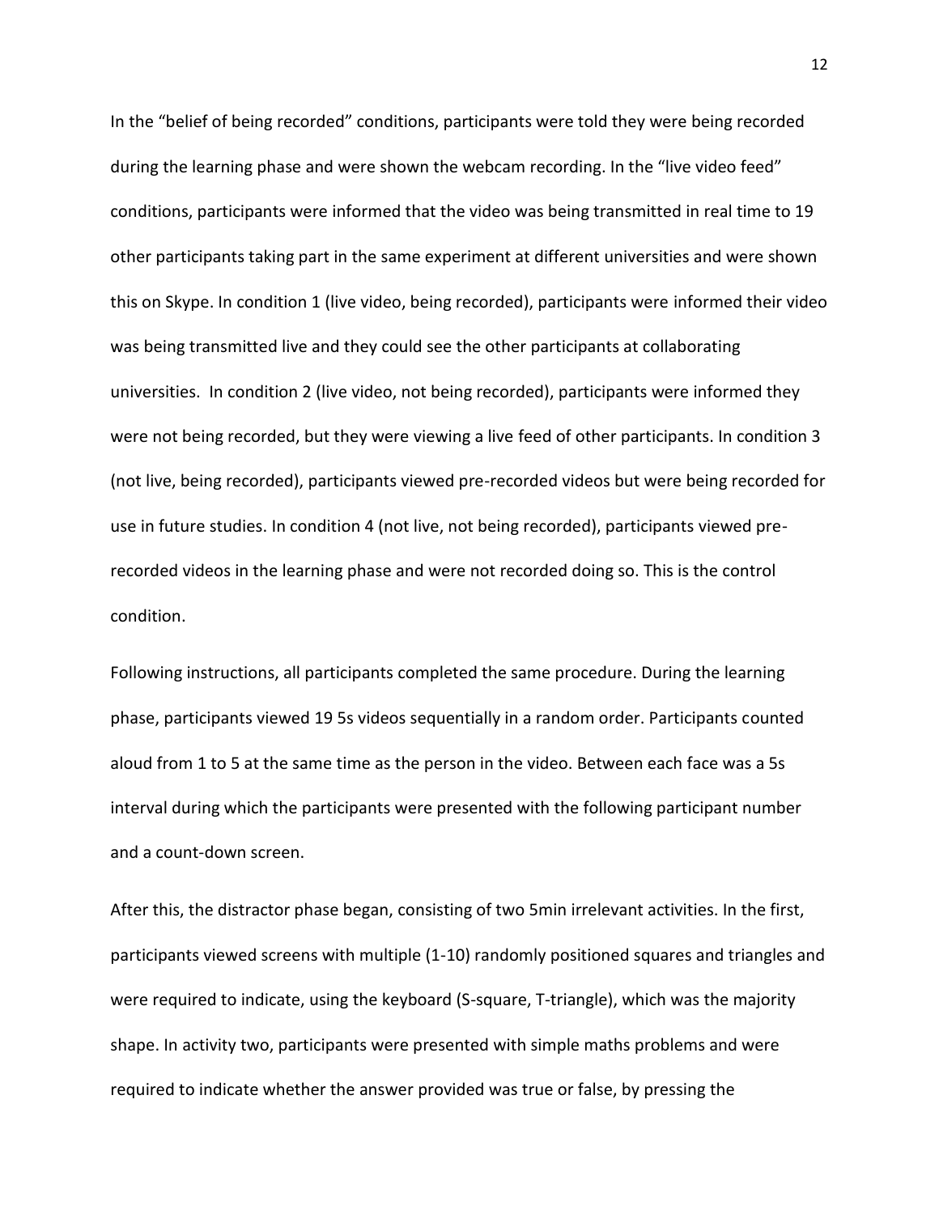In the “belief of being recorded” conditions, participants were told they were being recorded during the learning phase and were shown the webcam recording. In the “live video feed” conditions, participants were informed that the video was being transmitted in real time to 19 other participants taking part in the same experiment at different universities and were shown this on Skype. In condition 1 (live video, being recorded), participants were informed their video was being transmitted live and they could see the other participants at collaborating universities. In condition 2 (live video, not being recorded), participants were informed they were not being recorded, but they were viewing a live feed of other participants. In condition 3 (not live, being recorded), participants viewed pre-recorded videos but were being recorded for use in future studies. In condition 4 (not live, not being recorded), participants viewed pre-recorded videos in the learning phase and were not recorded doing so. This is the control condition.

Following instructions, all participants completed the same procedure. During the learning phase, participants viewed 19 5s videos sequentially in a random order. Participants counted aloud from 1 to 5 at the same time as the person in the video. Between each face was a 5s interval during which the participants were presented with the following participant number and a count-down screen.

After this, the distractor phase began, consisting of two 5min irrelevant activities. In the first, participants viewed screens with multiple (1-10) randomly positioned squares and triangles and were required to indicate, using the keyboard (S-square, T-triangle), which was the majority shape. In activity two, participants were presented with simple maths problems and were required to indicate whether the answer provided was true or false, by pressing the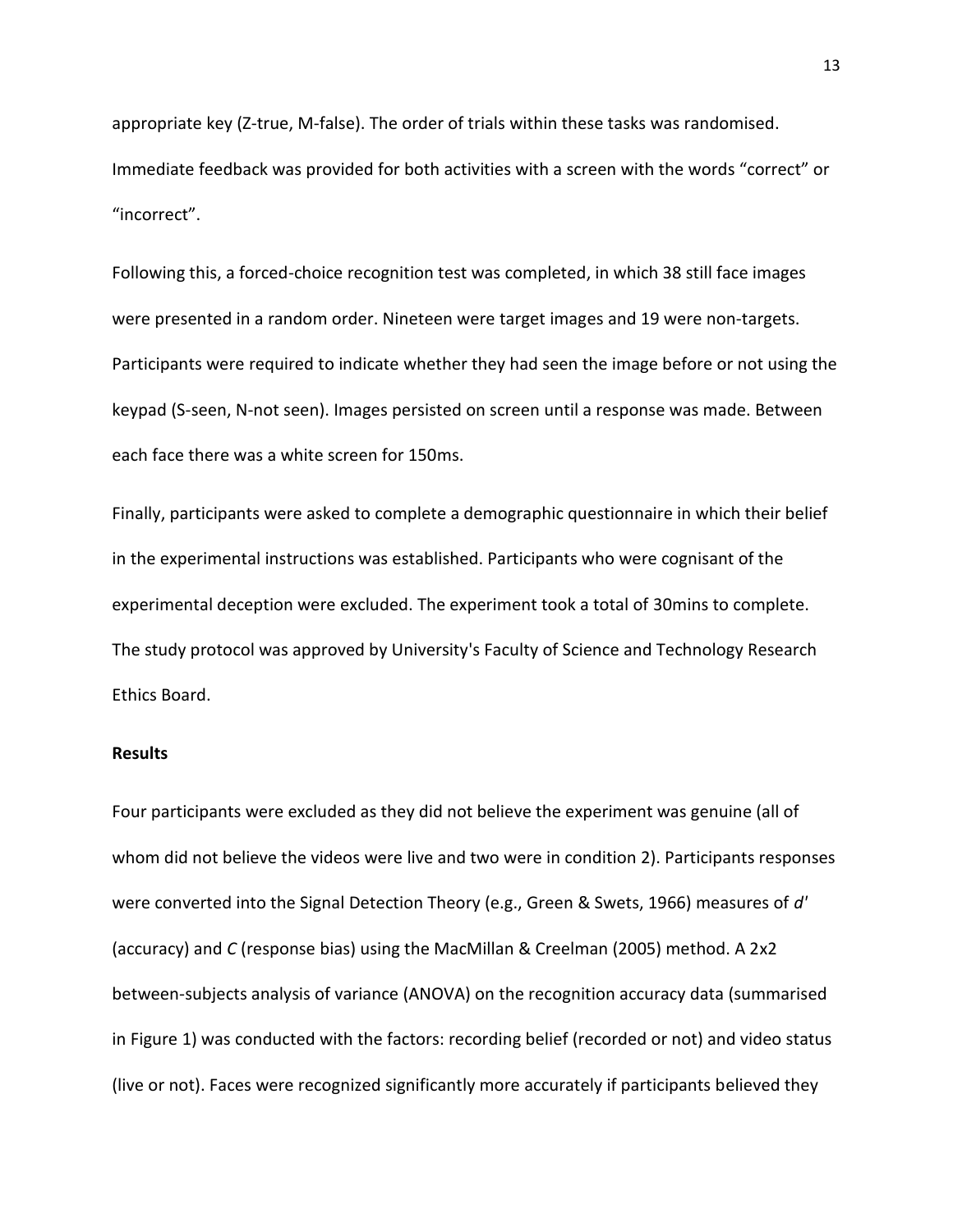appropriate key (Z-true, M-false). The order of trials within these tasks was randomised. Immediate feedback was provided for both activities with a screen with the words "correct" or "incorrect".

Following this, a forced-choice recognition test was completed, in which 38 still face images were presented in a random order. Nineteen were target images and 19 were non-targets. Participants were required to indicate whether they had seen the image before or not using the keypad (S-seen, N-not seen). Images persisted on screen until a response was made. Between each face there was a white screen for 150ms.

Finally, participants were asked to complete a demographic questionnaire in which their belief in the experimental instructions was established. Participants who were cognisant of the experimental deception were excluded. The experiment took a total of 30mins to complete. The study protocol was approved by University's Faculty of Science and Technology Research Ethics Board.

**Results**

Four participants were excluded as they did not believe the experiment was genuine (all of whom did not believe the videos were live and two were in condition 2). Participants responses were converted into the Signal Detection Theory (e.g., Green & Swets, 1966) measures of $d'$ (accuracy) and $C$ (response bias) using the MacMillan & Creelman (2005) method. A 2x2 between-subjects analysis of variance (ANOVA) on the recognition accuracy data (summarised in Figure 1) was conducted with the factors: recording belief (recorded or not) and video status (live or not). Faces were recognized significantly more accurately if participants believed they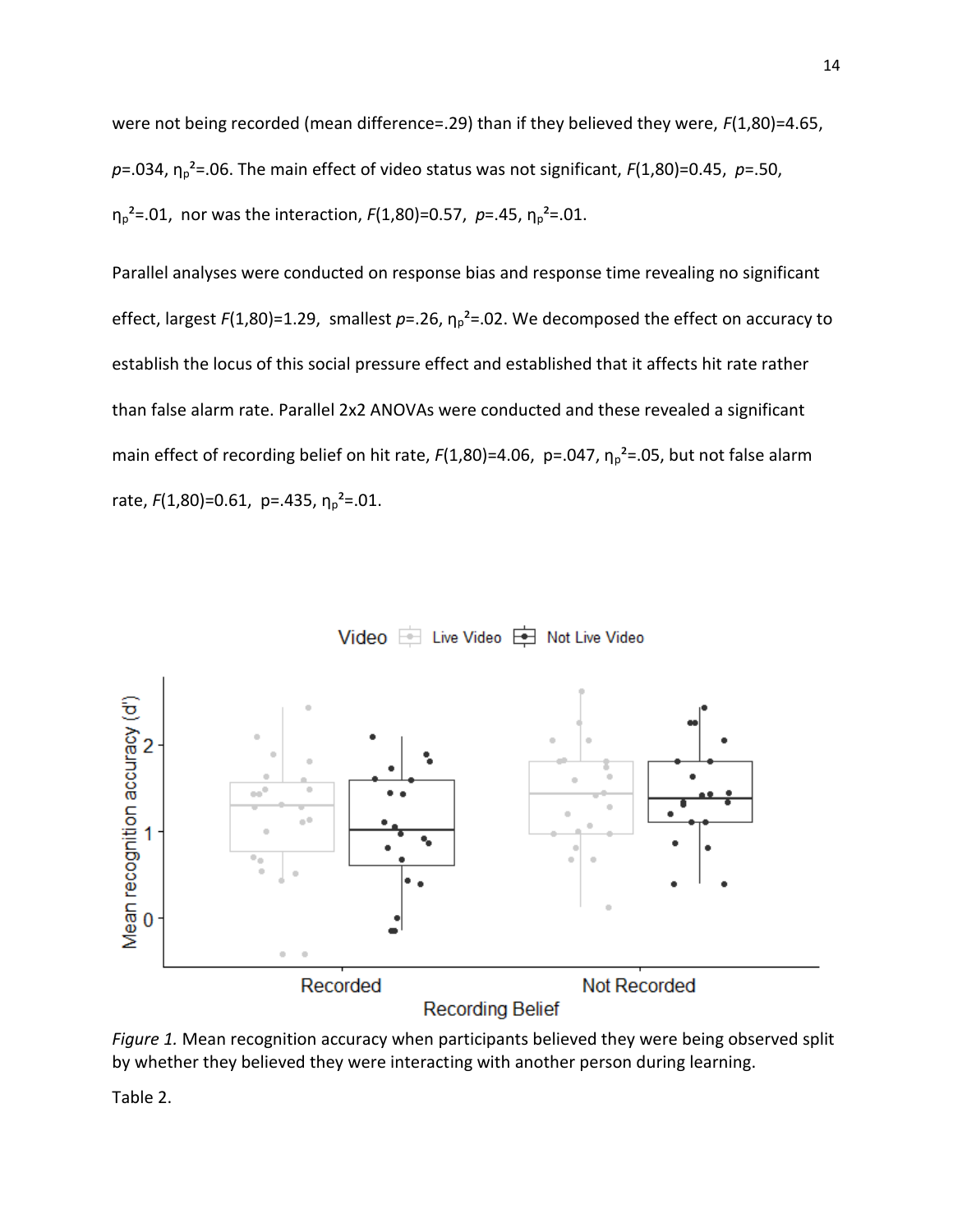were not being recorded (mean difference=.29) than if they believed they were, $F(1,80)=4.65$, $p=.034$, $\eta_p^2=.06$. The main effect of video status was not significant, $F(1,80)=0.45$, $p=.50$, $\eta_p^2=.01$, nor was the interaction, $F(1,80)=0.57$, $p=.45$, $\eta_p^2=.01$.

Parallel analyses were conducted on response bias and response time revealing no significant effect, largest $F(1,80)=1.29$, smallest $p=.26$, $\eta_p^2=.02$. We decomposed the effect on accuracy to establish the locus of this social pressure effect and established that it affects hit rate rather than false alarm rate. Parallel 2x2 ANOVAs were conducted and these revealed a significant main effect of recording belief on hit rate, $F(1,80)=4.06$, $p=.047$, $\eta_p^2=.05$, but not false alarm rate, $F(1,80)=0.61$, $p=.435$, $\eta_p^2=.01$.

*Figure 1.* Mean recognition accuracy when participants believed they were being observed split by whether they believed they were interacting with another person during learning.

Table 2.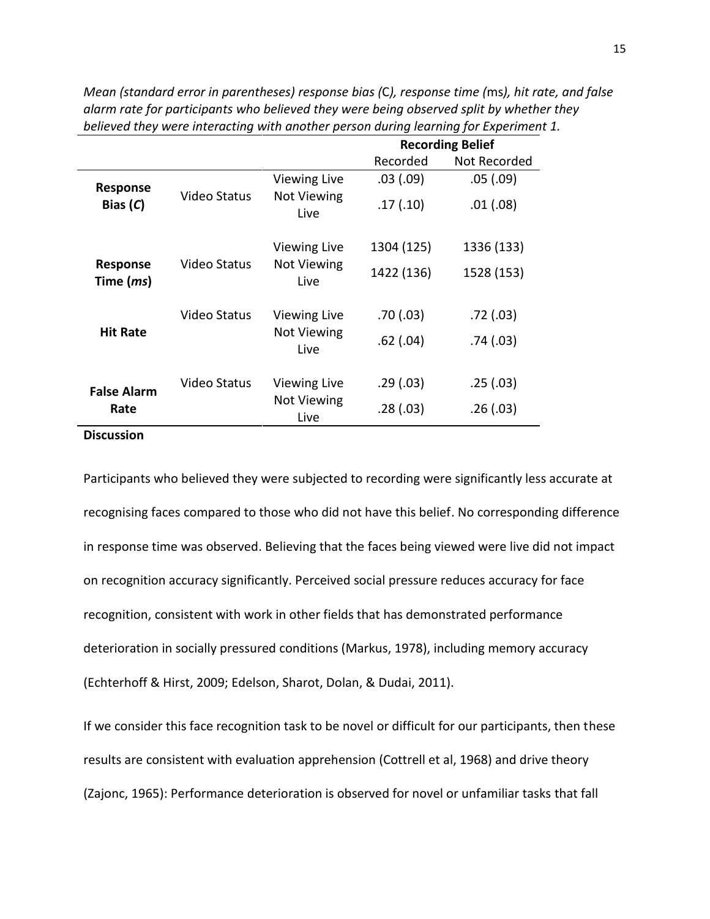*Mean (standard error in parentheses) response bias (*C*), response time (*ms*), hit rate, and false alarm rate for participants who believed they were being observed split by whether they believed they were interacting with another person during learning for Experiment 1.*

| | | | Recording Belief | |
|---|---|---|---|---|
| | | | Recorded | Not Recorded |
| **Response Bias (*C*)** | Video Status | Viewing Live | .03 (.09) | .05 (.09) |
| | | Not Viewing Live | .17 (.10) | .01 (.08) |
| **Response Time (*ms*)** | Video Status | Viewing Live | 1304 (125) | 1336 (133) |
| | | Not Viewing Live | 1422 (136) | 1528 (153) |
| **Hit Rate** | Video Status | Viewing Live | .70 (.03) | .72 (.03) |
| | | Not Viewing Live | .62 (.04) | .74 (.03) |
| **False Alarm Rate** | Video Status | Viewing Live | .29 (.03) | .25 (.03) |
| | | Not Viewing Live | .28 (.03) | .26 (.03) |

**Discussion**

Participants who believed they were subjected to recording were significantly less accurate at recognising faces compared to those who did not have this belief. No corresponding difference in response time was observed. Believing that the faces being viewed were live did not impact on recognition accuracy significantly. Perceived social pressure reduces accuracy for face recognition, consistent with work in other fields that has demonstrated performance deterioration in socially pressured conditions (Markus, 1978), including memory accuracy (Echterhoff & Hirst, 2009; Edelson, Sharot, Dolan, & Dudai, 2011).

If we consider this face recognition task to be novel or difficult for our participants, then these results are consistent with evaluation apprehension (Cottrell et al, 1968) and drive theory (Zajonc, 1965): Performance deterioration is observed for novel or unfamiliar tasks that fall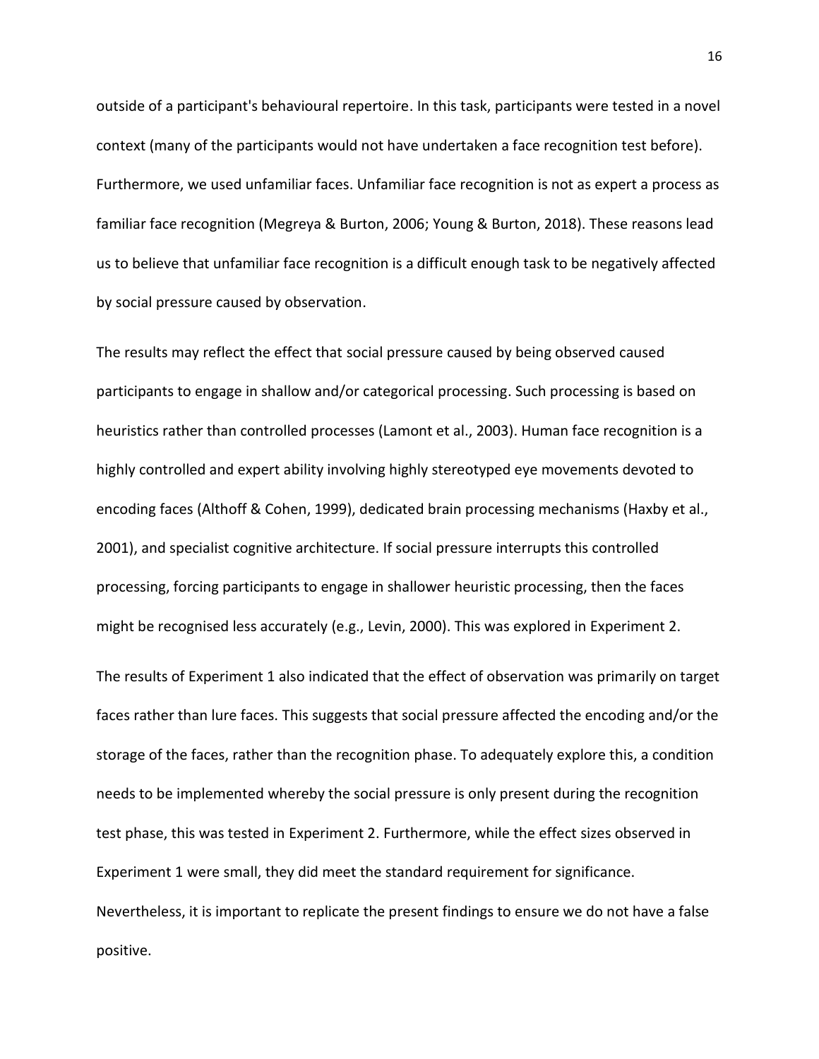outside of a participant's behavioural repertoire. In this task, participants were tested in a novel context (many of the participants would not have undertaken a face recognition test before). Furthermore, we used unfamiliar faces. Unfamiliar face recognition is not as expert a process as familiar face recognition (Megreya & Burton, 2006; Young & Burton, 2018). These reasons lead us to believe that unfamiliar face recognition is a difficult enough task to be negatively affected by social pressure caused by observation.

The results may reflect the effect that social pressure caused by being observed caused participants to engage in shallow and/or categorical processing. Such processing is based on heuristics rather than controlled processes (Lamont et al., 2003). Human face recognition is a highly controlled and expert ability involving highly stereotyped eye movements devoted to encoding faces (Althoff & Cohen, 1999), dedicated brain processing mechanisms (Haxby et al., 2001), and specialist cognitive architecture. If social pressure interrupts this controlled processing, forcing participants to engage in shallower heuristic processing, then the faces might be recognised less accurately (e.g., Levin, 2000). This was explored in Experiment 2.

The results of Experiment 1 also indicated that the effect of observation was primarily on target faces rather than lure faces. This suggests that social pressure affected the encoding and/or the storage of the faces, rather than the recognition phase. To adequately explore this, a condition needs to be implemented whereby the social pressure is only present during the recognition test phase, this was tested in Experiment 2. Furthermore, while the effect sizes observed in Experiment 1 were small, they did meet the standard requirement for significance. Nevertheless, it is important to replicate the present findings to ensure we do not have a false positive.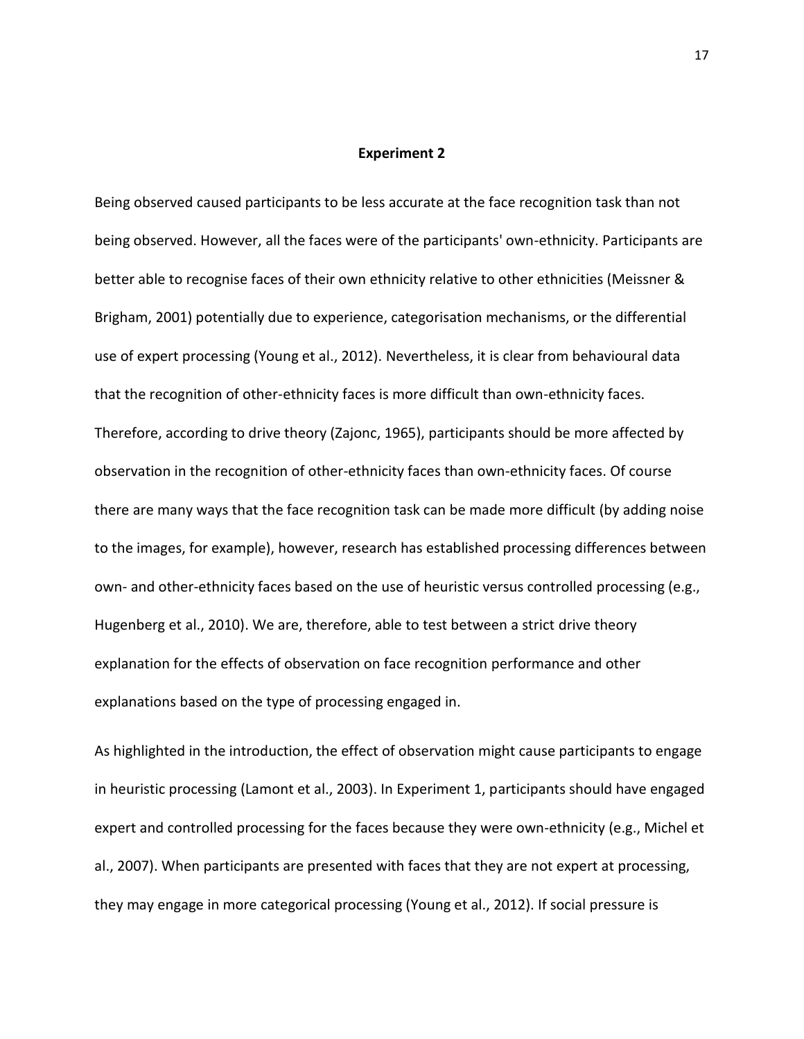## Experiment 2

Being observed caused participants to be less accurate at the face recognition task than not being observed. However, all the faces were of the participants' own-ethnicity. Participants are better able to recognise faces of their own ethnicity relative to other ethnicities (Meissner & Brigham, 2001) potentially due to experience, categorisation mechanisms, or the differential use of expert processing (Young et al., 2012). Nevertheless, it is clear from behavioural data that the recognition of other-ethnicity faces is more difficult than own-ethnicity faces. Therefore, according to drive theory (Zajonc, 1965), participants should be more affected by observation in the recognition of other-ethnicity faces than own-ethnicity faces. Of course there are many ways that the face recognition task can be made more difficult (by adding noise to the images, for example), however, research has established processing differences between own- and other-ethnicity faces based on the use of heuristic versus controlled processing (e.g., Hugenberg et al., 2010). We are, therefore, able to test between a strict drive theory explanation for the effects of observation on face recognition performance and other explanations based on the type of processing engaged in.

As highlighted in the introduction, the effect of observation might cause participants to engage in heuristic processing (Lamont et al., 2003). In Experiment 1, participants should have engaged expert and controlled processing for the faces because they were own-ethnicity (e.g., Michel et al., 2007). When participants are presented with faces that they are not expert at processing, they may engage in more categorical processing (Young et al., 2012). If social pressure is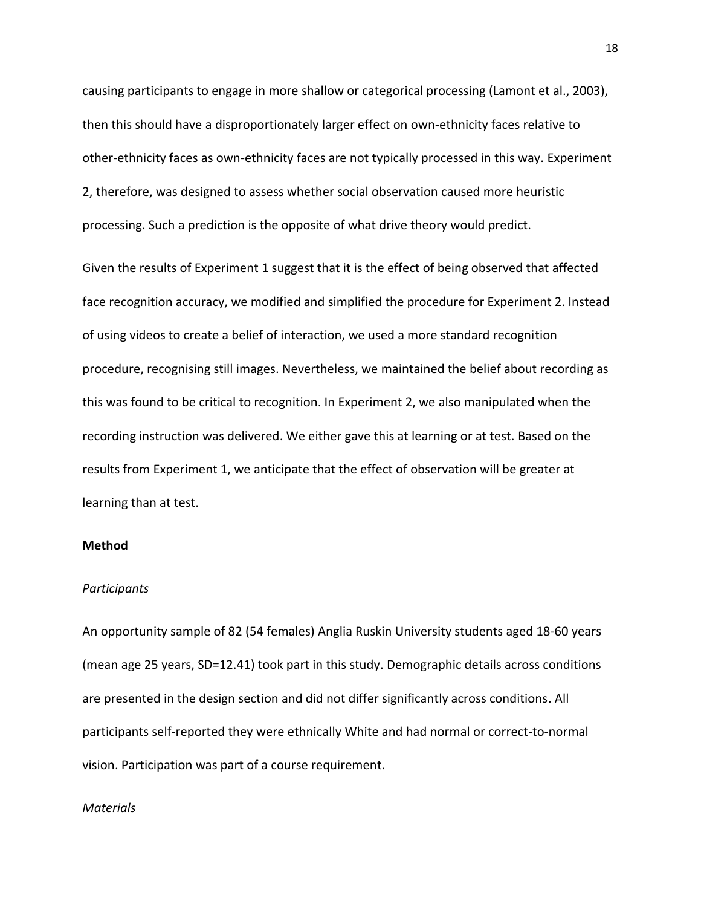causing participants to engage in more shallow or categorical processing (Lamont et al., 2003), then this should have a disproportionately larger effect on own-ethnicity faces relative to other-ethnicity faces as own-ethnicity faces are not typically processed in this way. Experiment 2, therefore, was designed to assess whether social observation caused more heuristic processing. Such a prediction is the opposite of what drive theory would predict.

Given the results of Experiment 1 suggest that it is the effect of being observed that affected face recognition accuracy, we modified and simplified the procedure for Experiment 2. Instead of using videos to create a belief of interaction, we used a more standard recognition procedure, recognising still images. Nevertheless, we maintained the belief about recording as this was found to be critical to recognition. In Experiment 2, we also manipulated when the recording instruction was delivered. We either gave this at learning or at test. Based on the results from Experiment 1, we anticipate that the effect of observation will be greater at learning than at test.

**Method**

*Participants*

An opportunity sample of 82 (54 females) Anglia Ruskin University students aged 18-60 years (mean age 25 years, SD=12.41) took part in this study. Demographic details across conditions are presented in the design section and did not differ significantly across conditions. All participants self-reported they were ethnically White and had normal or correct-to-normal vision. Participation was part of a course requirement.

*Materials*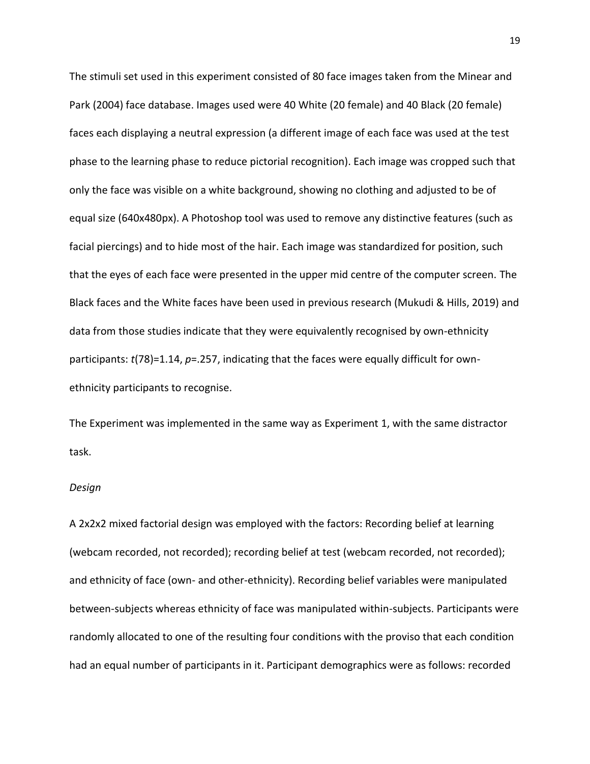The stimuli set used in this experiment consisted of 80 face images taken from the Minear and Park (2004) face database. Images used were 40 White (20 female) and 40 Black (20 female) faces each displaying a neutral expression (a different image of each face was used at the test phase to the learning phase to reduce pictorial recognition). Each image was cropped such that only the face was visible on a white background, showing no clothing and adjusted to be of equal size (640x480px). A Photoshop tool was used to remove any distinctive features (such as facial piercings) and to hide most of the hair. Each image was standardized for position, such that the eyes of each face were presented in the upper mid centre of the computer screen. The Black faces and the White faces have been used in previous research (Mukudi & Hills, 2019) and data from those studies indicate that they were equivalently recognised by own-ethnicity participants: $t(78)=1.14$, $p=.257$, indicating that the faces were equally difficult for own-ethnicity participants to recognise.

The Experiment was implemented in the same way as Experiment 1, with the same distractor task.

*Design*

A 2x2x2 mixed factorial design was employed with the factors: Recording belief at learning (webcam recorded, not recorded); recording belief at test (webcam recorded, not recorded); and ethnicity of face (own- and other-ethnicity). Recording belief variables were manipulated between-subjects whereas ethnicity of face was manipulated within-subjects. Participants were randomly allocated to one of the resulting four conditions with the proviso that each condition had an equal number of participants in it. Participant demographics were as follows: recorded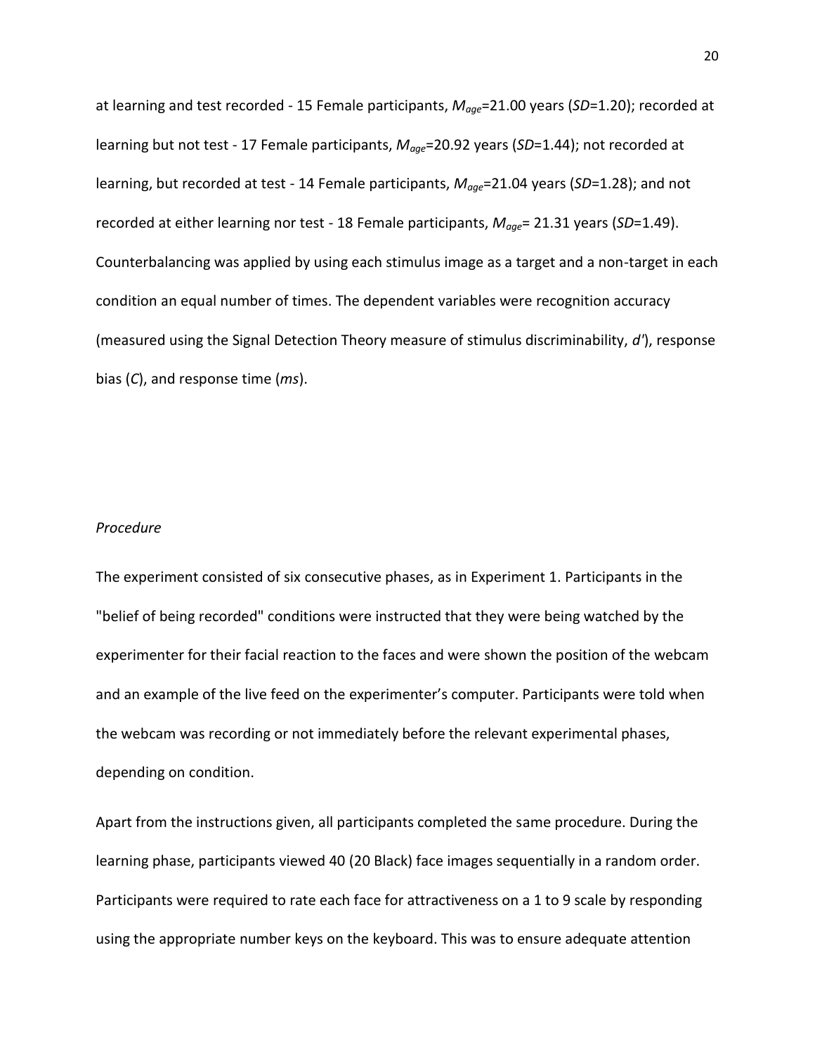at learning and test recorded - 15 Female participants, $M_{age}$=21.00 years (*SD*=1.20); recorded at learning but not test - 17 Female participants, $M_{age}$=20.92 years (*SD*=1.44); not recorded at learning, but recorded at test - 14 Female participants, $M_{age}$=21.04 years (*SD*=1.28); and not recorded at either learning nor test - 18 Female participants, $M_{age}$= 21.31 years (*SD*=1.49). Counterbalancing was applied by using each stimulus image as a target and a non-target in each condition an equal number of times. The dependent variables were recognition accuracy (measured using the Signal Detection Theory measure of stimulus discriminability, *d'*), response bias (*C*), and response time (*ms*).

*Procedure*

The experiment consisted of six consecutive phases, as in Experiment 1. Participants in the "belief of being recorded" conditions were instructed that they were being watched by the experimenter for their facial reaction to the faces and were shown the position of the webcam and an example of the live feed on the experimenter's computer. Participants were told when the webcam was recording or not immediately before the relevant experimental phases, depending on condition.

Apart from the instructions given, all participants completed the same procedure. During the learning phase, participants viewed 40 (20 Black) face images sequentially in a random order. Participants were required to rate each face for attractiveness on a 1 to 9 scale by responding using the appropriate number keys on the keyboard. This was to ensure adequate attention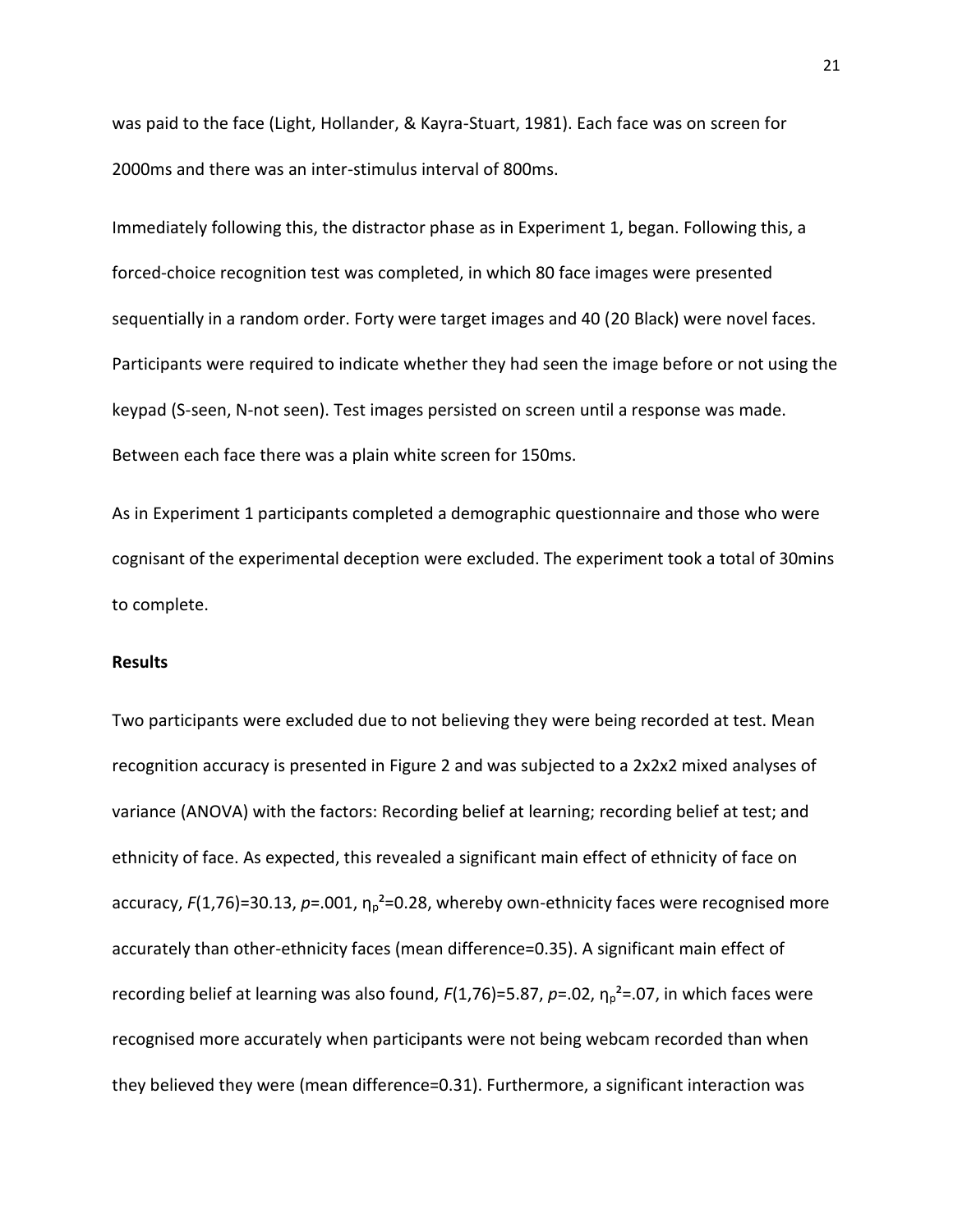was paid to the face (Light, Hollander, & Kayra-Stuart, 1981). Each face was on screen for 2000ms and there was an inter-stimulus interval of 800ms.

Immediately following this, the distractor phase as in Experiment 1, began. Following this, a forced-choice recognition test was completed, in which 80 face images were presented sequentially in a random order. Forty were target images and 40 (20 Black) were novel faces. Participants were required to indicate whether they had seen the image before or not using the keypad (S-seen, N-not seen). Test images persisted on screen until a response was made. Between each face there was a plain white screen for 150ms.

As in Experiment 1 participants completed a demographic questionnaire and those who were cognisant of the experimental deception were excluded. The experiment took a total of 30mins to complete.

**Results**

Two participants were excluded due to not believing they were being recorded at test. Mean recognition accuracy is presented in Figure 2 and was subjected to a 2x2x2 mixed analyses of variance (ANOVA) with the factors: Recording belief at learning; recording belief at test; and ethnicity of face. As expected, this revealed a significant main effect of ethnicity of face on accuracy, $F(1,76)=30.13$, $p=.001$, $\eta_p^2=0.28$, whereby own-ethnicity faces were recognised more accurately than other-ethnicity faces (mean difference=0.35). A significant main effect of recording belief at learning was also found, $F(1,76)=5.87$, $p=.02$, $\eta_p^2=.07$, in which faces were recognised more accurately when participants were not being webcam recorded than when they believed they were (mean difference=0.31). Furthermore, a significant interaction was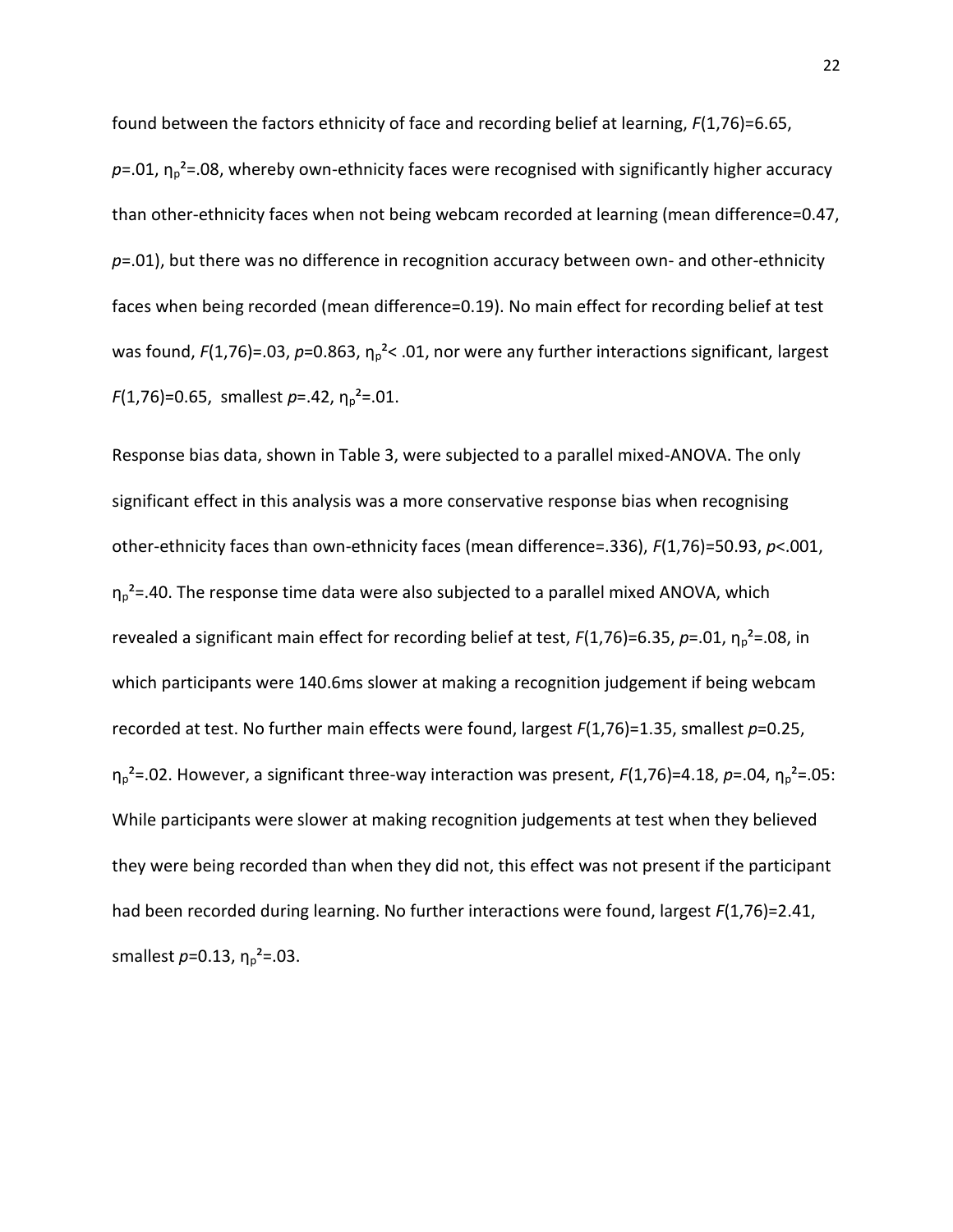found between the factors ethnicity of face and recording belief at learning, $F(1,76)=6.65$, $p=.01$, $\eta_p^2=.08$, whereby own-ethnicity faces were recognised with significantly higher accuracy than other-ethnicity faces when not being webcam recorded at learning (mean difference=0.47, $p=.01$), but there was no difference in recognition accuracy between own- and other-ethnicity faces when being recorded (mean difference=0.19). No main effect for recording belief at test was found, $F(1,76)=.03$, $p=0.863$, $\eta_p^2< .01$, nor were any further interactions significant, largest $F(1,76)=0.65$, smallest $p=.42$, $\eta_p^2=.01$.

Response bias data, shown in Table 3, were subjected to a parallel mixed-ANOVA. The only significant effect in this analysis was a more conservative response bias when recognising other-ethnicity faces than own-ethnicity faces (mean difference=.336), $F(1,76)=50.93$, $p<.001$, $\eta_p^2=.40$. The response time data were also subjected to a parallel mixed ANOVA, which revealed a significant main effect for recording belief at test, $F(1,76)=6.35$, $p=.01$, $\eta_p^2=.08$, in which participants were 140.6ms slower at making a recognition judgement if being webcam recorded at test. No further main effects were found, largest $F(1,76)=1.35$, smallest $p=0.25$, $\eta_p^2=.02$. However, a significant three-way interaction was present, $F(1,76)=4.18$, $p=.04$, $\eta_p^2=.05$: While participants were slower at making recognition judgements at test when they believed they were being recorded than when they did not, this effect was not present if the participant had been recorded during learning. No further interactions were found, largest $F(1,76)=2.41$, smallest $p=0.13$, $\eta_p^2=.03$.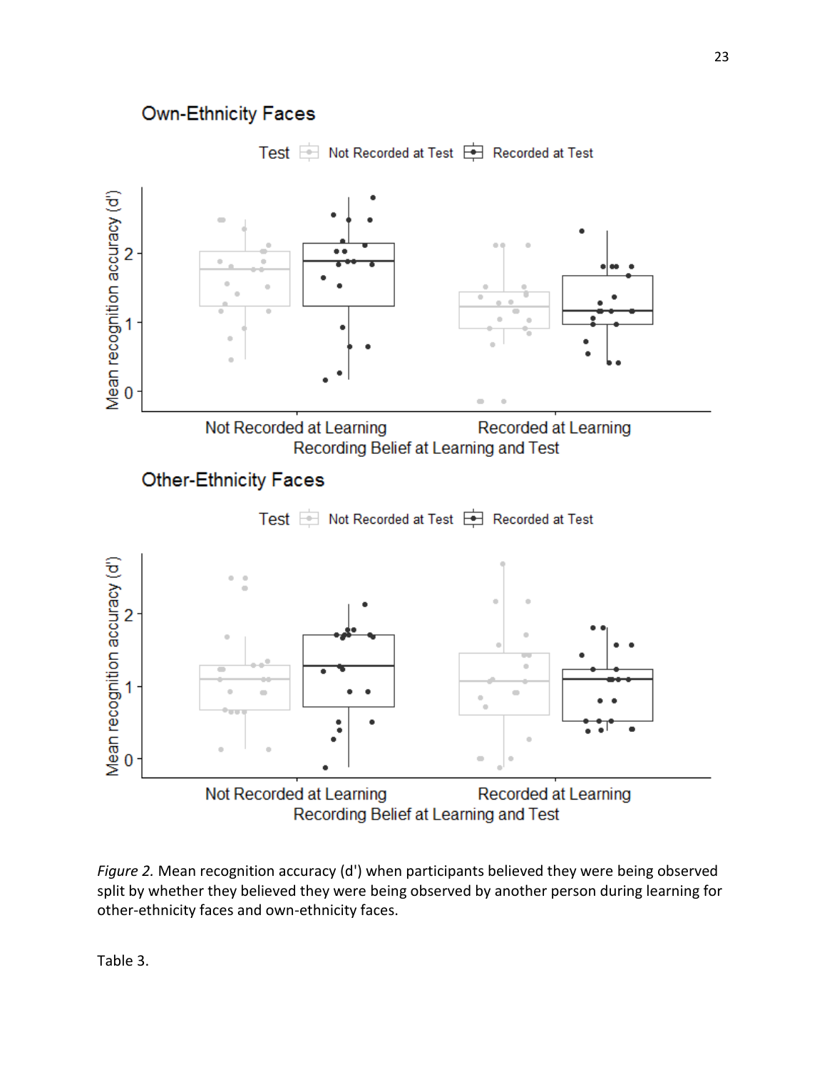*Figure 2.* Mean recognition accuracy (d') when participants believed they were being observed split by whether they believed they were being observed by another person during learning for other-ethnicity faces and own-ethnicity faces.

Table 3.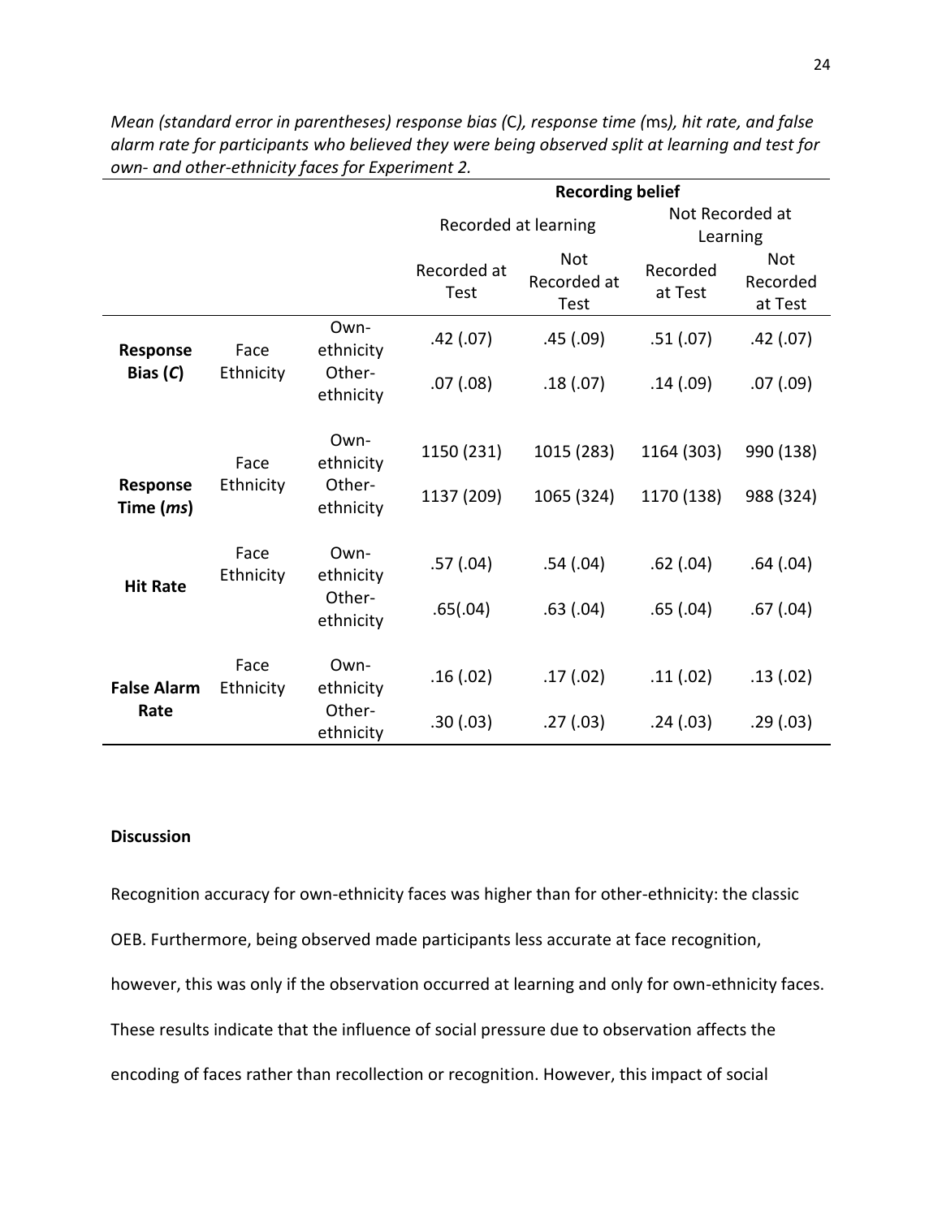*Mean (standard error in parentheses) response bias (*C*), response time (*ms*), hit rate, and false alarm rate for participants who believed they were being observed split at learning and test for own- and other-ethnicity faces for Experiment 2.*

| | | | **Recording belief** | | | |
|---|---|---|---|---|---|---|
| | | | Recorded at learning | | Not Recorded at Learning | |
| | | | Recorded at Test | Not Recorded at Test | Recorded at Test | Not Recorded at Test |
| **Response Bias (*C*)** | Face Ethnicity | Own-ethnicity | .42 (.07) | .45 (.09) | .51 (.07) | .42 (.07) |
| | | Other-ethnicity | .07 (.08) | .18 (.07) | .14 (.09) | .07 (.09) |
| **Response Time (*ms*)** | Face Ethnicity | Own-ethnicity | 1150 (231) | 1015 (283) | 1164 (303) | 990 (138) |
| | | Other-ethnicity | 1137 (209) | 1065 (324) | 1170 (138) | 988 (324) |
| **Hit Rate** | Face Ethnicity | Own-ethnicity | .57 (.04) | .54 (.04) | .62 (.04) | .64 (.04) |
| | | Other-ethnicity | .65(.04) | .63 (.04) | .65 (.04) | .67 (.04) |
| **False Alarm Rate** | Face Ethnicity | Own-ethnicity | .16 (.02) | .17 (.02) | .11 (.02) | .13 (.02) |
| | | Other-ethnicity | .30 (.03) | .27 (.03) | .24 (.03) | .29 (.03) |

**Discussion**

Recognition accuracy for own-ethnicity faces was higher than for other-ethnicity: the classic OEB. Furthermore, being observed made participants less accurate at face recognition, however, this was only if the observation occurred at learning and only for own-ethnicity faces. These results indicate that the influence of social pressure due to observation affects the encoding of faces rather than recollection or recognition. However, this impact of social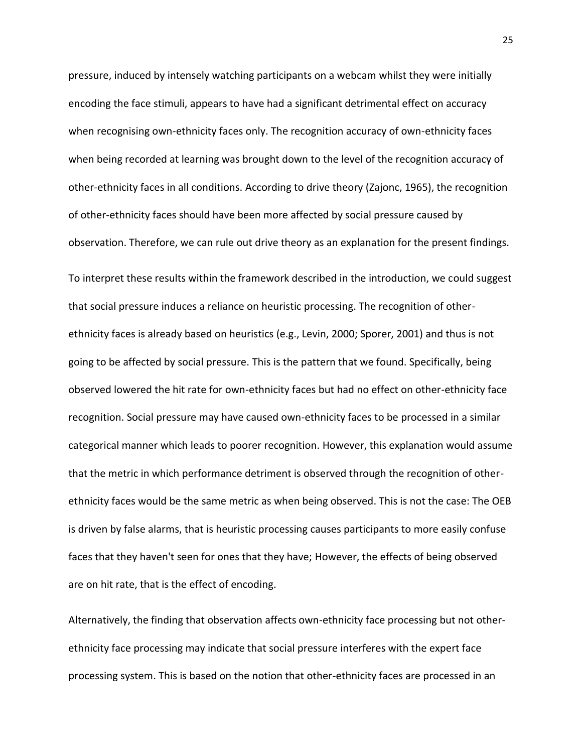pressure, induced by intensely watching participants on a webcam whilst they were initially encoding the face stimuli, appears to have had a significant detrimental effect on accuracy when recognising own-ethnicity faces only. The recognition accuracy of own-ethnicity faces when being recorded at learning was brought down to the level of the recognition accuracy of other-ethnicity faces in all conditions. According to drive theory (Zajonc, 1965), the recognition of other-ethnicity faces should have been more affected by social pressure caused by observation. Therefore, we can rule out drive theory as an explanation for the present findings.

To interpret these results within the framework described in the introduction, we could suggest that social pressure induces a reliance on heuristic processing. The recognition of other-ethnicity faces is already based on heuristics (e.g., Levin, 2000; Sporer, 2001) and thus is not going to be affected by social pressure. This is the pattern that we found. Specifically, being observed lowered the hit rate for own-ethnicity faces but had no effect on other-ethnicity face recognition. Social pressure may have caused own-ethnicity faces to be processed in a similar categorical manner which leads to poorer recognition. However, this explanation would assume that the metric in which performance detriment is observed through the recognition of other-ethnicity faces would be the same metric as when being observed. This is not the case: The OEB is driven by false alarms, that is heuristic processing causes participants to more easily confuse faces that they haven't seen for ones that they have; However, the effects of being observed are on hit rate, that is the effect of encoding.

Alternatively, the finding that observation affects own-ethnicity face processing but not other-ethnicity face processing may indicate that social pressure interferes with the expert face processing system. This is based on the notion that other-ethnicity faces are processed in an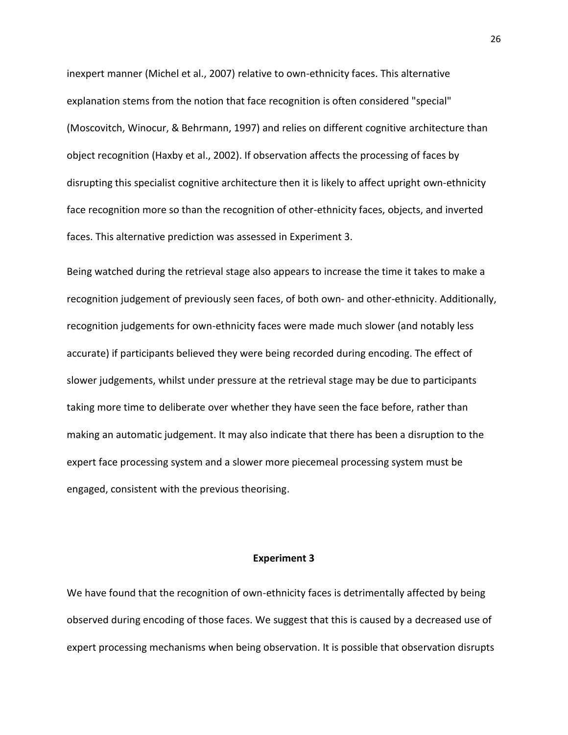inexpert manner (Michel et al., 2007) relative to own-ethnicity faces. This alternative explanation stems from the notion that face recognition is often considered "special" (Moscovitch, Winocur, & Behrmann, 1997) and relies on different cognitive architecture than object recognition (Haxby et al., 2002). If observation affects the processing of faces by disrupting this specialist cognitive architecture then it is likely to affect upright own-ethnicity face recognition more so than the recognition of other-ethnicity faces, objects, and inverted faces. This alternative prediction was assessed in Experiment 3.

Being watched during the retrieval stage also appears to increase the time it takes to make a recognition judgement of previously seen faces, of both own- and other-ethnicity. Additionally, recognition judgements for own-ethnicity faces were made much slower (and notably less accurate) if participants believed they were being recorded during encoding. The effect of slower judgements, whilst under pressure at the retrieval stage may be due to participants taking more time to deliberate over whether they have seen the face before, rather than making an automatic judgement. It may also indicate that there has been a disruption to the expert face processing system and a slower more piecemeal processing system must be engaged, consistent with the previous theorising.

## Experiment 3

We have found that the recognition of own-ethnicity faces is detrimentally affected by being observed during encoding of those faces. We suggest that this is caused by a decreased use of expert processing mechanisms when being observation. It is possible that observation disrupts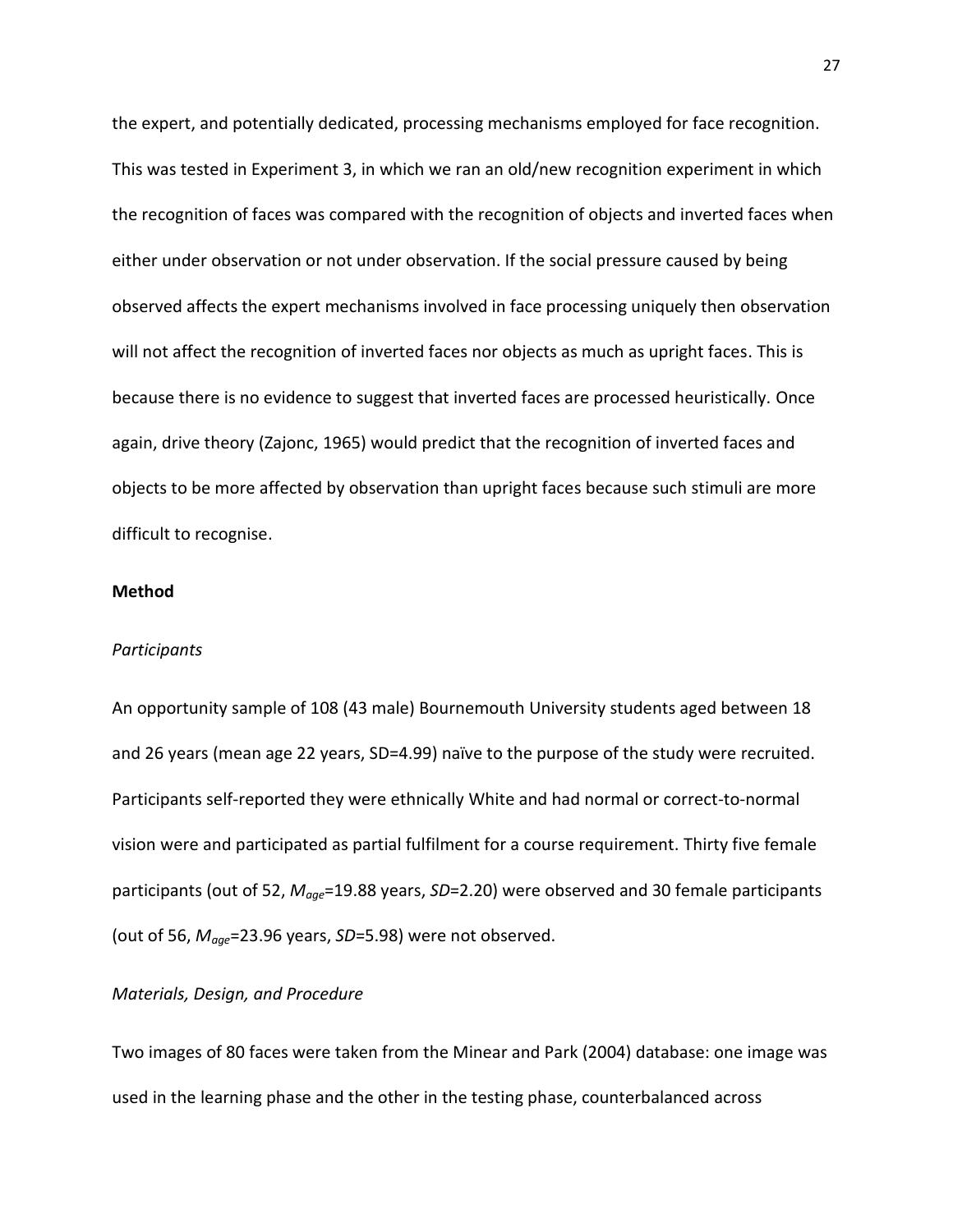the expert, and potentially dedicated, processing mechanisms employed for face recognition. This was tested in Experiment 3, in which we ran an old/new recognition experiment in which the recognition of faces was compared with the recognition of objects and inverted faces when either under observation or not under observation. If the social pressure caused by being observed affects the expert mechanisms involved in face processing uniquely then observation will not affect the recognition of inverted faces nor objects as much as upright faces. This is because there is no evidence to suggest that inverted faces are processed heuristically. Once again, drive theory (Zajonc, 1965) would predict that the recognition of inverted faces and objects to be more affected by observation than upright faces because such stimuli are more difficult to recognise.

**Method**

*Participants*

An opportunity sample of 108 (43 male) Bournemouth University students aged between 18 and 26 years (mean age 22 years, SD=4.99) naïve to the purpose of the study were recruited. Participants self-reported they were ethnically White and had normal or correct-to-normal vision were and participated as partial fulfilment for a course requirement. Thirty five female participants (out of 52, $M_{age}$=19.88 years, *SD*=2.20) were observed and 30 female participants (out of 56, $M_{age}$=23.96 years, *SD*=5.98) were not observed.

*Materials, Design, and Procedure*

Two images of 80 faces were taken from the Minear and Park (2004) database: one image was used in the learning phase and the other in the testing phase, counterbalanced across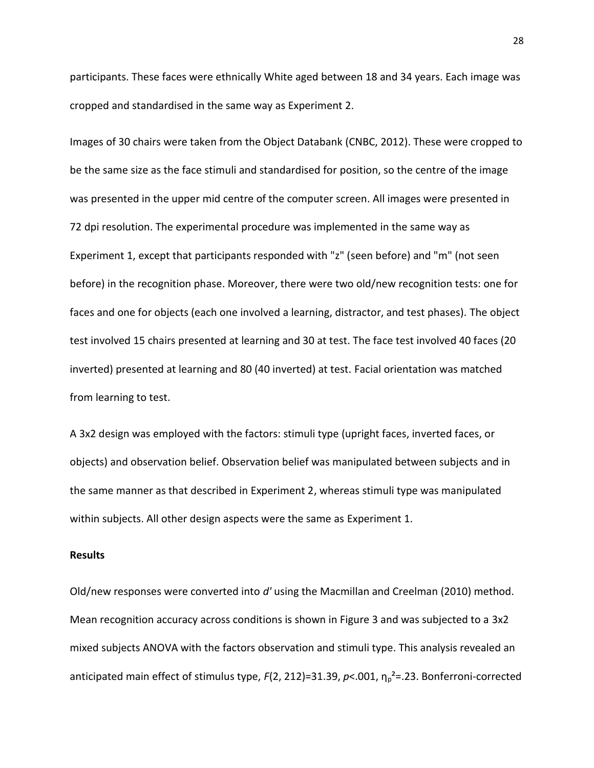participants. These faces were ethnically White aged between 18 and 34 years. Each image was cropped and standardised in the same way as Experiment 2.

Images of 30 chairs were taken from the Object Databank (CNBC, 2012). These were cropped to be the same size as the face stimuli and standardised for position, so the centre of the image was presented in the upper mid centre of the computer screen. All images were presented in 72 dpi resolution. The experimental procedure was implemented in the same way as Experiment 1, except that participants responded with "z" (seen before) and "m" (not seen before) in the recognition phase. Moreover, there were two old/new recognition tests: one for faces and one for objects (each one involved a learning, distractor, and test phases). The object test involved 15 chairs presented at learning and 30 at test. The face test involved 40 faces (20 inverted) presented at learning and 80 (40 inverted) at test. Facial orientation was matched from learning to test.

A 3x2 design was employed with the factors: stimuli type (upright faces, inverted faces, or objects) and observation belief. Observation belief was manipulated between subjects and in the same manner as that described in Experiment 2, whereas stimuli type was manipulated within subjects. All other design aspects were the same as Experiment 1.

**Results**

Old/new responses were converted into *d'* using the Macmillan and Creelman (2010) method. Mean recognition accuracy across conditions is shown in Figure 3 and was subjected to a 3x2 mixed subjects ANOVA with the factors observation and stimuli type. This analysis revealed an anticipated main effect of stimulus type, $F(2, 212)=31.39$, $p<.001$, $\eta_p^2=.23$. Bonferroni-corrected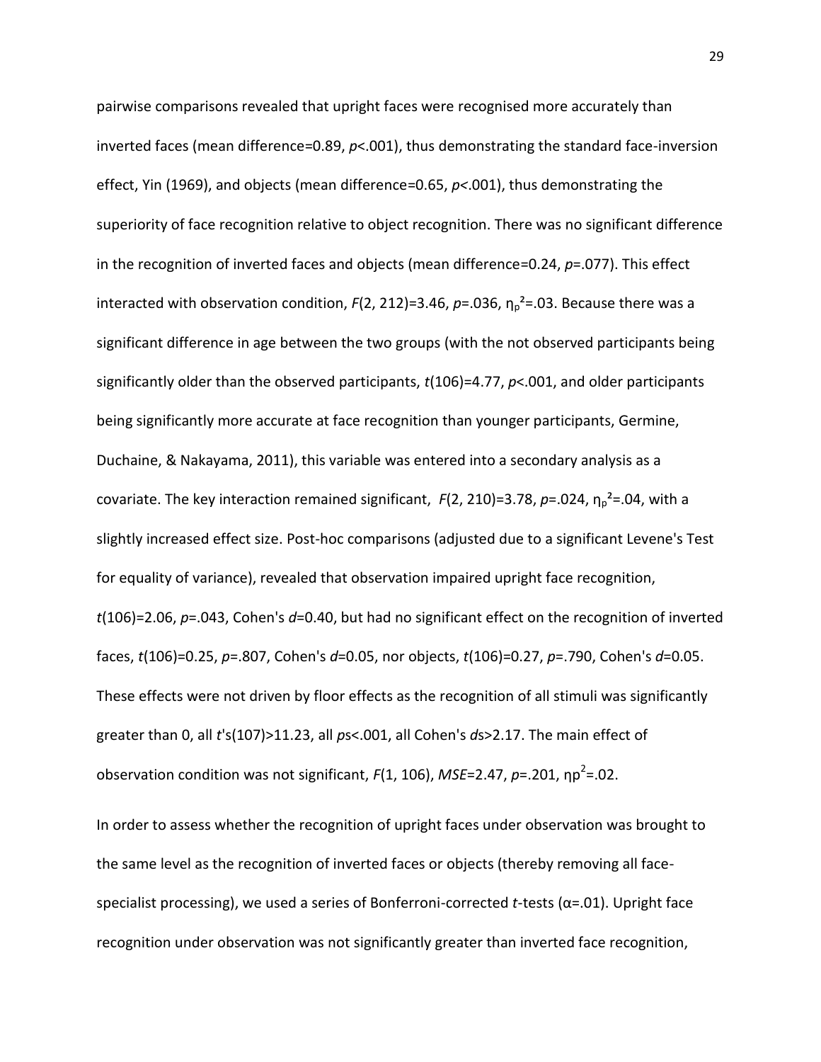pairwise comparisons revealed that upright faces were recognised more accurately than inverted faces (mean difference=0.89, $p<.001$), thus demonstrating the standard face-inversion effect, Yin (1969), and objects (mean difference=0.65, $p<.001$), thus demonstrating the superiority of face recognition relative to object recognition. There was no significant difference in the recognition of inverted faces and objects (mean difference=0.24, $p=.077$). This effect interacted with observation condition, $F(2, 212)=3.46$, $p=.036$, $\eta_p^2=.03$. Because there was a significant difference in age between the two groups (with the not observed participants being significantly older than the observed participants, $t(106)=4.77$, $p<.001$, and older participants being significantly more accurate at face recognition than younger participants, Germine, Duchaine, & Nakayama, 2011), this variable was entered into a secondary analysis as a covariate. The key interaction remained significant, $F(2, 210)=3.78$, $p=.024$, $\eta_p^2=.04$, with a slightly increased effect size. Post-hoc comparisons (adjusted due to a significant Levene's Test for equality of variance), revealed that observation impaired upright face recognition, $t(106)=2.06$, $p=.043$, Cohen's $d=0.40$, but had no significant effect on the recognition of inverted faces, $t(106)=0.25$, $p=.807$, Cohen's $d=0.05$, nor objects, $t(106)=0.27$, $p=.790$, Cohen's $d=0.05$. These effects were not driven by floor effects as the recognition of all stimuli was significantly greater than 0, all $t$'s$(107)>11.23$, all $p$s$<.001$, all Cohen's $d$s$>2.17$. The main effect of observation condition was not significant, $F(1, 106)$, $MSE=2.47$, $p=.201$, $\eta p^2=.02$.

In order to assess whether the recognition of upright faces under observation was brought to the same level as the recognition of inverted faces or objects (thereby removing all face-specialist processing), we used a series of Bonferroni-corrected $t$-tests ($\alpha=.01$). Upright face recognition under observation was not significantly greater than inverted face recognition,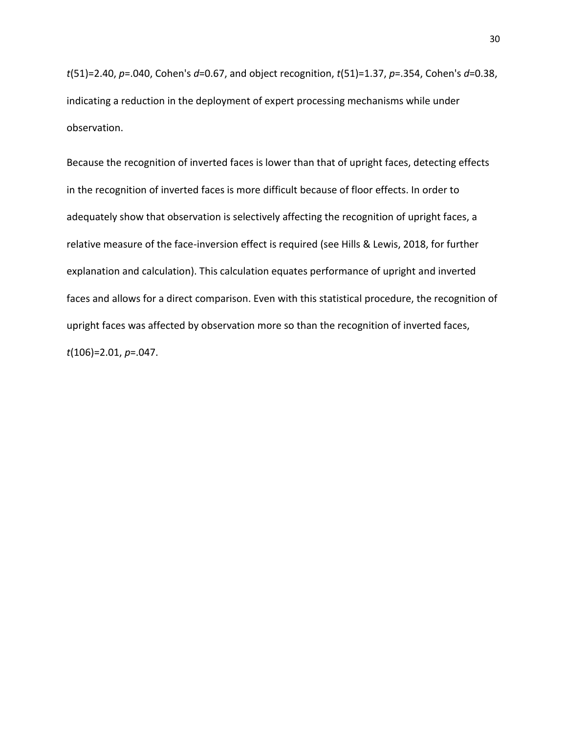$t(51)=2.40$, $p=.040$, Cohen's $d=0.67$, and object recognition, $t(51)=1.37$, $p=.354$, Cohen's $d=0.38$, indicating a reduction in the deployment of expert processing mechanisms while under observation.

Because the recognition of inverted faces is lower than that of upright faces, detecting effects in the recognition of inverted faces is more difficult because of floor effects. In order to adequately show that observation is selectively affecting the recognition of upright faces, a relative measure of the face-inversion effect is required (see Hills & Lewis, 2018, for further explanation and calculation). This calculation equates performance of upright and inverted faces and allows for a direct comparison. Even with this statistical procedure, the recognition of upright faces was affected by observation more so than the recognition of inverted faces, $t(106)=2.01$, $p=.047$.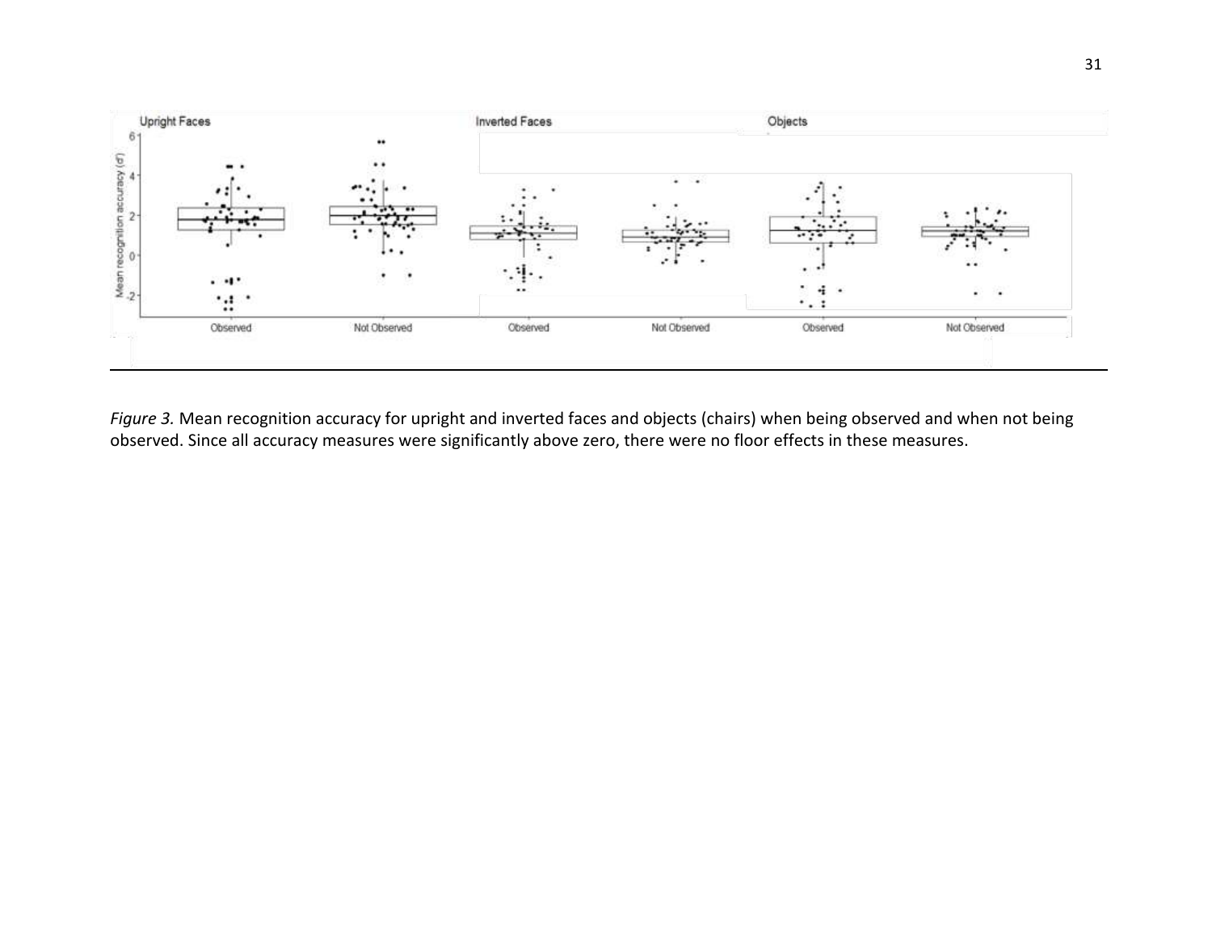*Figure 3.* Mean recognition accuracy for upright and inverted faces and objects (chairs) when being observed and when not being observed. Since all accuracy measures were significantly above zero, there were no floor effects in these measures.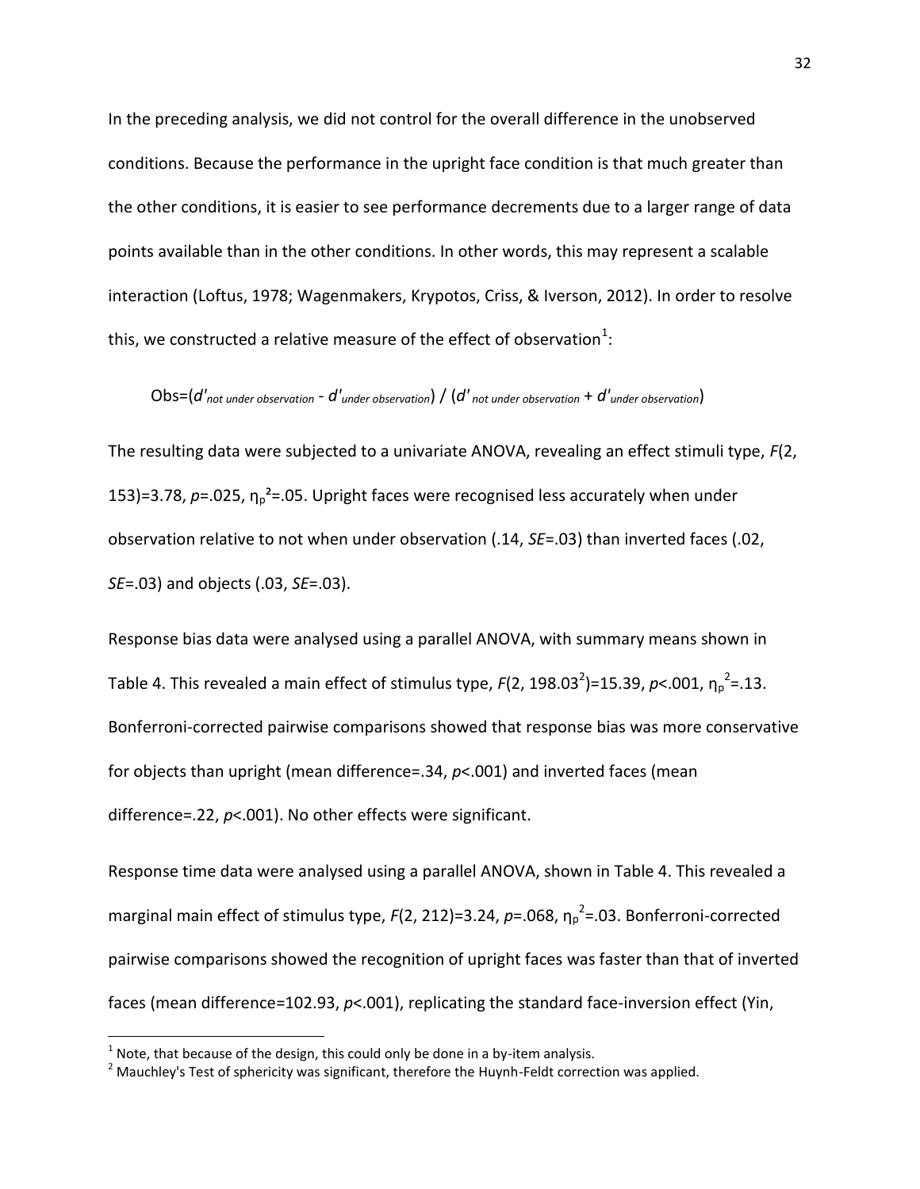In the preceding analysis, we did not control for the overall difference in the unobserved conditions. Because the performance in the upright face condition is that much greater than the other conditions, it is easier to see performance decrements due to a larger range of data points available than in the other conditions. In other words, this may represent a scalable interaction (Loftus, 1978; Wagenmakers, Krypotos, Criss, & Iverson, 2012). In order to resolve this, we constructed a relative measure of the effect of observation[1]:

$$\text{Obs}=(d'_{\textit{not under observation}} - d'_{\textit{under observation}}) \,/\, (d'_{\textit{not under observation}} + d'_{\textit{under observation}})$$

The resulting data were subjected to a univariate ANOVA, revealing an effect stimuli type, $F(2, 153)=3.78$, $p=.025$, $\eta_p^2=.05$. Upright faces were recognised less accurately when under observation relative to not when under observation (.14, *SE*=.03) than inverted faces (.02, *SE*=.03) and objects (.03, *SE*=.03).

Response bias data were analysed using a parallel ANOVA, with summary means shown in Table 4. This revealed a main effect of stimulus type, $F(2, 198.03^{2})=15.39$, $p<.001$, $\eta_p^2=.13$. Bonferroni-corrected pairwise comparisons showed that response bias was more conservative for objects than upright (mean difference=.34, $p<.001$) and inverted faces (mean difference=.22, $p<.001$). No other effects were significant.

Response time data were analysed using a parallel ANOVA, shown in Table 4. This revealed a marginal main effect of stimulus type, $F(2, 212)=3.24$, $p=.068$, $\eta_p^2=.03$. Bonferroni-corrected pairwise comparisons showed the recognition of upright faces was faster than that of inverted faces (mean difference=102.93, $p<.001$), replicating the standard face-inversion effect (Yin,

[1] Note, that because of the design, this could only be done in a by-item analysis.

[2] Mauchley's Test of sphericity was significant, therefore the Huynh-Feldt correction was applied.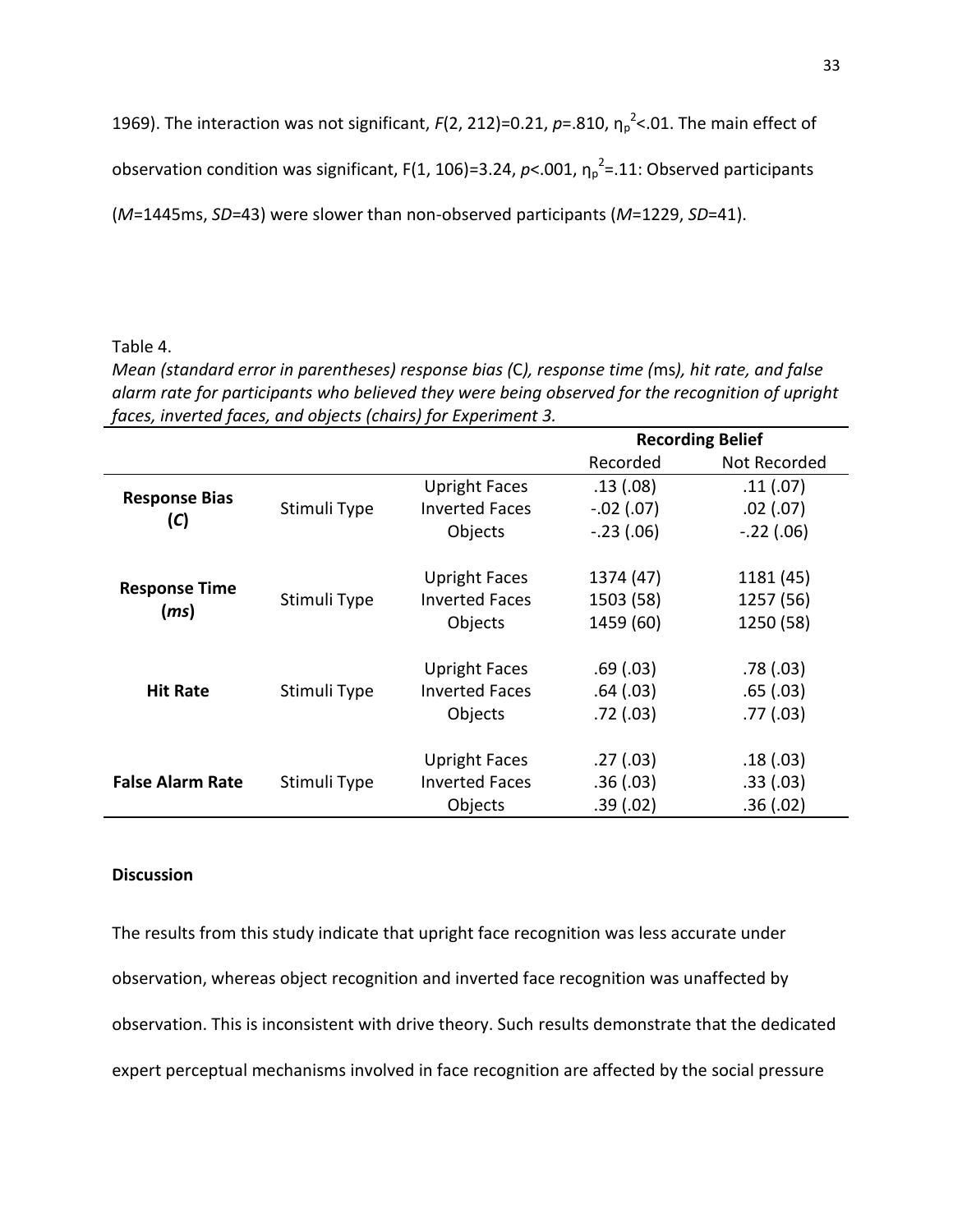1969). The interaction was not significant, $F(2, 212)=0.21$, $p=.810$, $\eta_p^2<.01$. The main effect of observation condition was significant, $F(1, 106)=3.24$, $p<.001$, $\eta_p^2=.11$: Observed participants ($M$=1445ms, $SD$=43) were slower than non-observed participants ($M$=1229, $SD$=41).

Table 4.

*Mean (standard error in parentheses) response bias (*C*), response time (*ms*), hit rate, and false alarm rate for participants who believed they were being observed for the recognition of upright faces, inverted faces, and objects (chairs) for Experiment 3.*

| | | | **Recording Belief** | |
|---|---|---|---|---|
| | | | Recorded | Not Recorded |
| **Response Bias (*C*)** | Stimuli Type | Upright Faces | .13 (.08) | .11 (.07) |
| | | Inverted Faces | -.02 (.07) | .02 (.07) |
| | | Objects | -.23 (.06) | -.22 (.06) |
| **Response Time (*ms*)** | Stimuli Type | Upright Faces | 1374 (47) | 1181 (45) |
| | | Inverted Faces | 1503 (58) | 1257 (56) |
| | | Objects | 1459 (60) | 1250 (58) |
| **Hit Rate** | Stimuli Type | Upright Faces | .69 (.03) | .78 (.03) |
| | | Inverted Faces | .64 (.03) | .65 (.03) |
| | | Objects | .72 (.03) | .77 (.03) |
| **False Alarm Rate** | Stimuli Type | Upright Faces | .27 (.03) | .18 (.03) |
| | | Inverted Faces | .36 (.03) | .33 (.03) |
| | | Objects | .39 (.02) | .36 (.02) |

**Discussion**

The results from this study indicate that upright face recognition was less accurate under observation, whereas object recognition and inverted face recognition was unaffected by observation. This is inconsistent with drive theory. Such results demonstrate that the dedicated expert perceptual mechanisms involved in face recognition are affected by the social pressure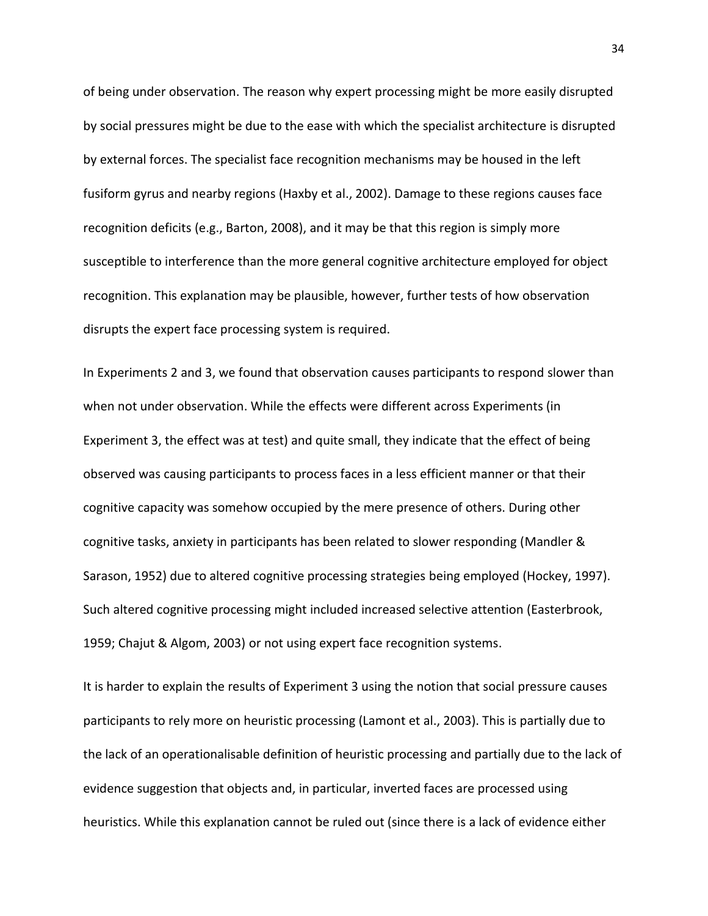of being under observation. The reason why expert processing might be more easily disrupted by social pressures might be due to the ease with which the specialist architecture is disrupted by external forces. The specialist face recognition mechanisms may be housed in the left fusiform gyrus and nearby regions (Haxby et al., 2002). Damage to these regions causes face recognition deficits (e.g., Barton, 2008), and it may be that this region is simply more susceptible to interference than the more general cognitive architecture employed for object recognition. This explanation may be plausible, however, further tests of how observation disrupts the expert face processing system is required.

In Experiments 2 and 3, we found that observation causes participants to respond slower than when not under observation. While the effects were different across Experiments (in Experiment 3, the effect was at test) and quite small, they indicate that the effect of being observed was causing participants to process faces in a less efficient manner or that their cognitive capacity was somehow occupied by the mere presence of others. During other cognitive tasks, anxiety in participants has been related to slower responding (Mandler & Sarason, 1952) due to altered cognitive processing strategies being employed (Hockey, 1997). Such altered cognitive processing might included increased selective attention (Easterbrook, 1959; Chajut & Algom, 2003) or not using expert face recognition systems.

It is harder to explain the results of Experiment 3 using the notion that social pressure causes participants to rely more on heuristic processing (Lamont et al., 2003). This is partially due to the lack of an operationalisable definition of heuristic processing and partially due to the lack of evidence suggestion that objects and, in particular, inverted faces are processed using heuristics. While this explanation cannot be ruled out (since there is a lack of evidence either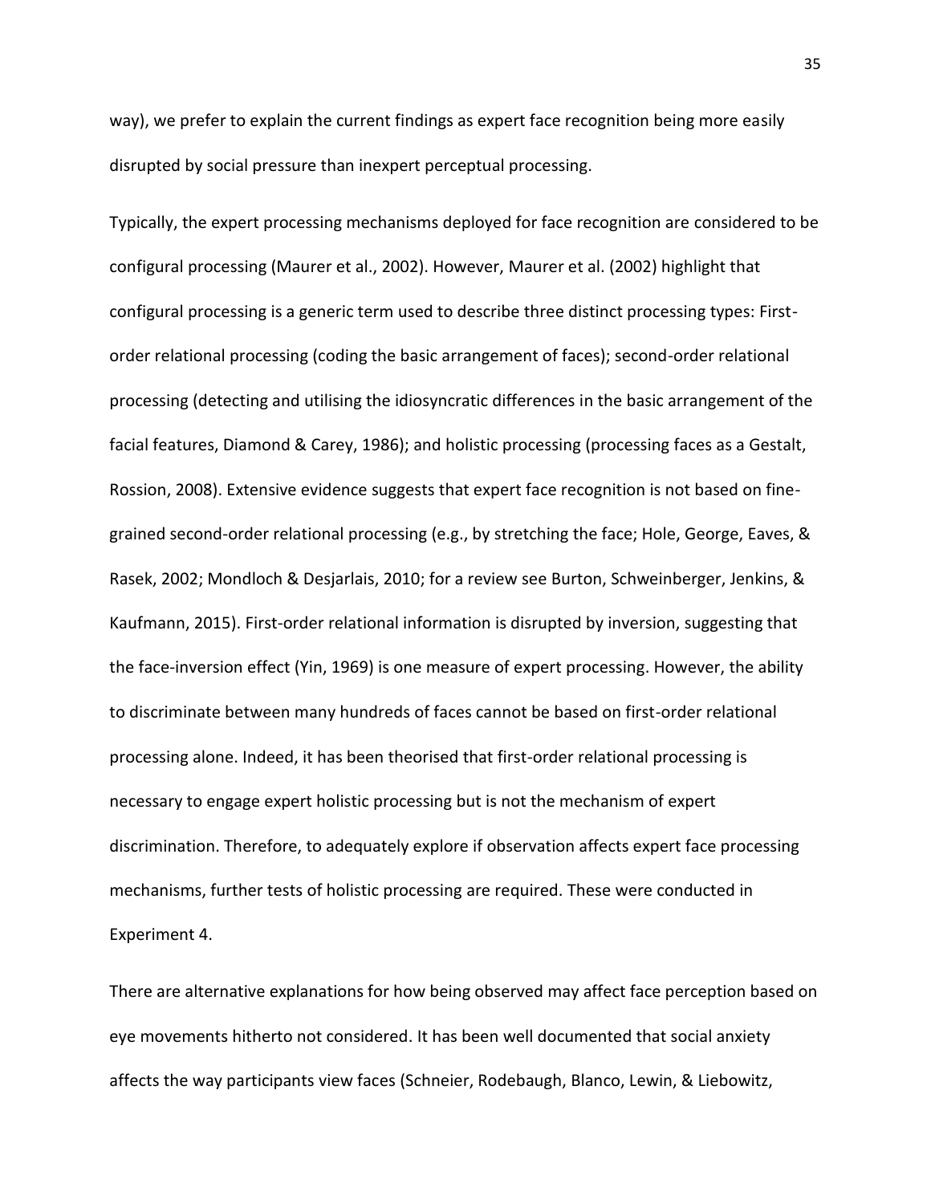way), we prefer to explain the current findings as expert face recognition being more easily disrupted by social pressure than inexpert perceptual processing.

Typically, the expert processing mechanisms deployed for face recognition are considered to be configural processing (Maurer et al., 2002). However, Maurer et al. (2002) highlight that configural processing is a generic term used to describe three distinct processing types: First-order relational processing (coding the basic arrangement of faces); second-order relational processing (detecting and utilising the idiosyncratic differences in the basic arrangement of the facial features, Diamond & Carey, 1986); and holistic processing (processing faces as a Gestalt, Rossion, 2008). Extensive evidence suggests that expert face recognition is not based on fine-grained second-order relational processing (e.g., by stretching the face; Hole, George, Eaves, & Rasek, 2002; Mondloch & Desjarlais, 2010; for a review see Burton, Schweinberger, Jenkins, & Kaufmann, 2015). First-order relational information is disrupted by inversion, suggesting that the face-inversion effect (Yin, 1969) is one measure of expert processing. However, the ability to discriminate between many hundreds of faces cannot be based on first-order relational processing alone. Indeed, it has been theorised that first-order relational processing is necessary to engage expert holistic processing but is not the mechanism of expert discrimination. Therefore, to adequately explore if observation affects expert face processing mechanisms, further tests of holistic processing are required. These were conducted in Experiment 4.

There are alternative explanations for how being observed may affect face perception based on eye movements hitherto not considered. It has been well documented that social anxiety affects the way participants view faces (Schneier, Rodebaugh, Blanco, Lewin, & Liebowitz,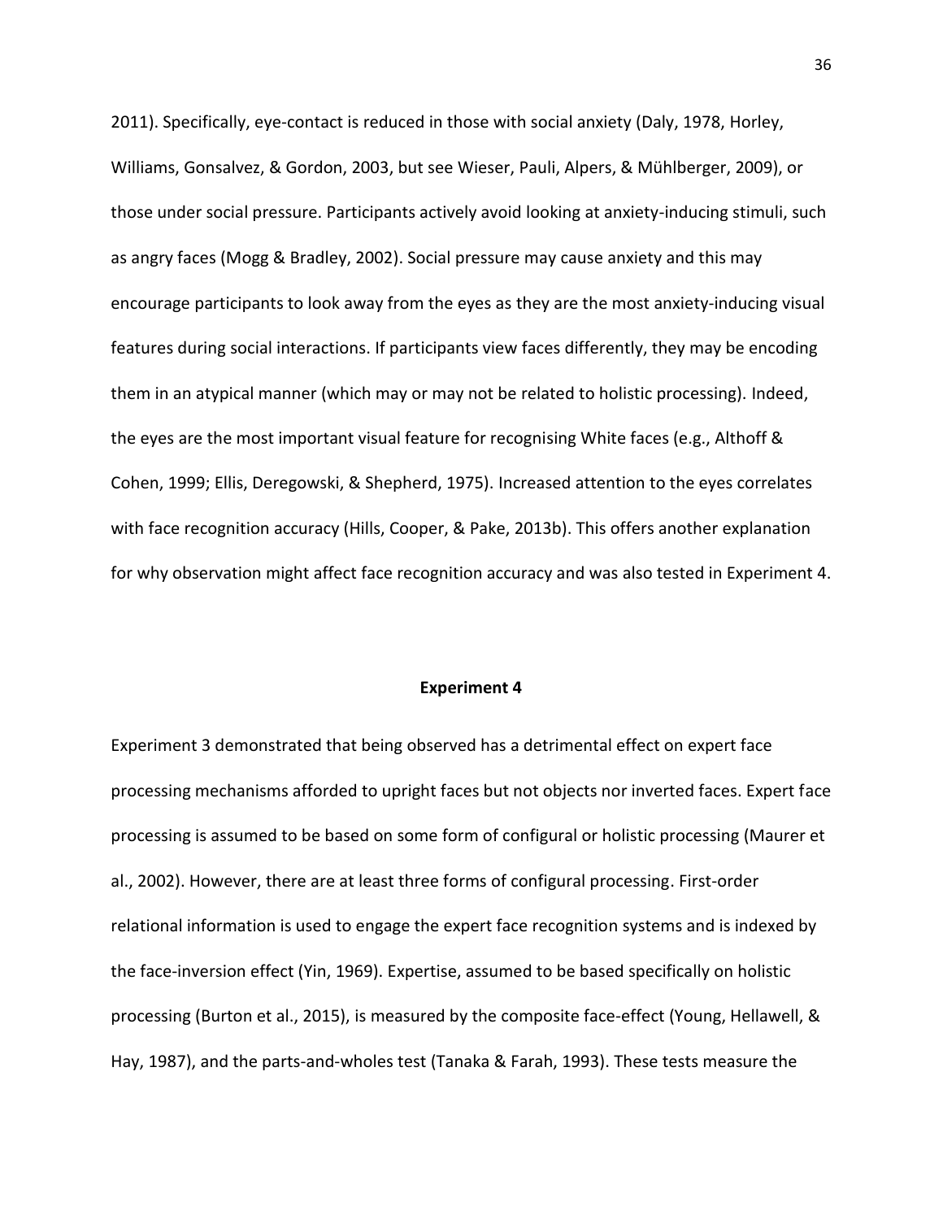2011). Specifically, eye-contact is reduced in those with social anxiety (Daly, 1978, Horley, Williams, Gonsalvez, & Gordon, 2003, but see Wieser, Pauli, Alpers, & Mühlberger, 2009), or those under social pressure. Participants actively avoid looking at anxiety-inducing stimuli, such as angry faces (Mogg & Bradley, 2002). Social pressure may cause anxiety and this may encourage participants to look away from the eyes as they are the most anxiety-inducing visual features during social interactions. If participants view faces differently, they may be encoding them in an atypical manner (which may or may not be related to holistic processing). Indeed, the eyes are the most important visual feature for recognising White faces (e.g., Althoff & Cohen, 1999; Ellis, Deregowski, & Shepherd, 1975). Increased attention to the eyes correlates with face recognition accuracy (Hills, Cooper, & Pake, 2013b). This offers another explanation for why observation might affect face recognition accuracy and was also tested in Experiment 4.

## Experiment 4

Experiment 3 demonstrated that being observed has a detrimental effect on expert face processing mechanisms afforded to upright faces but not objects nor inverted faces. Expert face processing is assumed to be based on some form of configural or holistic processing (Maurer et al., 2002). However, there are at least three forms of configural processing. First-order relational information is used to engage the expert face recognition systems and is indexed by the face-inversion effect (Yin, 1969). Expertise, assumed to be based specifically on holistic processing (Burton et al., 2015), is measured by the composite face-effect (Young, Hellawell, & Hay, 1987), and the parts-and-wholes test (Tanaka & Farah, 1993). These tests measure the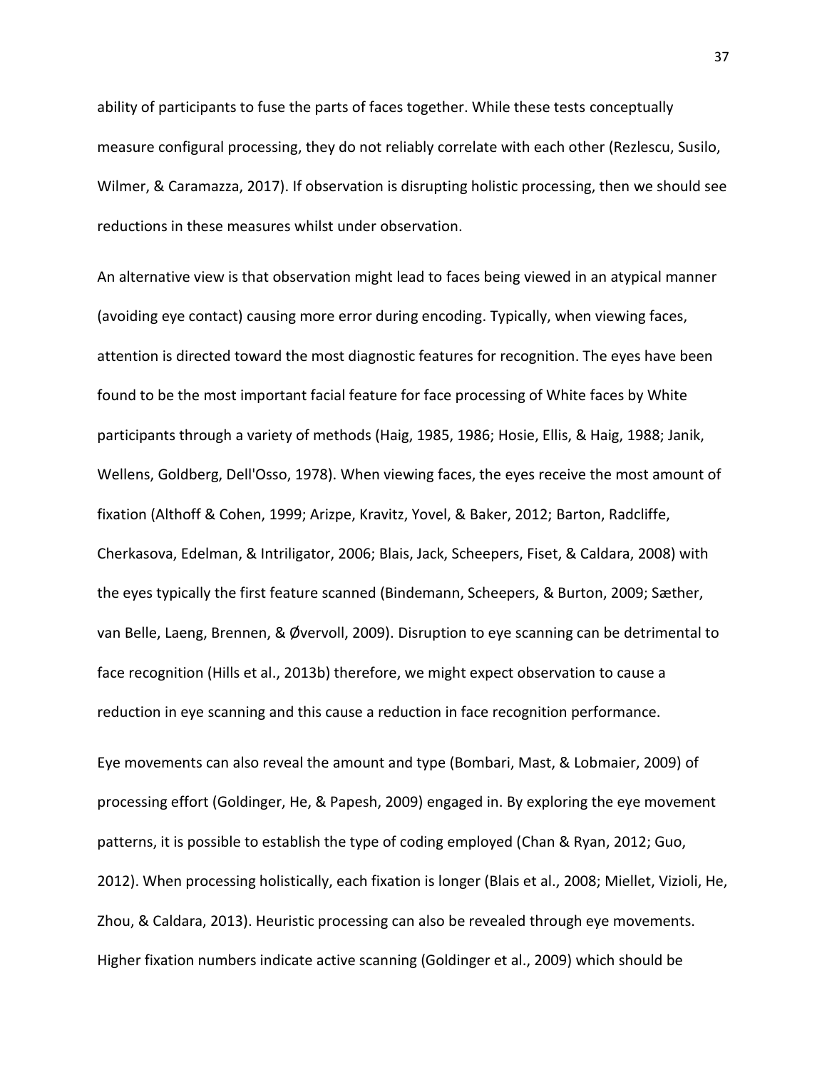ability of participants to fuse the parts of faces together. While these tests conceptually measure configural processing, they do not reliably correlate with each other (Rezlescu, Susilo, Wilmer, & Caramazza, 2017). If observation is disrupting holistic processing, then we should see reductions in these measures whilst under observation.

An alternative view is that observation might lead to faces being viewed in an atypical manner (avoiding eye contact) causing more error during encoding. Typically, when viewing faces, attention is directed toward the most diagnostic features for recognition. The eyes have been found to be the most important facial feature for face processing of White faces by White participants through a variety of methods (Haig, 1985, 1986; Hosie, Ellis, & Haig, 1988; Janik, Wellens, Goldberg, Dell'Osso, 1978). When viewing faces, the eyes receive the most amount of fixation (Althoff & Cohen, 1999; Arizpe, Kravitz, Yovel, & Baker, 2012; Barton, Radcliffe, Cherkasova, Edelman, & Intriligator, 2006; Blais, Jack, Scheepers, Fiset, & Caldara, 2008) with the eyes typically the first feature scanned (Bindemann, Scheepers, & Burton, 2009; Sæther, van Belle, Laeng, Brennen, & Øvervoll, 2009). Disruption to eye scanning can be detrimental to face recognition (Hills et al., 2013b) therefore, we might expect observation to cause a reduction in eye scanning and this cause a reduction in face recognition performance.

Eye movements can also reveal the amount and type (Bombari, Mast, & Lobmaier, 2009) of processing effort (Goldinger, He, & Papesh, 2009) engaged in. By exploring the eye movement patterns, it is possible to establish the type of coding employed (Chan & Ryan, 2012; Guo, 2012). When processing holistically, each fixation is longer (Blais et al., 2008; Miellet, Vizioli, He, Zhou, & Caldara, 2013). Heuristic processing can also be revealed through eye movements. Higher fixation numbers indicate active scanning (Goldinger et al., 2009) which should be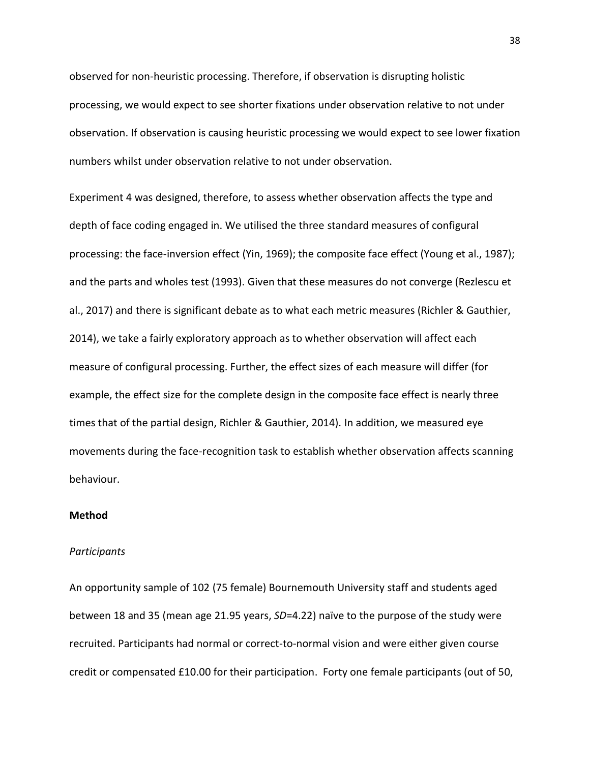observed for non-heuristic processing. Therefore, if observation is disrupting holistic processing, we would expect to see shorter fixations under observation relative to not under observation. If observation is causing heuristic processing we would expect to see lower fixation numbers whilst under observation relative to not under observation.

Experiment 4 was designed, therefore, to assess whether observation affects the type and depth of face coding engaged in. We utilised the three standard measures of configural processing: the face-inversion effect (Yin, 1969); the composite face effect (Young et al., 1987); and the parts and wholes test (1993). Given that these measures do not converge (Rezlescu et al., 2017) and there is significant debate as to what each metric measures (Richler & Gauthier, 2014), we take a fairly exploratory approach as to whether observation will affect each measure of configural processing. Further, the effect sizes of each measure will differ (for example, the effect size for the complete design in the composite face effect is nearly three times that of the partial design, Richler & Gauthier, 2014). In addition, we measured eye movements during the face-recognition task to establish whether observation affects scanning behaviour.

**Method**

*Participants*

An opportunity sample of 102 (75 female) Bournemouth University staff and students aged between 18 and 35 (mean age 21.95 years, *SD*=4.22) naïve to the purpose of the study were recruited. Participants had normal or correct-to-normal vision and were either given course credit or compensated £10.00 for their participation. Forty one female participants (out of 50,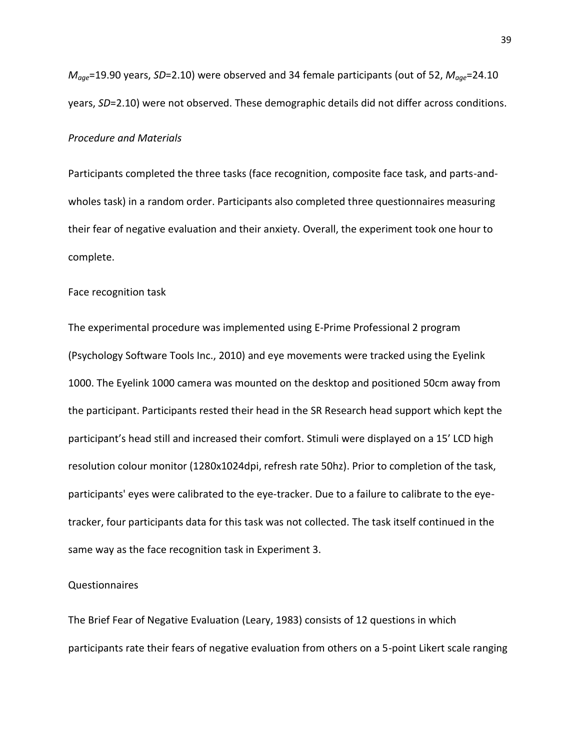$M_{age}$=19.90 years, *SD*=2.10) were observed and 34 female participants (out of 52, $M_{age}$=24.10 years, *SD*=2.10) were not observed. These demographic details did not differ across conditions.

*Procedure and Materials*

Participants completed the three tasks (face recognition, composite face task, and parts-and-wholes task) in a random order. Participants also completed three questionnaires measuring their fear of negative evaluation and their anxiety. Overall, the experiment took one hour to complete.

Face recognition task

The experimental procedure was implemented using E-Prime Professional 2 program (Psychology Software Tools Inc., 2010) and eye movements were tracked using the Eyelink 1000. The Eyelink 1000 camera was mounted on the desktop and positioned 50cm away from the participant. Participants rested their head in the SR Research head support which kept the participant's head still and increased their comfort. Stimuli were displayed on a 15' LCD high resolution colour monitor (1280x1024dpi, refresh rate 50hz). Prior to completion of the task, participants' eyes were calibrated to the eye-tracker. Due to a failure to calibrate to the eye-tracker, four participants data for this task was not collected. The task itself continued in the same way as the face recognition task in Experiment 3.

Questionnaires

The Brief Fear of Negative Evaluation (Leary, 1983) consists of 12 questions in which participants rate their fears of negative evaluation from others on a 5-point Likert scale ranging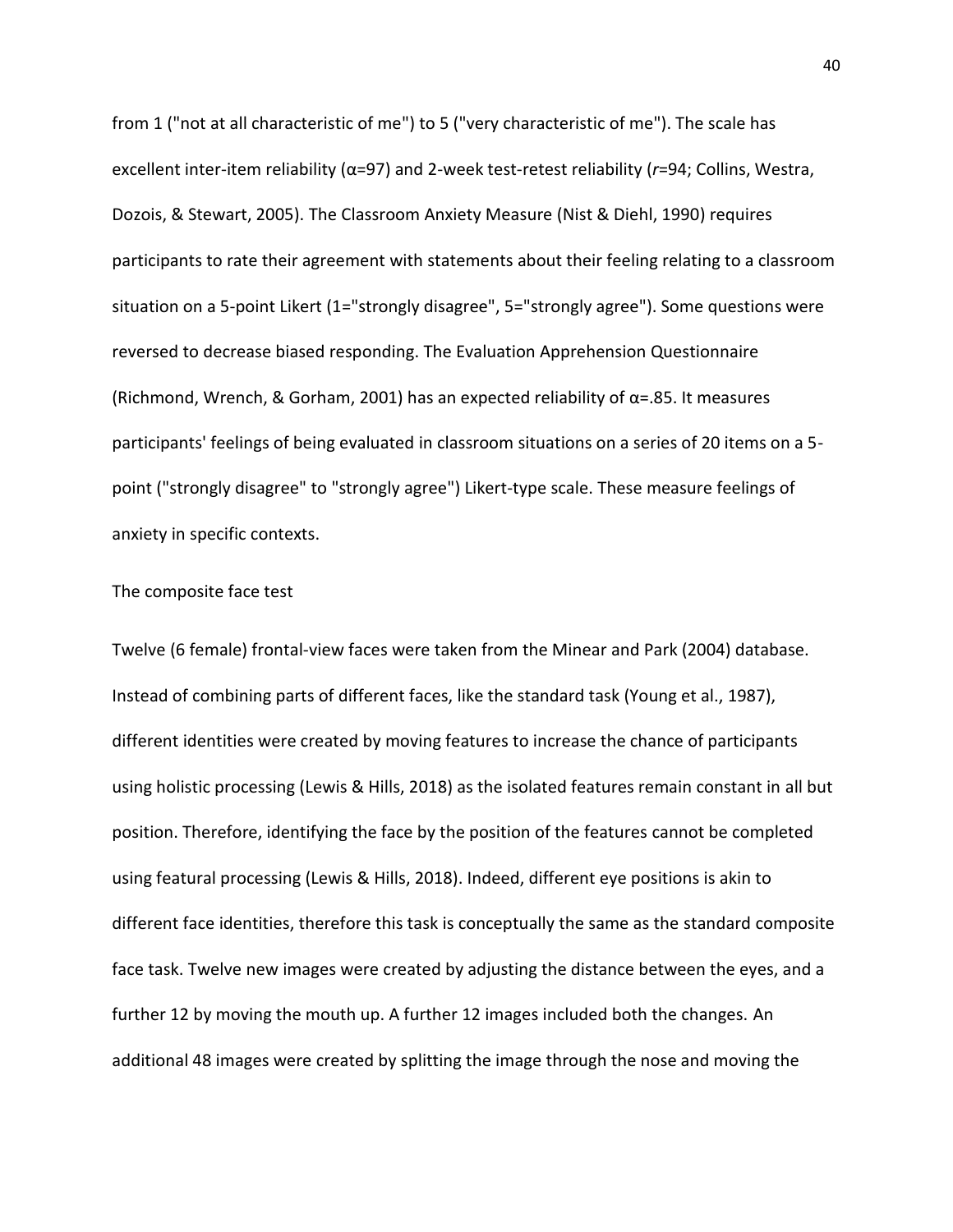from 1 ("not at all characteristic of me") to 5 ("very characteristic of me"). The scale has excellent inter-item reliability ($\alpha$=97) and 2-week test-retest reliability (*r*=94; Collins, Westra, Dozois, & Stewart, 2005). The Classroom Anxiety Measure (Nist & Diehl, 1990) requires participants to rate their agreement with statements about their feeling relating to a classroom situation on a 5-point Likert (1="strongly disagree", 5="strongly agree"). Some questions were reversed to decrease biased responding. The Evaluation Apprehension Questionnaire (Richmond, Wrench, & Gorham, 2001) has an expected reliability of $\alpha$=.85. It measures participants' feelings of being evaluated in classroom situations on a series of 20 items on a 5-point ("strongly disagree" to "strongly agree") Likert-type scale. These measure feelings of anxiety in specific contexts.

The composite face test

Twelve (6 female) frontal-view faces were taken from the Minear and Park (2004) database. Instead of combining parts of different faces, like the standard task (Young et al., 1987), different identities were created by moving features to increase the chance of participants using holistic processing (Lewis & Hills, 2018) as the isolated features remain constant in all but position. Therefore, identifying the face by the position of the features cannot be completed using featural processing (Lewis & Hills, 2018). Indeed, different eye positions is akin to different face identities, therefore this task is conceptually the same as the standard composite face task. Twelve new images were created by adjusting the distance between the eyes, and a further 12 by moving the mouth up. A further 12 images included both the changes. An additional 48 images were created by splitting the image through the nose and moving the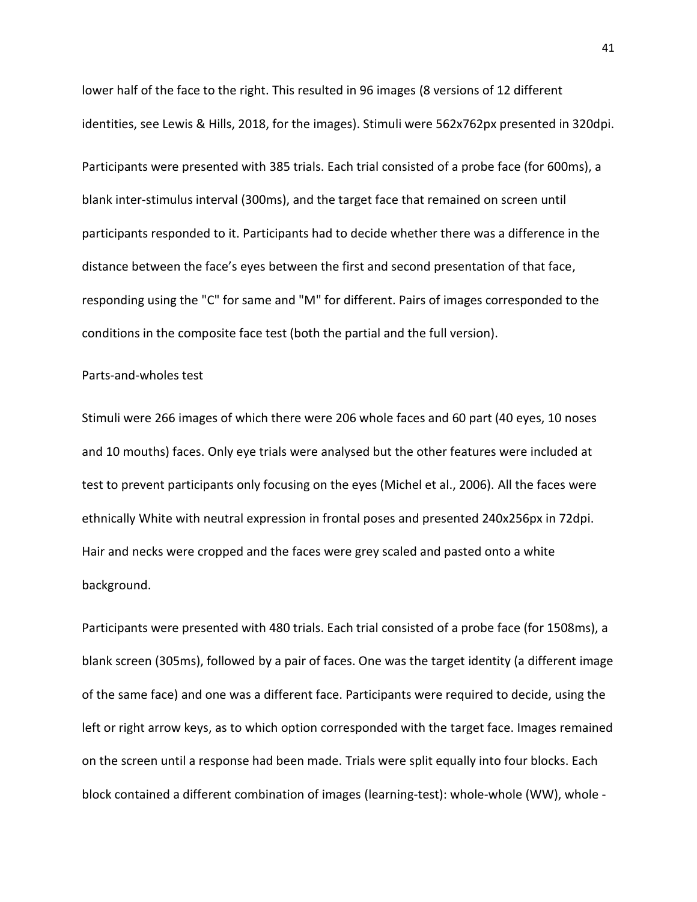lower half of the face to the right. This resulted in 96 images (8 versions of 12 different identities, see Lewis & Hills, 2018, for the images). Stimuli were 562x762px presented in 320dpi.

Participants were presented with 385 trials. Each trial consisted of a probe face (for 600ms), a blank inter-stimulus interval (300ms), and the target face that remained on screen until participants responded to it. Participants had to decide whether there was a difference in the distance between the face's eyes between the first and second presentation of that face, responding using the "C" for same and "M" for different. Pairs of images corresponded to the conditions in the composite face test (both the partial and the full version).

Parts-and-wholes test

Stimuli were 266 images of which there were 206 whole faces and 60 part (40 eyes, 10 noses and 10 mouths) faces. Only eye trials were analysed but the other features were included at test to prevent participants only focusing on the eyes (Michel et al., 2006). All the faces were ethnically White with neutral expression in frontal poses and presented 240x256px in 72dpi. Hair and necks were cropped and the faces were grey scaled and pasted onto a white background.

Participants were presented with 480 trials. Each trial consisted of a probe face (for 1508ms), a blank screen (305ms), followed by a pair of faces. One was the target identity (a different image of the same face) and one was a different face. Participants were required to decide, using the left or right arrow keys, as to which option corresponded with the target face. Images remained on the screen until a response had been made. Trials were split equally into four blocks. Each block contained a different combination of images (learning-test): whole-whole (WW), whole -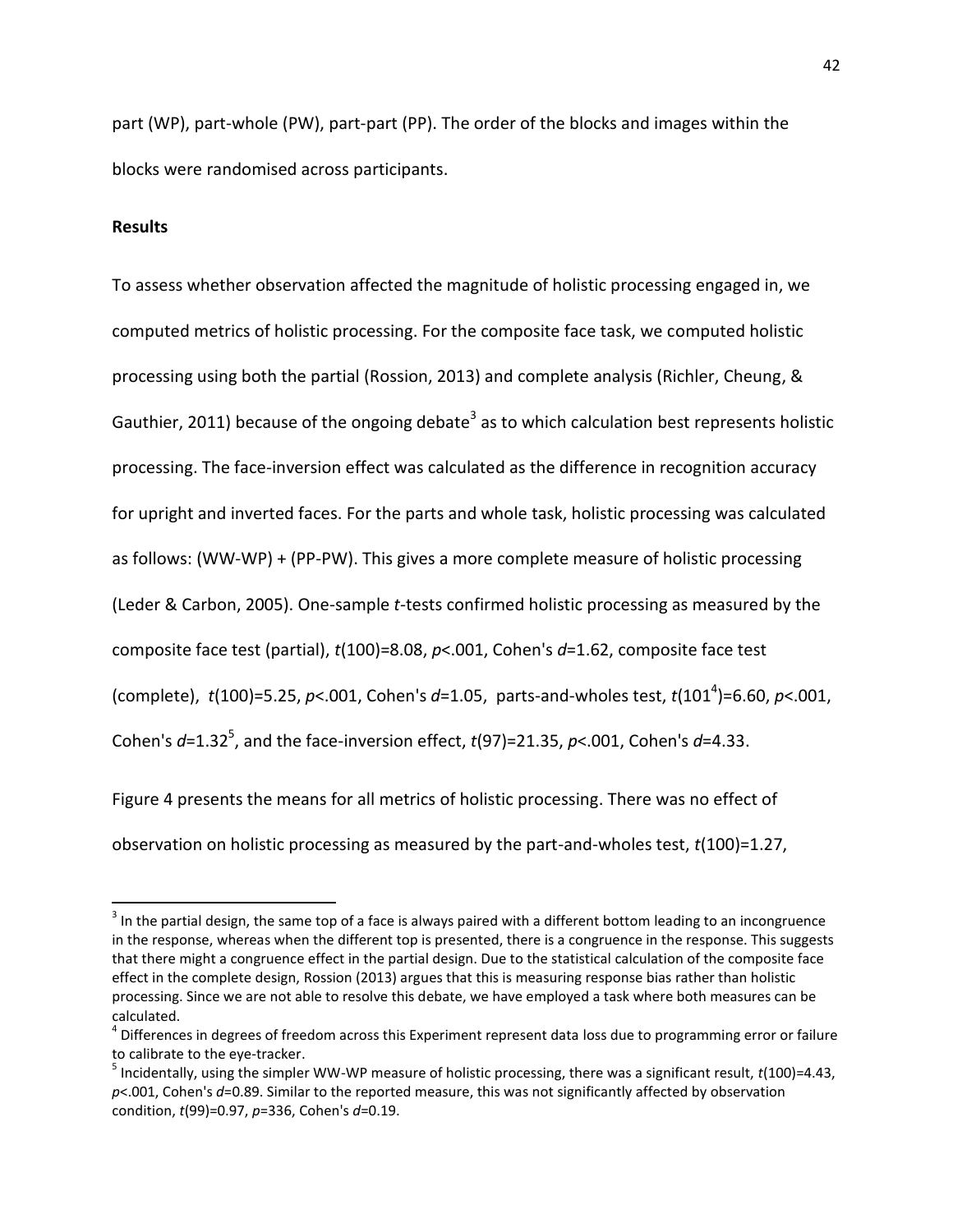part (WP), part-whole (PW), part-part (PP). The order of the blocks and images within the blocks were randomised across participants.

**Results**

To assess whether observation affected the magnitude of holistic processing engaged in, we computed metrics of holistic processing. For the composite face task, we computed holistic processing using both the partial (Rossion, 2013) and complete analysis (Richler, Cheung, & Gauthier, 2011) because of the ongoing debate[3] as to which calculation best represents holistic processing. The face-inversion effect was calculated as the difference in recognition accuracy for upright and inverted faces. For the parts and whole task, holistic processing was calculated as follows: (WW-WP) + (PP-PW). This gives a more complete measure of holistic processing (Leder & Carbon, 2005). One-sample *t*-tests confirmed holistic processing as measured by the composite face test (partial), $t(100)=8.08$, $p<.001$, Cohen's $d=1.62$, composite face test (complete), $t(100)=5.25$, $p<.001$, Cohen's $d=1.05$, parts-and-wholes test, $t(101$[4]$)=6.60$, $p<.001$, Cohen's $d=1.32$[5], and the face-inversion effect, $t(97)=21.35$, $p<.001$, Cohen's $d=4.33$.

Figure 4 presents the means for all metrics of holistic processing. There was no effect of observation on holistic processing as measured by the part-and-wholes test, $t(100)=1.27$,

---

[3] In the partial design, the same top of a face is always paired with a different bottom leading to an incongruence in the response, whereas when the different top is presented, there is a congruence in the response. This suggests that there might a congruence effect in the partial design. Due to the statistical calculation of the composite face effect in the complete design, Rossion (2013) argues that this is measuring response bias rather than holistic processing. Since we are not able to resolve this debate, we have employed a task where both measures can be calculated.

[4] Differences in degrees of freedom across this Experiment represent data loss due to programming error or failure to calibrate to the eye-tracker.

[5] Incidentally, using the simpler WW-WP measure of holistic processing, there was a significant result, $t(100)=4.43$, $p<.001$, Cohen's $d=0.89$. Similar to the reported measure, this was not significantly affected by observation condition, $t(99)=0.97$, $p=336$, Cohen's $d=0.19$.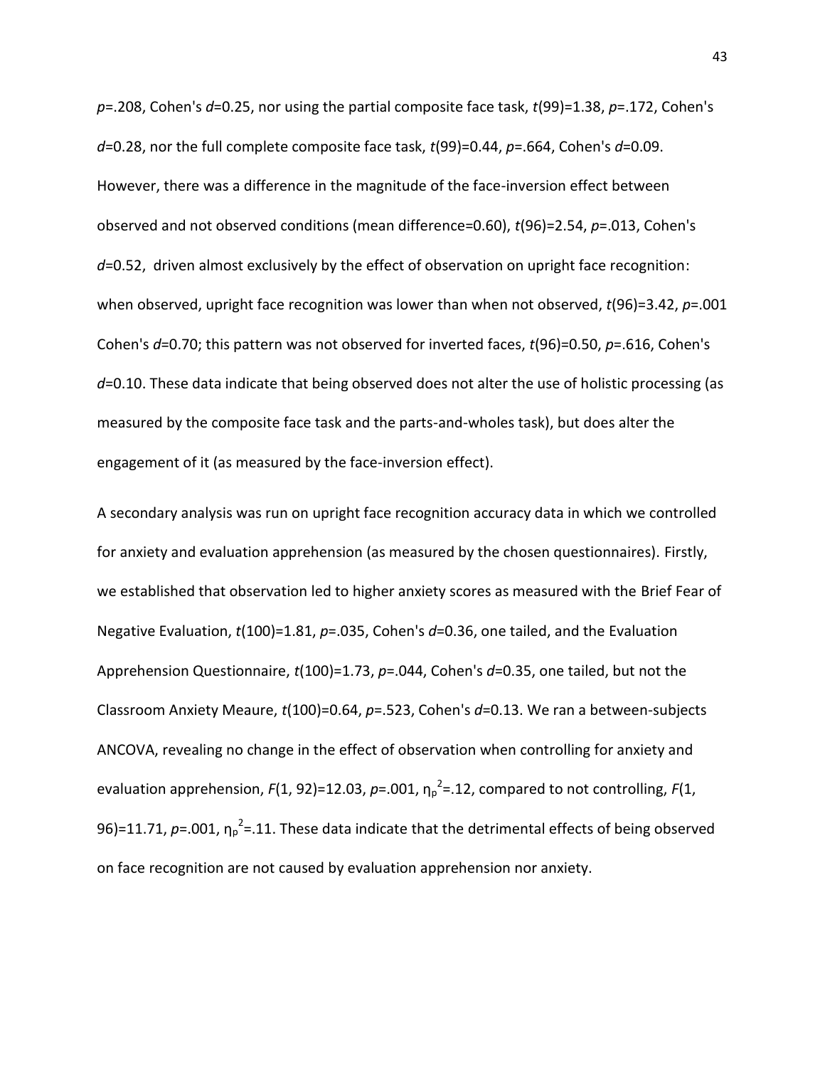$p$=.208, Cohen's $d$=0.25, nor using the partial composite face task, $t(99)$=1.38, $p$=.172, Cohen's $d$=0.28, nor the full complete composite face task, $t(99)$=0.44, $p$=.664, Cohen's $d$=0.09. However, there was a difference in the magnitude of the face-inversion effect between observed and not observed conditions (mean difference=0.60), $t(96)$=2.54, $p$=.013, Cohen's $d$=0.52, driven almost exclusively by the effect of observation on upright face recognition: when observed, upright face recognition was lower than when not observed, $t(96)$=3.42, $p$=.001 Cohen's $d$=0.70; this pattern was not observed for inverted faces, $t(96)$=0.50, $p$=.616, Cohen's $d$=0.10. These data indicate that being observed does not alter the use of holistic processing (as measured by the composite face task and the parts-and-wholes task), but does alter the engagement of it (as measured by the face-inversion effect).

A secondary analysis was run on upright face recognition accuracy data in which we controlled for anxiety and evaluation apprehension (as measured by the chosen questionnaires). Firstly, we established that observation led to higher anxiety scores as measured with the Brief Fear of Negative Evaluation, $t(100)$=1.81, $p$=.035, Cohen's $d$=0.36, one tailed, and the Evaluation Apprehension Questionnaire, $t(100)$=1.73, $p$=.044, Cohen's $d$=0.35, one tailed, but not the Classroom Anxiety Meaure, $t(100)$=0.64, $p$=.523, Cohen's $d$=0.13. We ran a between-subjects ANCOVA, revealing no change in the effect of observation when controlling for anxiety and evaluation apprehension, $F(1, 92)$=12.03, $p$=.001, $\eta_p^2$=.12, compared to not controlling, $F(1, 96)$=11.71, $p$=.001, $\eta_p^2$=.11. These data indicate that the detrimental effects of being observed on face recognition are not caused by evaluation apprehension nor anxiety.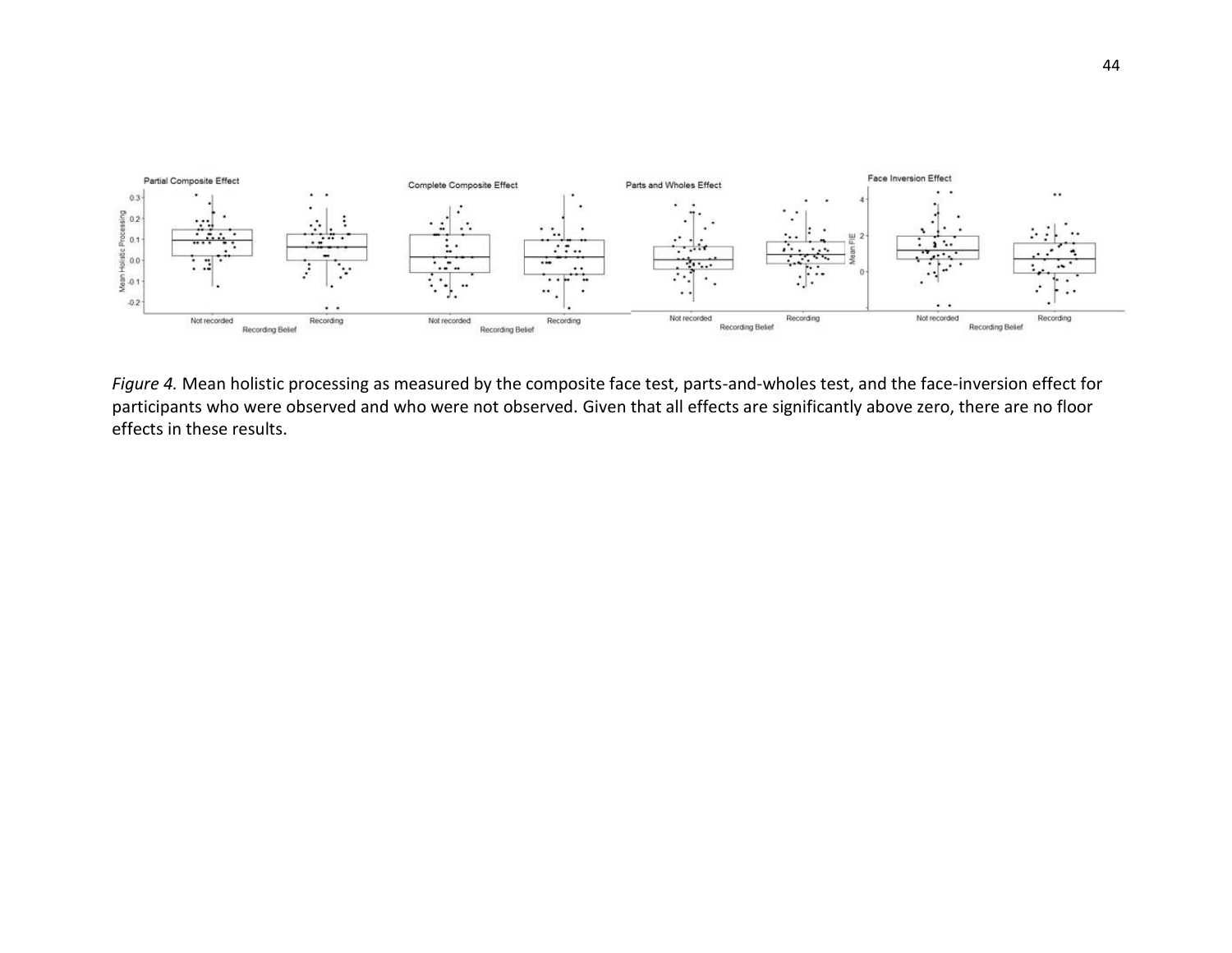*Figure 4.* Mean holistic processing as measured by the composite face test, parts-and-wholes test, and the face-inversion effect for participants who were observed and who were not observed. Given that all effects are significantly above zero, there are no floor effects in these results.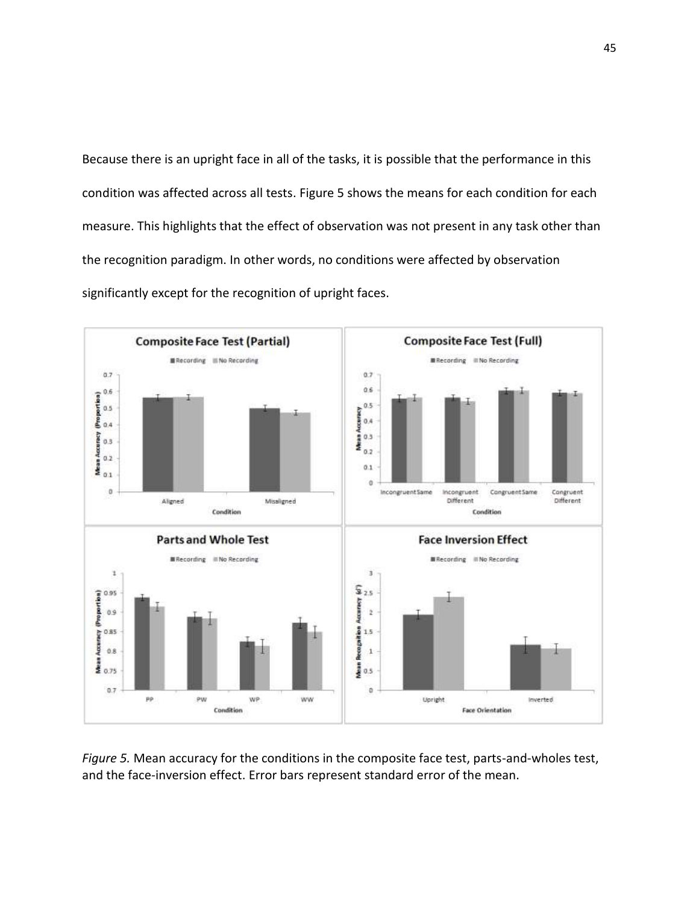Because there is an upright face in all of the tasks, it is possible that the performance in this condition was affected across all tests. Figure 5 shows the means for each condition for each measure. This highlights that the effect of observation was not present in any task other than the recognition paradigm. In other words, no conditions were affected by observation significantly except for the recognition of upright faces.

*Figure 5.* Mean accuracy for the conditions in the composite face test, parts-and-wholes test, and the face-inversion effect. Error bars represent standard error of the mean.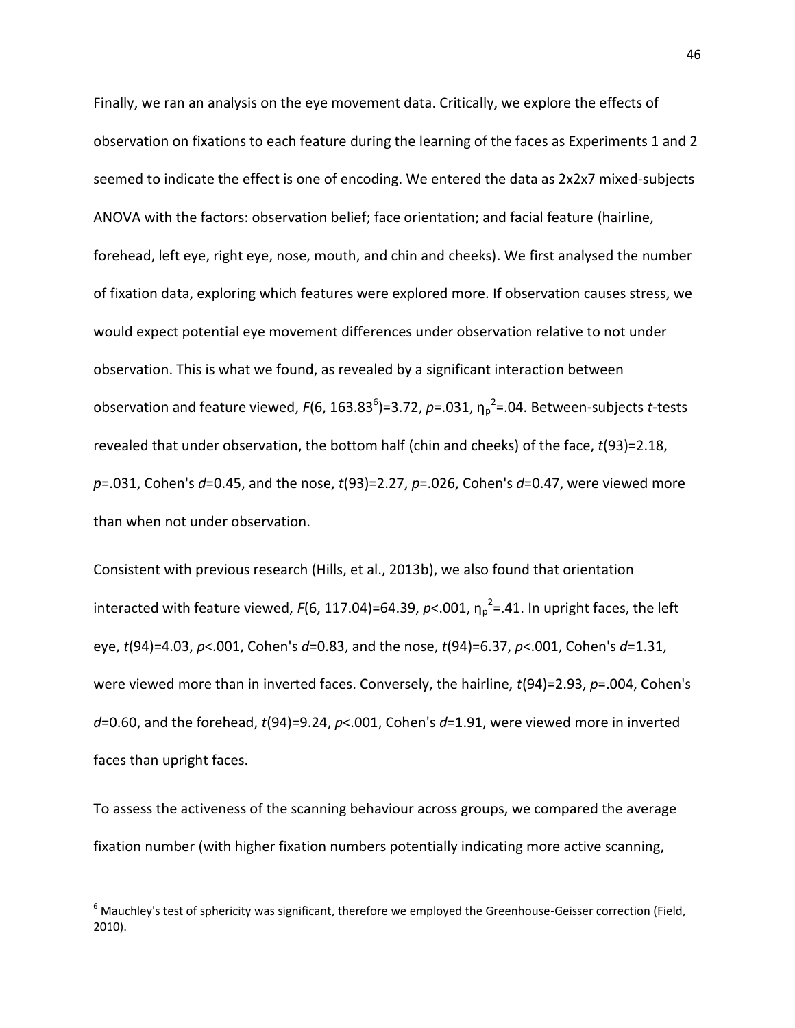Finally, we ran an analysis on the eye movement data. Critically, we explore the effects of observation on fixations to each feature during the learning of the faces as Experiments 1 and 2 seemed to indicate the effect is one of encoding. We entered the data as 2x2x7 mixed-subjects ANOVA with the factors: observation belief; face orientation; and facial feature (hairline, forehead, left eye, right eye, nose, mouth, and chin and cheeks). We first analysed the number of fixation data, exploring which features were explored more. If observation causes stress, we would expect potential eye movement differences under observation relative to not under observation. This is what we found, as revealed by a significant interaction between observation and feature viewed, $F(6, 163.83)$[6]=3.72, $p$=.031, $\eta_p^2$=.04. Between-subjects $t$-tests revealed that under observation, the bottom half (chin and cheeks) of the face, $t(93)$=2.18, $p$=.031, Cohen's $d$=0.45, and the nose, $t(93)$=2.27, $p$=.026, Cohen's $d$=0.47, were viewed more than when not under observation.

Consistent with previous research (Hills, et al., 2013b), we also found that orientation interacted with feature viewed, $F(6, 117.04)$=64.39, $p$<.001, $\eta_p^2$=.41. In upright faces, the left eye, $t(94)$=4.03, $p$<.001, Cohen's $d$=0.83, and the nose, $t(94)$=6.37, $p$<.001, Cohen's $d$=1.31, were viewed more than in inverted faces. Conversely, the hairline, $t(94)$=2.93, $p$=.004, Cohen's $d$=0.60, and the forehead, $t(94)$=9.24, $p$<.001, Cohen's $d$=1.91, were viewed more in inverted faces than upright faces.

To assess the activeness of the scanning behaviour across groups, we compared the average fixation number (with higher fixation numbers potentially indicating more active scanning,

[6] Mauchley's test of sphericity was significant, therefore we employed the Greenhouse-Geisser correction (Field, 2010).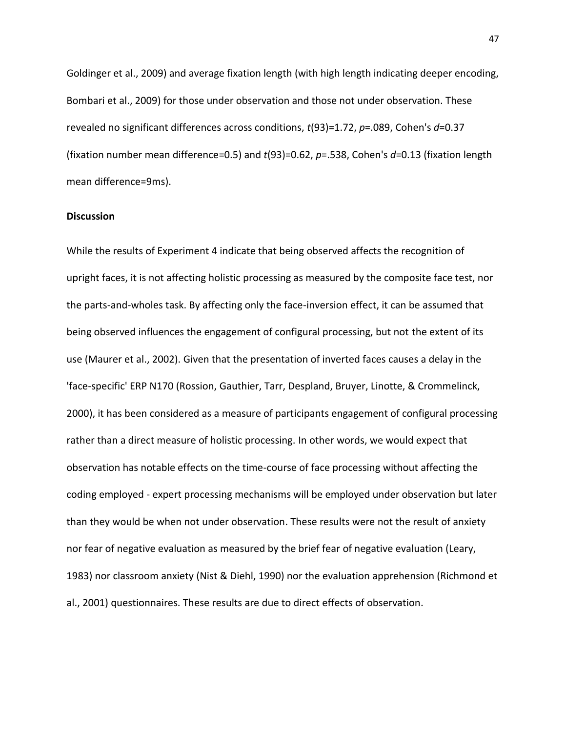Goldinger et al., 2009) and average fixation length (with high length indicating deeper encoding, Bombari et al., 2009) for those under observation and those not under observation. These revealed no significant differences across conditions, $t(93)=1.72$, $p=.089$, Cohen's $d=0.37$ (fixation number mean difference=0.5) and $t(93)=0.62$, $p=.538$, Cohen's $d=0.13$ (fixation length mean difference=9ms).

**Discussion**

While the results of Experiment 4 indicate that being observed affects the recognition of upright faces, it is not affecting holistic processing as measured by the composite face test, nor the parts-and-wholes task. By affecting only the face-inversion effect, it can be assumed that being observed influences the engagement of configural processing, but not the extent of its use (Maurer et al., 2002). Given that the presentation of inverted faces causes a delay in the 'face-specific' ERP N170 (Rossion, Gauthier, Tarr, Despland, Bruyer, Linotte, & Crommelinck, 2000), it has been considered as a measure of participants engagement of configural processing rather than a direct measure of holistic processing. In other words, we would expect that observation has notable effects on the time-course of face processing without affecting the coding employed - expert processing mechanisms will be employed under observation but later than they would be when not under observation. These results were not the result of anxiety nor fear of negative evaluation as measured by the brief fear of negative evaluation (Leary, 1983) nor classroom anxiety (Nist & Diehl, 1990) nor the evaluation apprehension (Richmond et al., 2001) questionnaires. These results are due to direct effects of observation.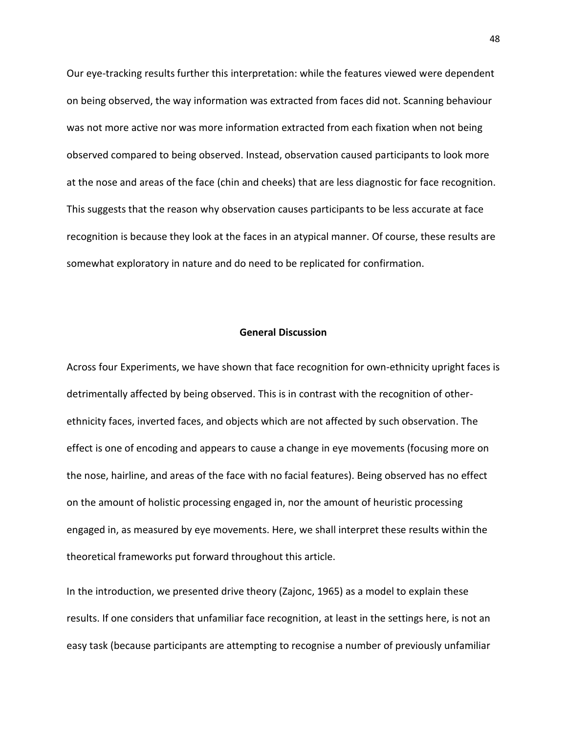Our eye-tracking results further this interpretation: while the features viewed were dependent on being observed, the way information was extracted from faces did not. Scanning behaviour was not more active nor was more information extracted from each fixation when not being observed compared to being observed. Instead, observation caused participants to look more at the nose and areas of the face (chin and cheeks) that are less diagnostic for face recognition. This suggests that the reason why observation causes participants to be less accurate at face recognition is because they look at the faces in an atypical manner. Of course, these results are somewhat exploratory in nature and do need to be replicated for confirmation.

## General Discussion

Across four Experiments, we have shown that face recognition for own-ethnicity upright faces is detrimentally affected by being observed. This is in contrast with the recognition of other-ethnicity faces, inverted faces, and objects which are not affected by such observation. The effect is one of encoding and appears to cause a change in eye movements (focusing more on the nose, hairline, and areas of the face with no facial features). Being observed has no effect on the amount of holistic processing engaged in, nor the amount of heuristic processing engaged in, as measured by eye movements. Here, we shall interpret these results within the theoretical frameworks put forward throughout this article.

In the introduction, we presented drive theory (Zajonc, 1965) as a model to explain these results. If one considers that unfamiliar face recognition, at least in the settings here, is not an easy task (because participants are attempting to recognise a number of previously unfamiliar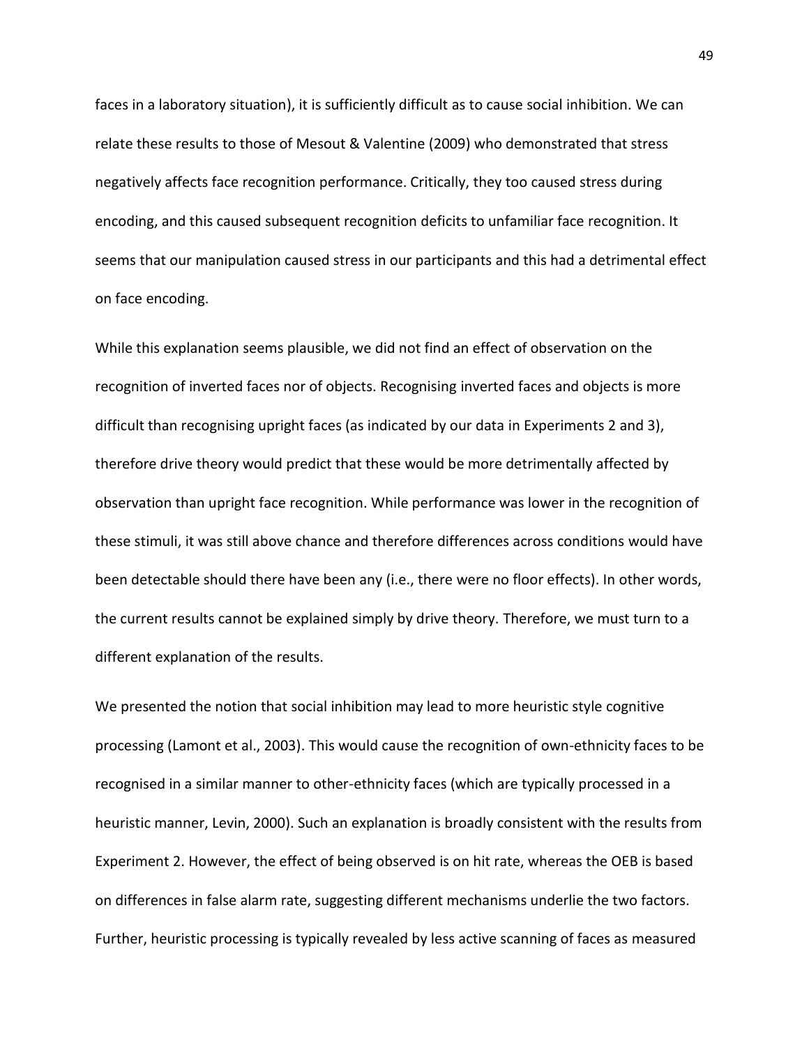faces in a laboratory situation), it is sufficiently difficult as to cause social inhibition. We can relate these results to those of Mesout & Valentine (2009) who demonstrated that stress negatively affects face recognition performance. Critically, they too caused stress during encoding, and this caused subsequent recognition deficits to unfamiliar face recognition. It seems that our manipulation caused stress in our participants and this had a detrimental effect on face encoding.

While this explanation seems plausible, we did not find an effect of observation on the recognition of inverted faces nor of objects. Recognising inverted faces and objects is more difficult than recognising upright faces (as indicated by our data in Experiments 2 and 3), therefore drive theory would predict that these would be more detrimentally affected by observation than upright face recognition. While performance was lower in the recognition of these stimuli, it was still above chance and therefore differences across conditions would have been detectable should there have been any (i.e., there were no floor effects). In other words, the current results cannot be explained simply by drive theory. Therefore, we must turn to a different explanation of the results.

We presented the notion that social inhibition may lead to more heuristic style cognitive processing (Lamont et al., 2003). This would cause the recognition of own-ethnicity faces to be recognised in a similar manner to other-ethnicity faces (which are typically processed in a heuristic manner, Levin, 2000). Such an explanation is broadly consistent with the results from Experiment 2. However, the effect of being observed is on hit rate, whereas the OEB is based on differences in false alarm rate, suggesting different mechanisms underlie the two factors. Further, heuristic processing is typically revealed by less active scanning of faces as measured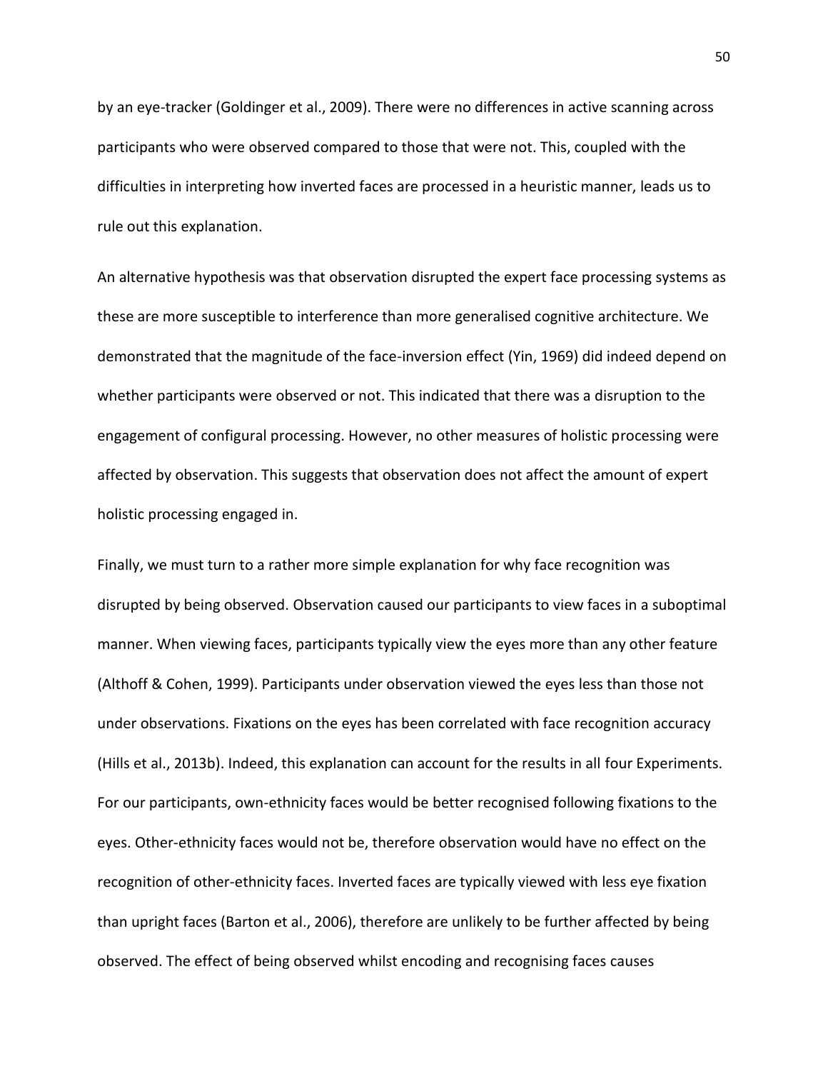by an eye-tracker (Goldinger et al., 2009). There were no differences in active scanning across participants who were observed compared to those that were not. This, coupled with the difficulties in interpreting how inverted faces are processed in a heuristic manner, leads us to rule out this explanation.

An alternative hypothesis was that observation disrupted the expert face processing systems as these are more susceptible to interference than more generalised cognitive architecture. We demonstrated that the magnitude of the face-inversion effect (Yin, 1969) did indeed depend on whether participants were observed or not. This indicated that there was a disruption to the engagement of configural processing. However, no other measures of holistic processing were affected by observation. This suggests that observation does not affect the amount of expert holistic processing engaged in.

Finally, we must turn to a rather more simple explanation for why face recognition was disrupted by being observed. Observation caused our participants to view faces in a suboptimal manner. When viewing faces, participants typically view the eyes more than any other feature (Althoff & Cohen, 1999). Participants under observation viewed the eyes less than those not under observations. Fixations on the eyes has been correlated with face recognition accuracy (Hills et al., 2013b). Indeed, this explanation can account for the results in all four Experiments. For our participants, own-ethnicity faces would be better recognised following fixations to the eyes. Other-ethnicity faces would not be, therefore observation would have no effect on the recognition of other-ethnicity faces. Inverted faces are typically viewed with less eye fixation than upright faces (Barton et al., 2006), therefore are unlikely to be further affected by being observed. The effect of being observed whilst encoding and recognising faces causes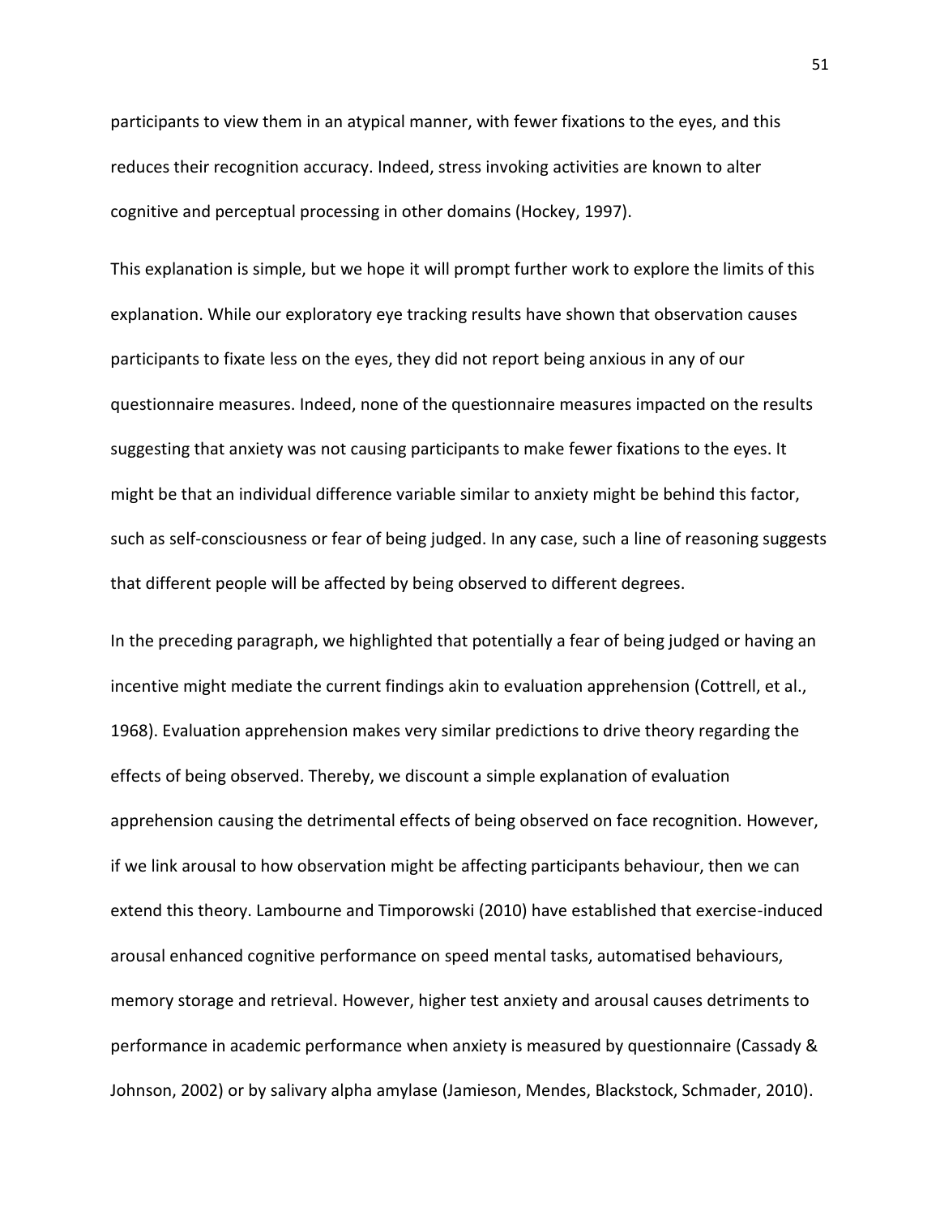participants to view them in an atypical manner, with fewer fixations to the eyes, and this reduces their recognition accuracy. Indeed, stress invoking activities are known to alter cognitive and perceptual processing in other domains (Hockey, 1997).

This explanation is simple, but we hope it will prompt further work to explore the limits of this explanation. While our exploratory eye tracking results have shown that observation causes participants to fixate less on the eyes, they did not report being anxious in any of our questionnaire measures. Indeed, none of the questionnaire measures impacted on the results suggesting that anxiety was not causing participants to make fewer fixations to the eyes. It might be that an individual difference variable similar to anxiety might be behind this factor, such as self-consciousness or fear of being judged. In any case, such a line of reasoning suggests that different people will be affected by being observed to different degrees.

In the preceding paragraph, we highlighted that potentially a fear of being judged or having an incentive might mediate the current findings akin to evaluation apprehension (Cottrell, et al., 1968). Evaluation apprehension makes very similar predictions to drive theory regarding the effects of being observed. Thereby, we discount a simple explanation of evaluation apprehension causing the detrimental effects of being observed on face recognition. However, if we link arousal to how observation might be affecting participants behaviour, then we can extend this theory. Lambourne and Timporowski (2010) have established that exercise-induced arousal enhanced cognitive performance on speed mental tasks, automatised behaviours, memory storage and retrieval. However, higher test anxiety and arousal causes detriments to performance in academic performance when anxiety is measured by questionnaire (Cassady & Johnson, 2002) or by salivary alpha amylase (Jamieson, Mendes, Blackstock, Schmader, 2010).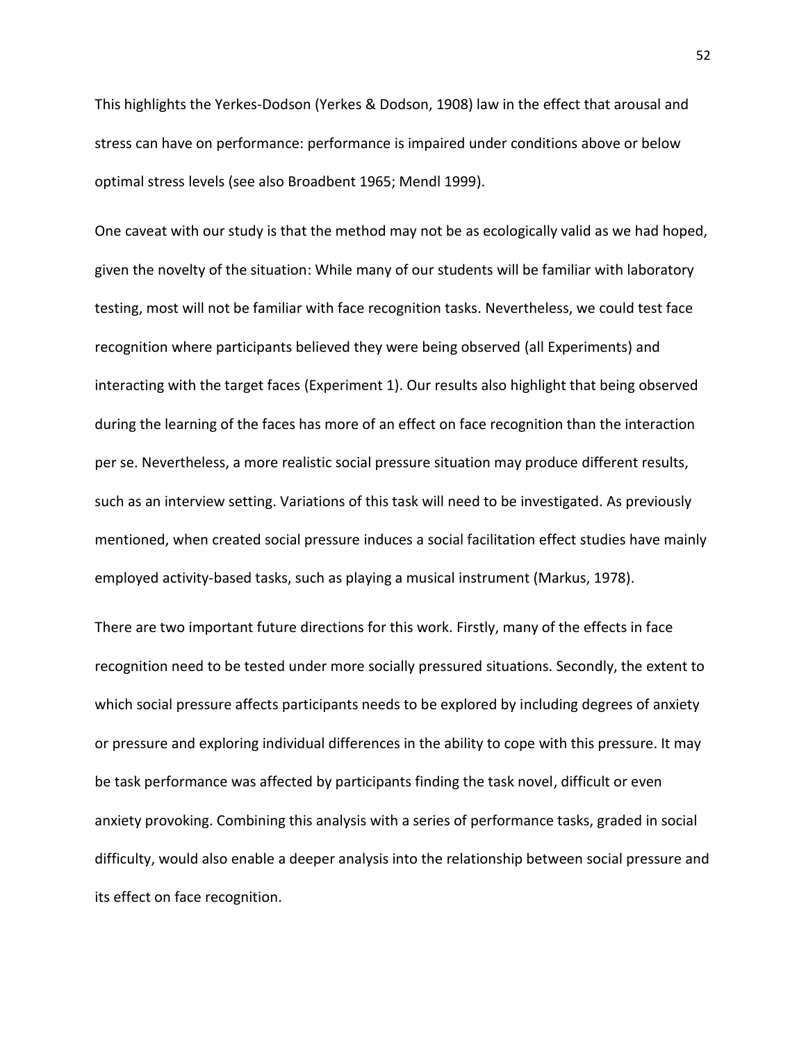This highlights the Yerkes-Dodson (Yerkes & Dodson, 1908) law in the effect that arousal and stress can have on performance: performance is impaired under conditions above or below optimal stress levels (see also Broadbent 1965; Mendl 1999).

One caveat with our study is that the method may not be as ecologically valid as we had hoped, given the novelty of the situation: While many of our students will be familiar with laboratory testing, most will not be familiar with face recognition tasks. Nevertheless, we could test face recognition where participants believed they were being observed (all Experiments) and interacting with the target faces (Experiment 1). Our results also highlight that being observed during the learning of the faces has more of an effect on face recognition than the interaction per se. Nevertheless, a more realistic social pressure situation may produce different results, such as an interview setting. Variations of this task will need to be investigated. As previously mentioned, when created social pressure induces a social facilitation effect studies have mainly employed activity-based tasks, such as playing a musical instrument (Markus, 1978).

There are two important future directions for this work. Firstly, many of the effects in face recognition need to be tested under more socially pressured situations. Secondly, the extent to which social pressure affects participants needs to be explored by including degrees of anxiety or pressure and exploring individual differences in the ability to cope with this pressure. It may be task performance was affected by participants finding the task novel, difficult or even anxiety provoking. Combining this analysis with a series of performance tasks, graded in social difficulty, would also enable a deeper analysis into the relationship between social pressure and its effect on face recognition.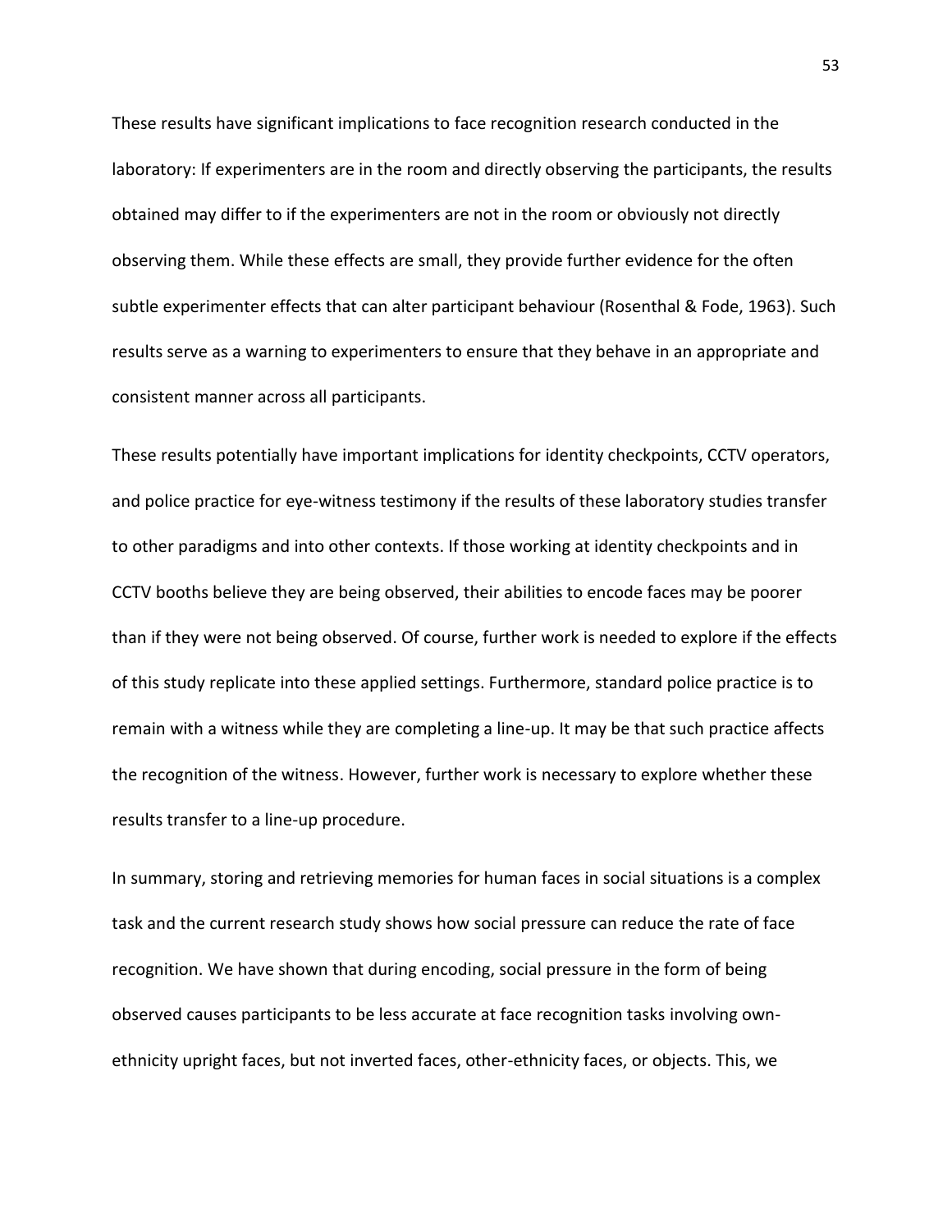These results have significant implications to face recognition research conducted in the laboratory: If experimenters are in the room and directly observing the participants, the results obtained may differ to if the experimenters are not in the room or obviously not directly observing them. While these effects are small, they provide further evidence for the often subtle experimenter effects that can alter participant behaviour (Rosenthal & Fode, 1963). Such results serve as a warning to experimenters to ensure that they behave in an appropriate and consistent manner across all participants.

These results potentially have important implications for identity checkpoints, CCTV operators, and police practice for eye-witness testimony if the results of these laboratory studies transfer to other paradigms and into other contexts. If those working at identity checkpoints and in CCTV booths believe they are being observed, their abilities to encode faces may be poorer than if they were not being observed. Of course, further work is needed to explore if the effects of this study replicate into these applied settings. Furthermore, standard police practice is to remain with a witness while they are completing a line-up. It may be that such practice affects the recognition of the witness. However, further work is necessary to explore whether these results transfer to a line-up procedure.

In summary, storing and retrieving memories for human faces in social situations is a complex task and the current research study shows how social pressure can reduce the rate of face recognition. We have shown that during encoding, social pressure in the form of being observed causes participants to be less accurate at face recognition tasks involving own-ethnicity upright faces, but not inverted faces, other-ethnicity faces, or objects. This, we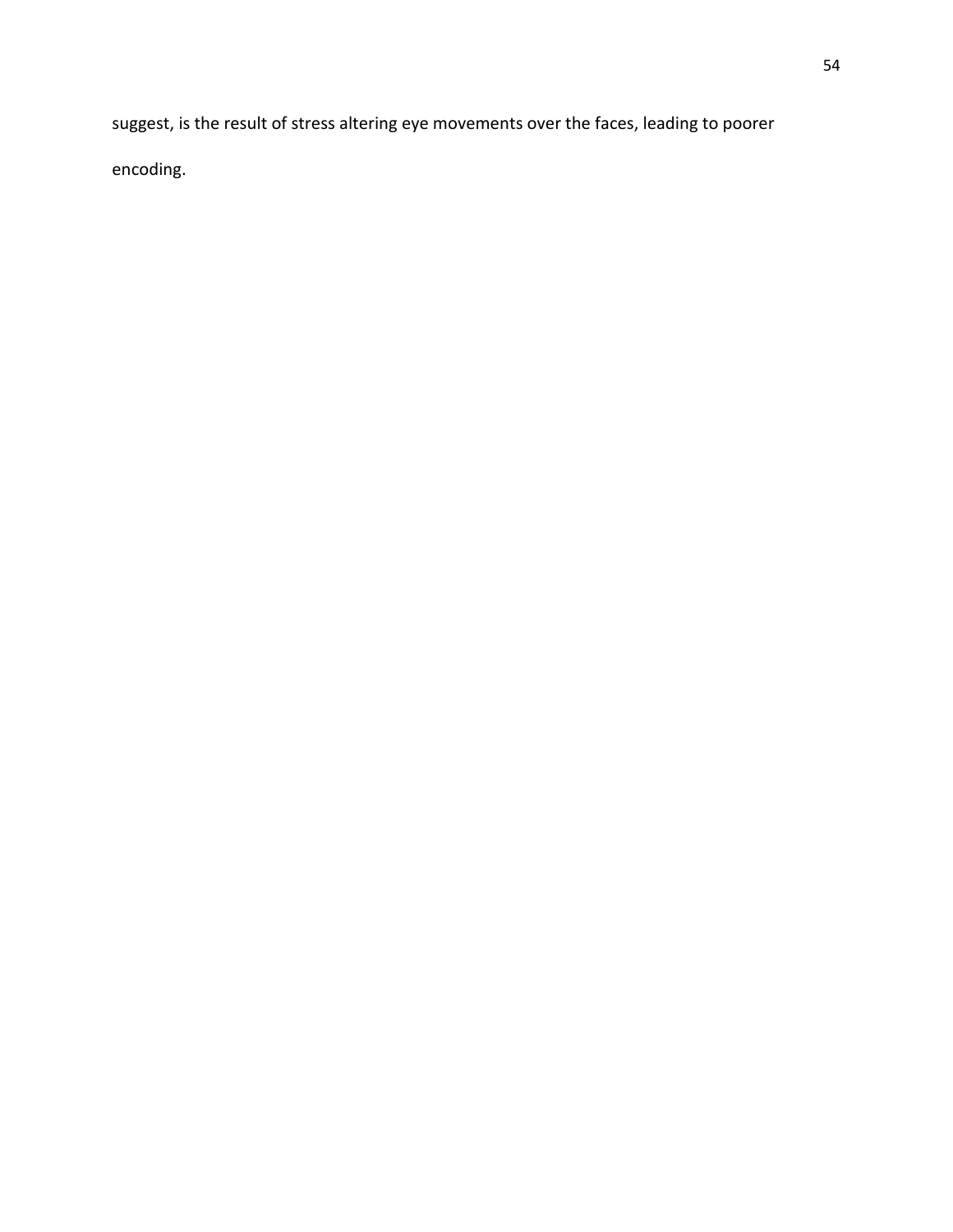suggest, is the result of stress altering eye movements over the faces, leading to poorer encoding.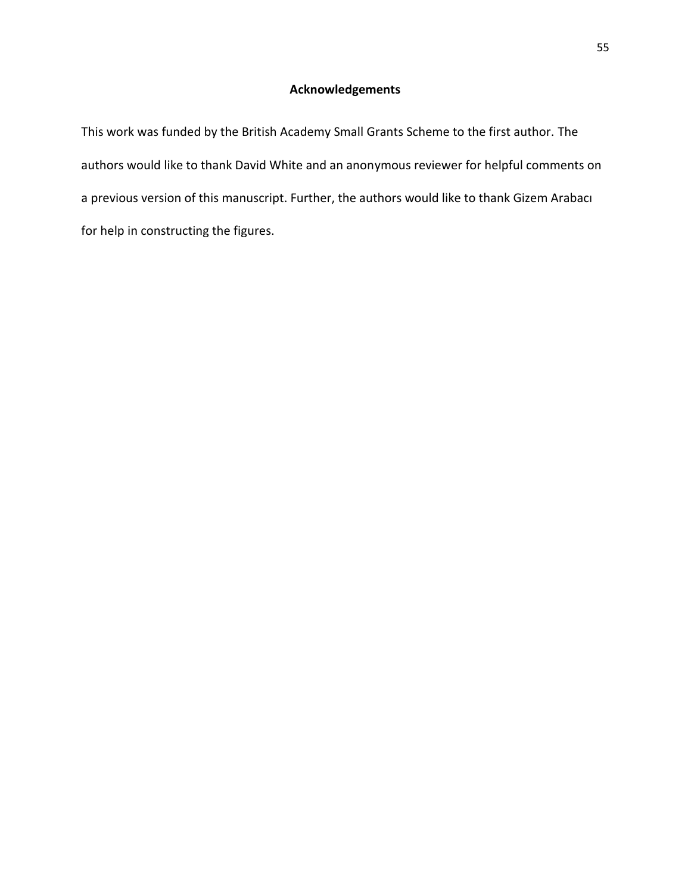## Acknowledgements

This work was funded by the British Academy Small Grants Scheme to the first author. The authors would like to thank David White and an anonymous reviewer for helpful comments on a previous version of this manuscript. Further, the authors would like to thank Gizem Arabacı for help in constructing the figures.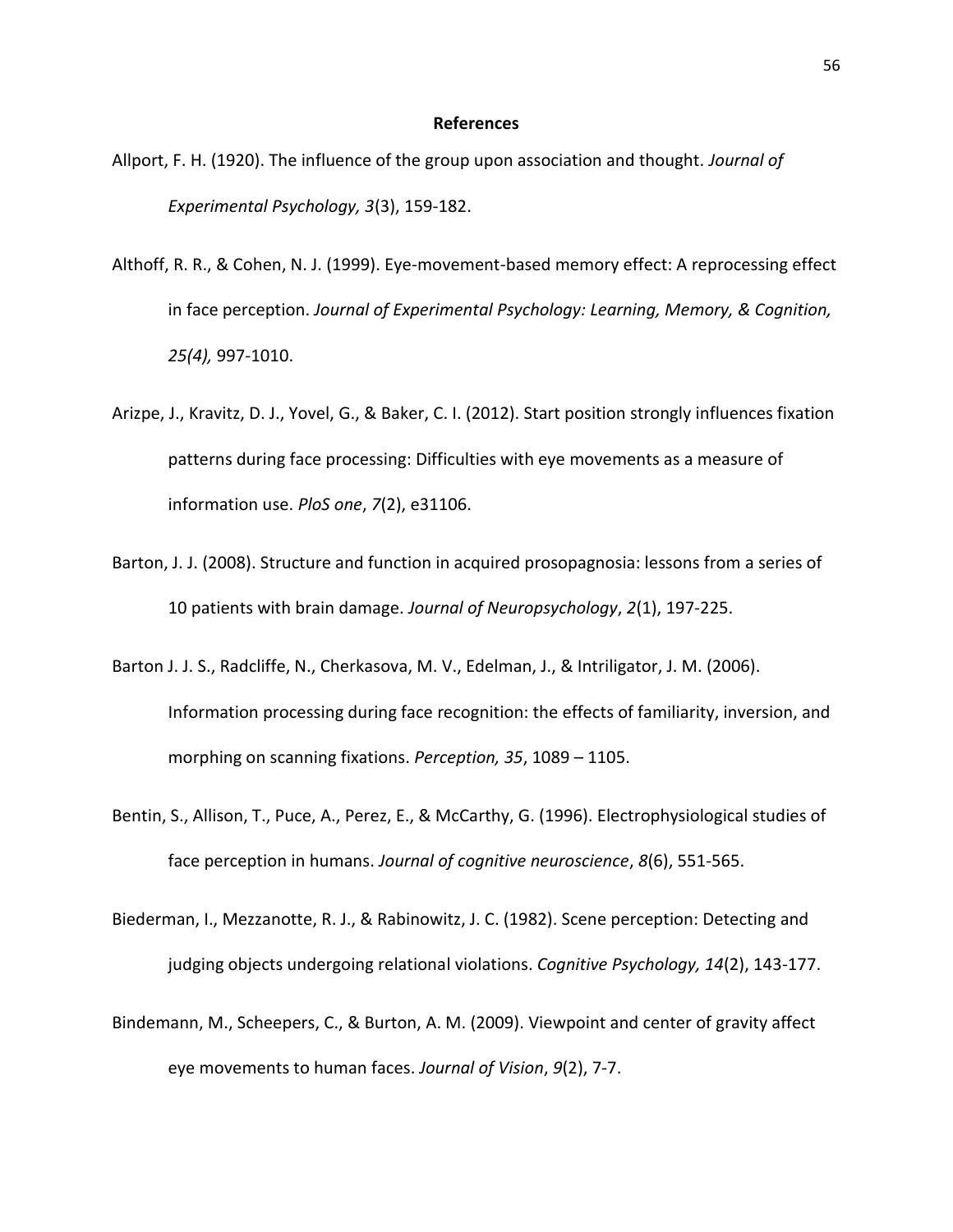**References**

Allport, F. H. (1920). The influence of the group upon association and thought. *Journal of Experimental Psychology, 3*(3), 159-182.

Althoff, R. R., & Cohen, N. J. (1999). Eye-movement-based memory effect: A reprocessing effect in face perception. *Journal of Experimental Psychology: Learning, Memory, & Cognition, 25(4),* 997-1010.

Arizpe, J., Kravitz, D. J., Yovel, G., & Baker, C. I. (2012). Start position strongly influences fixation patterns during face processing: Difficulties with eye movements as a measure of information use. *PloS one*, *7*(2), e31106.

Barton, J. J. (2008). Structure and function in acquired prosopagnosia: lessons from a series of 10 patients with brain damage. *Journal of Neuropsychology*, *2*(1), 197-225.

Barton J. J. S., Radcliffe, N., Cherkasova, M. V., Edelman, J., & Intriligator, J. M. (2006). Information processing during face recognition: the effects of familiarity, inversion, and morphing on scanning fixations. *Perception, 35*, 1089 – 1105.

Bentin, S., Allison, T., Puce, A., Perez, E., & McCarthy, G. (1996). Electrophysiological studies of face perception in humans. *Journal of cognitive neuroscience*, *8*(6), 551-565.

Biederman, I., Mezzanotte, R. J., & Rabinowitz, J. C. (1982). Scene perception: Detecting and judging objects undergoing relational violations. *Cognitive Psychology, 14*(2), 143-177.

Bindemann, M., Scheepers, C., & Burton, A. M. (2009). Viewpoint and center of gravity affect eye movements to human faces. *Journal of Vision*, *9*(2), 7-7.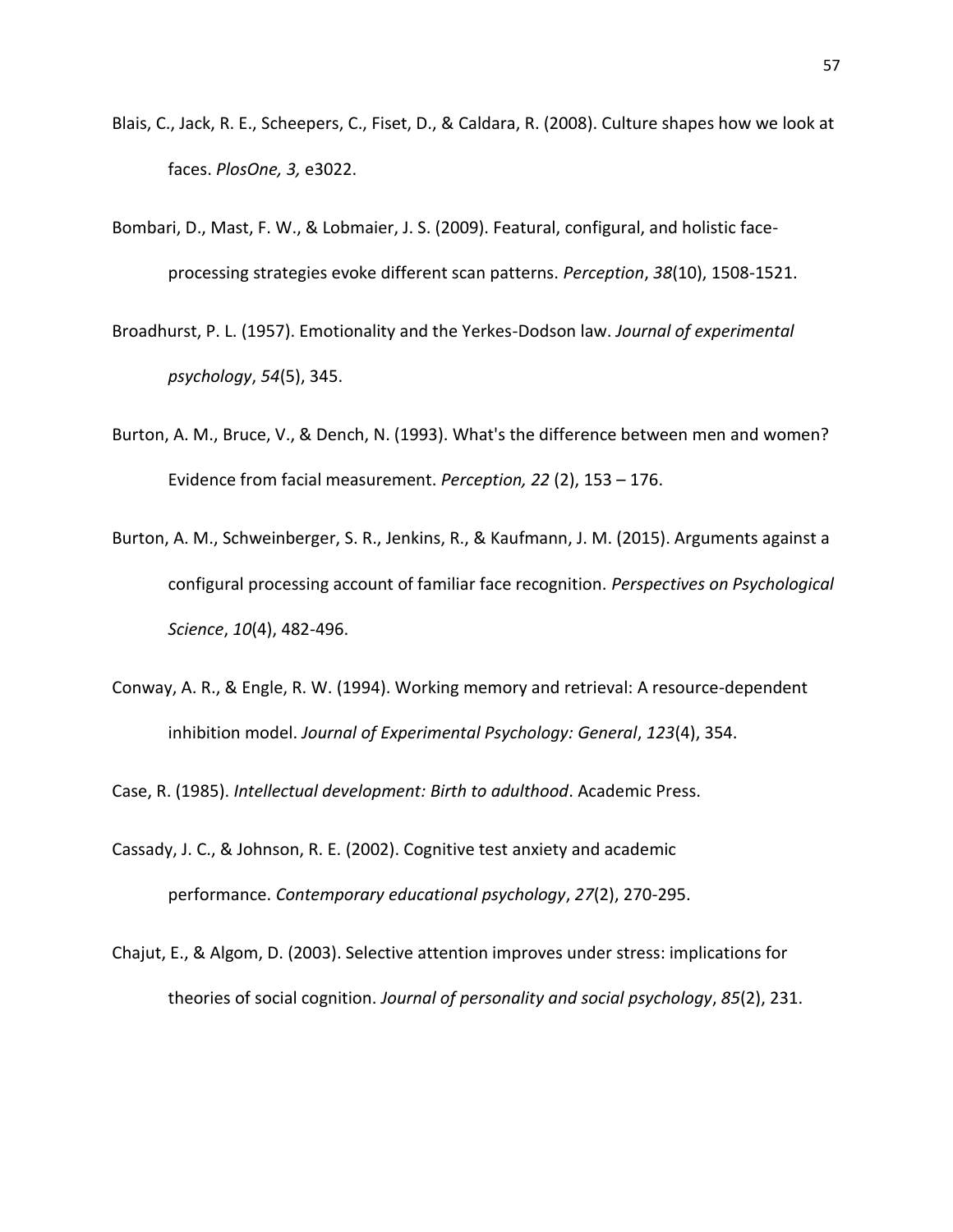Blais, C., Jack, R. E., Scheepers, C., Fiset, D., & Caldara, R. (2008). Culture shapes how we look at faces. *PlosOne, 3,* e3022.

Bombari, D., Mast, F. W., & Lobmaier, J. S. (2009). Featural, configural, and holistic face-processing strategies evoke different scan patterns. *Perception*, *38*(10), 1508-1521.

Broadhurst, P. L. (1957). Emotionality and the Yerkes-Dodson law. *Journal of experimental psychology*, *54*(5), 345.

Burton, A. M., Bruce, V., & Dench, N. (1993). What's the difference between men and women? Evidence from facial measurement. *Perception, 22* (2), 153 – 176.

Burton, A. M., Schweinberger, S. R., Jenkins, R., & Kaufmann, J. M. (2015). Arguments against a configural processing account of familiar face recognition. *Perspectives on Psychological Science*, *10*(4), 482-496.

Conway, A. R., & Engle, R. W. (1994). Working memory and retrieval: A resource-dependent inhibition model. *Journal of Experimental Psychology: General*, *123*(4), 354.

Case, R. (1985). *Intellectual development: Birth to adulthood*. Academic Press.

Cassady, J. C., & Johnson, R. E. (2002). Cognitive test anxiety and academic performance. *Contemporary educational psychology*, *27*(2), 270-295.

Chajut, E., & Algom, D. (2003). Selective attention improves under stress: implications for theories of social cognition. *Journal of personality and social psychology*, *85*(2), 231.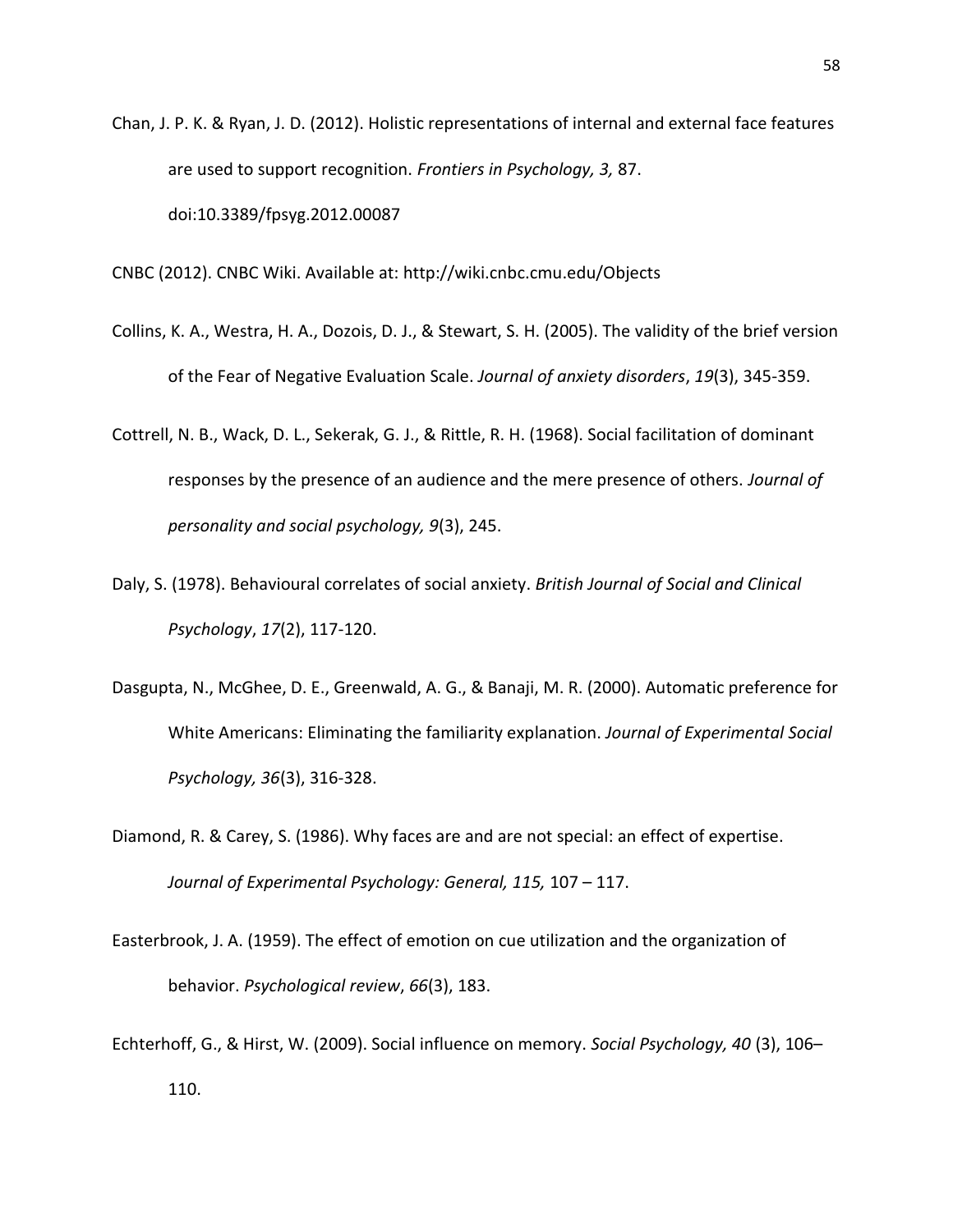Chan, J. P. K. & Ryan, J. D. (2012). Holistic representations of internal and external face features are used to support recognition. *Frontiers in Psychology, 3,* 87. doi:10.3389/fpsyg.2012.00087

CNBC (2012). CNBC Wiki. Available at: http://wiki.cnbc.cmu.edu/Objects

Collins, K. A., Westra, H. A., Dozois, D. J., & Stewart, S. H. (2005). The validity of the brief version of the Fear of Negative Evaluation Scale. *Journal of anxiety disorders*, *19*(3), 345-359.

Cottrell, N. B., Wack, D. L., Sekerak, G. J., & Rittle, R. H. (1968). Social facilitation of dominant responses by the presence of an audience and the mere presence of others. *Journal of personality and social psychology, 9*(3), 245.

Daly, S. (1978). Behavioural correlates of social anxiety. *British Journal of Social and Clinical Psychology*, *17*(2), 117-120.

Dasgupta, N., McGhee, D. E., Greenwald, A. G., & Banaji, M. R. (2000). Automatic preference for White Americans: Eliminating the familiarity explanation. *Journal of Experimental Social Psychology, 36*(3), 316-328.

Diamond, R. & Carey, S. (1986). Why faces are and are not special: an effect of expertise. *Journal of Experimental Psychology: General, 115,* 107 – 117.

Easterbrook, J. A. (1959). The effect of emotion on cue utilization and the organization of behavior. *Psychological review*, *66*(3), 183.

Echterhoff, G., & Hirst, W. (2009). Social influence on memory. *Social Psychology, 40* (3), 106–110.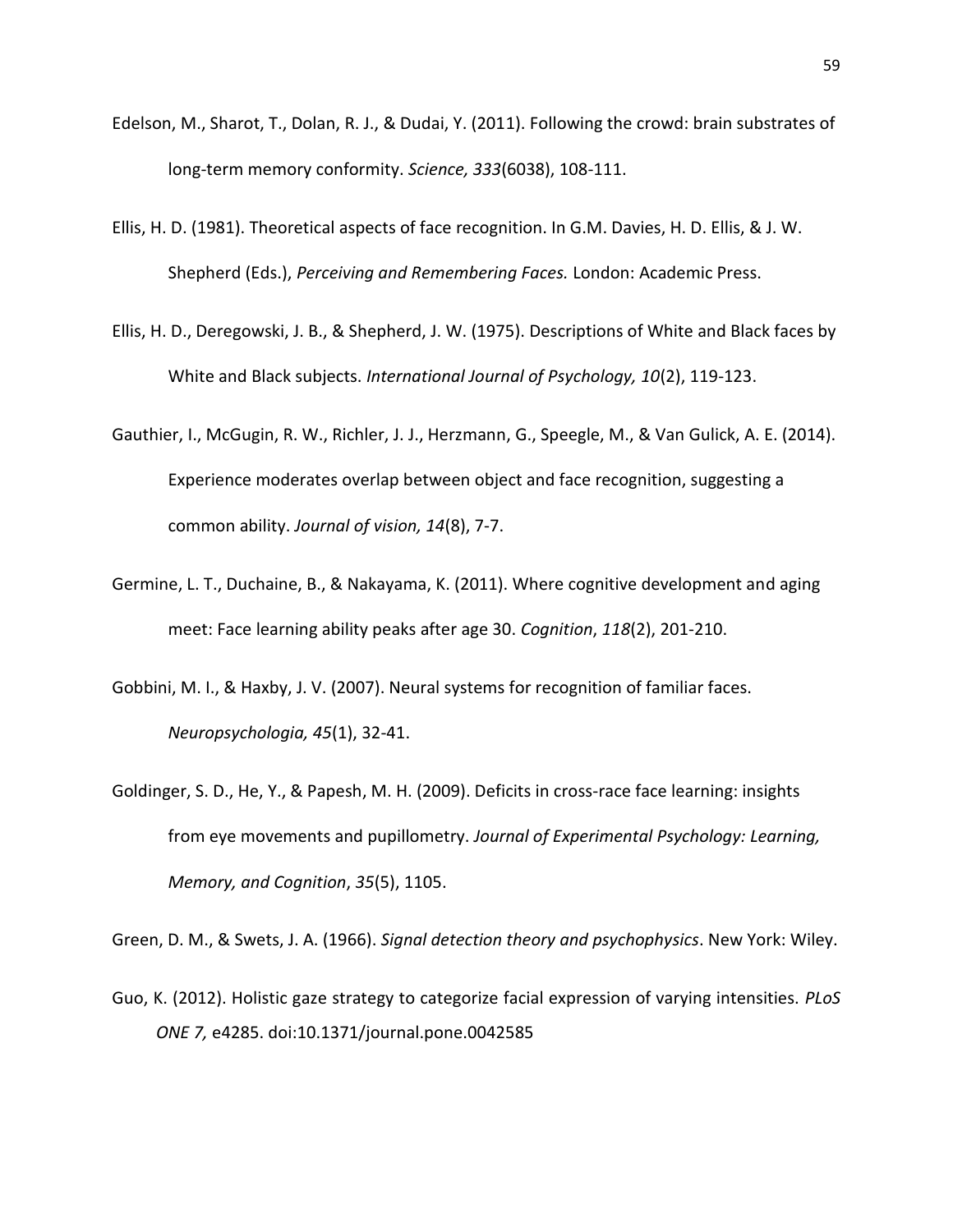Edelson, M., Sharot, T., Dolan, R. J., & Dudai, Y. (2011). Following the crowd: brain substrates of long-term memory conformity. *Science, 333*(6038), 108-111.

Ellis, H. D. (1981). Theoretical aspects of face recognition. In G.M. Davies, H. D. Ellis, & J. W. Shepherd (Eds.), *Perceiving and Remembering Faces.* London: Academic Press.

Ellis, H. D., Deregowski, J. B., & Shepherd, J. W. (1975). Descriptions of White and Black faces by White and Black subjects. *International Journal of Psychology, 10*(2), 119-123.

Gauthier, I., McGugin, R. W., Richler, J. J., Herzmann, G., Speegle, M., & Van Gulick, A. E. (2014). Experience moderates overlap between object and face recognition, suggesting a common ability. *Journal of vision, 14*(8), 7-7.

Germine, L. T., Duchaine, B., & Nakayama, K. (2011). Where cognitive development and aging meet: Face learning ability peaks after age 30. *Cognition*, *118*(2), 201-210.

Gobbini, M. I., & Haxby, J. V. (2007). Neural systems for recognition of familiar faces. *Neuropsychologia, 45*(1), 32-41.

Goldinger, S. D., He, Y., & Papesh, M. H. (2009). Deficits in cross-race face learning: insights from eye movements and pupillometry. *Journal of Experimental Psychology: Learning, Memory, and Cognition*, *35*(5), 1105.

Green, D. M., & Swets, J. A. (1966). *Signal detection theory and psychophysics*. New York: Wiley.

Guo, K. (2012). Holistic gaze strategy to categorize facial expression of varying intensities. *PLoS ONE 7,* e4285. doi:10.1371/journal.pone.0042585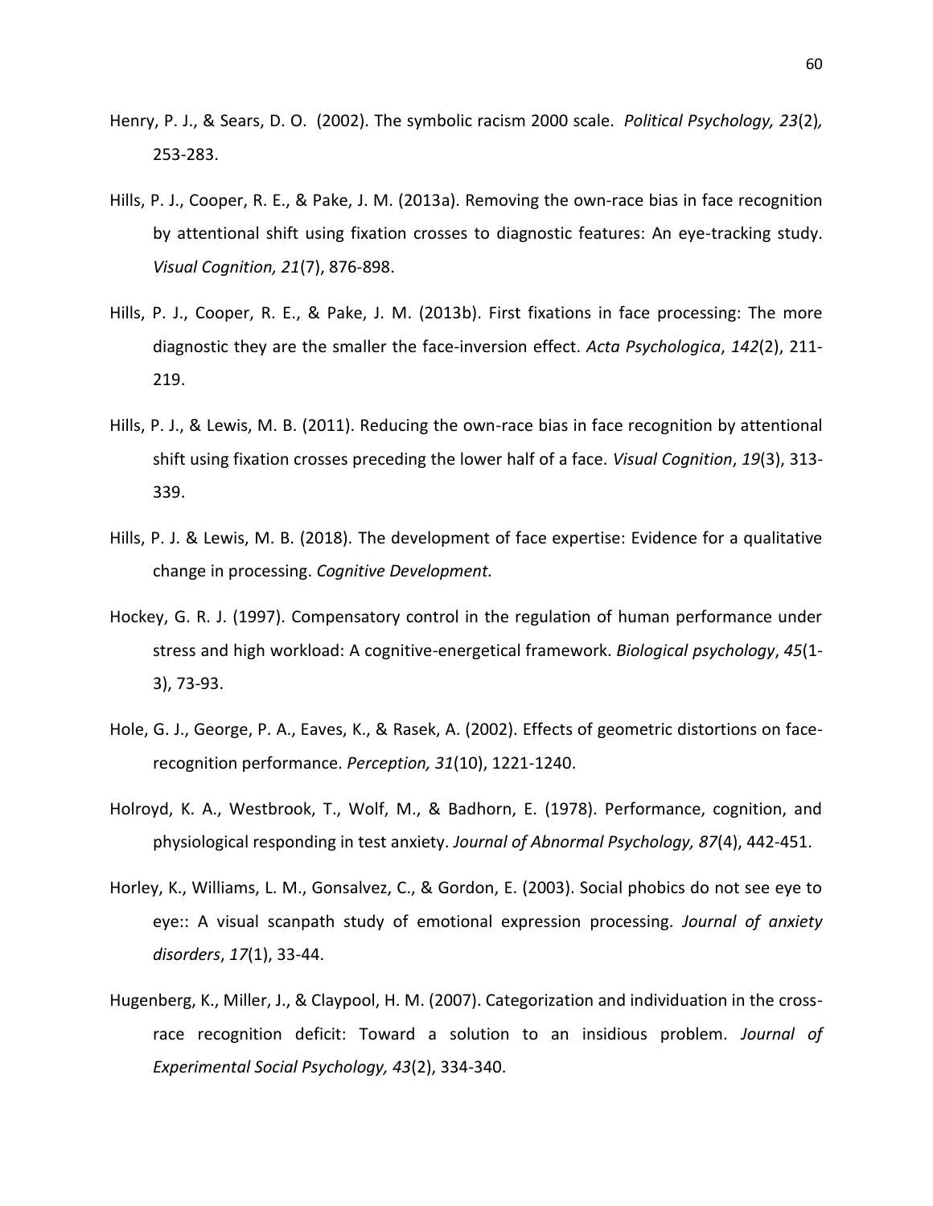Henry, P. J., & Sears, D. O. (2002). The symbolic racism 2000 scale. *Political Psychology, 23*(2), 253-283.

Hills, P. J., Cooper, R. E., & Pake, J. M. (2013a). Removing the own-race bias in face recognition by attentional shift using fixation crosses to diagnostic features: An eye-tracking study. *Visual Cognition, 21*(7), 876-898.

Hills, P. J., Cooper, R. E., & Pake, J. M. (2013b). First fixations in face processing: The more diagnostic they are the smaller the face-inversion effect. *Acta Psychologica*, *142*(2), 211-219.

Hills, P. J., & Lewis, M. B. (2011). Reducing the own-race bias in face recognition by attentional shift using fixation crosses preceding the lower half of a face. *Visual Cognition*, *19*(3), 313-339.

Hills, P. J. & Lewis, M. B. (2018). The development of face expertise: Evidence for a qualitative change in processing. *Cognitive Development.*

Hockey, G. R. J. (1997). Compensatory control in the regulation of human performance under stress and high workload: A cognitive-energetical framework. *Biological psychology*, *45*(1-3), 73-93.

Hole, G. J., George, P. A., Eaves, K., & Rasek, A. (2002). Effects of geometric distortions on face-recognition performance. *Perception, 31*(10), 1221-1240.

Holroyd, K. A., Westbrook, T., Wolf, M., & Badhorn, E. (1978). Performance, cognition, and physiological responding in test anxiety. *Journal of Abnormal Psychology, 87*(4), 442-451.

Horley, K., Williams, L. M., Gonsalvez, C., & Gordon, E. (2003). Social phobics do not see eye to eye:: A visual scanpath study of emotional expression processing. *Journal of anxiety disorders*, *17*(1), 33-44.

Hugenberg, K., Miller, J., & Claypool, H. M. (2007). Categorization and individuation in the cross-race recognition deficit: Toward a solution to an insidious problem. *Journal of Experimental Social Psychology, 43*(2), 334-340.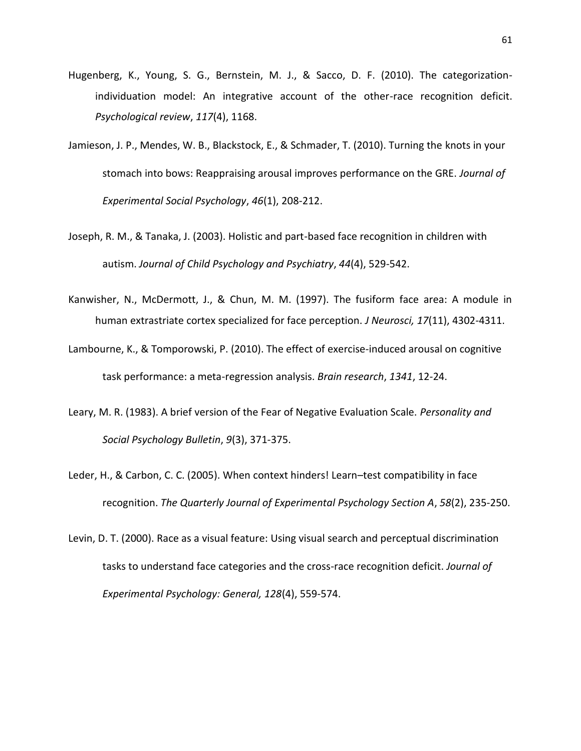Hugenberg, K., Young, S. G., Bernstein, M. J., & Sacco, D. F. (2010). The categorization-individuation model: An integrative account of the other-race recognition deficit. *Psychological review*, *117*(4), 1168.

Jamieson, J. P., Mendes, W. B., Blackstock, E., & Schmader, T. (2010). Turning the knots in your stomach into bows: Reappraising arousal improves performance on the GRE. *Journal of Experimental Social Psychology*, *46*(1), 208-212.

Joseph, R. M., & Tanaka, J. (2003). Holistic and part-based face recognition in children with autism. *Journal of Child Psychology and Psychiatry*, *44*(4), 529-542.

Kanwisher, N., McDermott, J., & Chun, M. M. (1997). The fusiform face area: A module in human extrastriate cortex specialized for face perception. *J Neurosci, 17*(11), 4302-4311.

Lambourne, K., & Tomporowski, P. (2010). The effect of exercise-induced arousal on cognitive task performance: a meta-regression analysis. *Brain research*, *1341*, 12-24.

Leary, M. R. (1983). A brief version of the Fear of Negative Evaluation Scale. *Personality and Social Psychology Bulletin*, *9*(3), 371-375.

Leder, H., & Carbon, C. C. (2005). When context hinders! Learn–test compatibility in face recognition. *The Quarterly Journal of Experimental Psychology Section A*, *58*(2), 235-250.

Levin, D. T. (2000). Race as a visual feature: Using visual search and perceptual discrimination tasks to understand face categories and the cross-race recognition deficit. *Journal of Experimental Psychology: General, 128*(4), 559-574.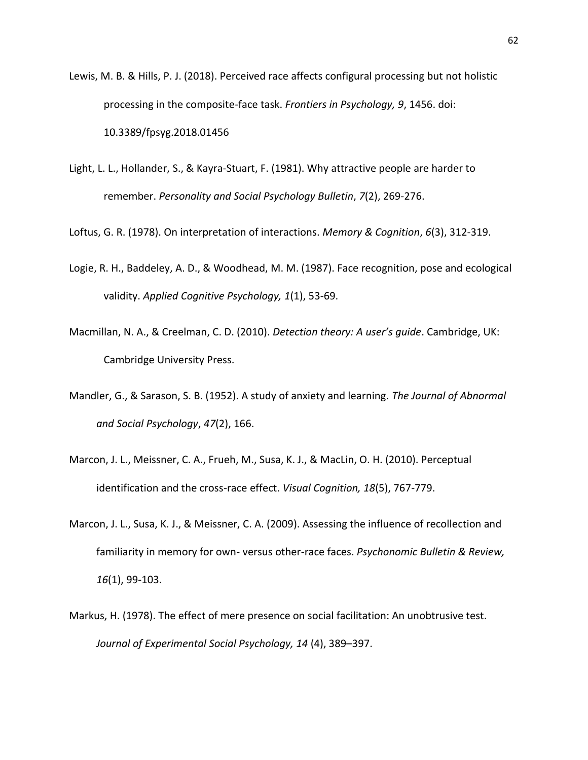Lewis, M. B. & Hills, P. J. (2018). Perceived race affects configural processing but not holistic processing in the composite-face task. *Frontiers in Psychology, 9*, 1456. doi: 10.3389/fpsyg.2018.01456

Light, L. L., Hollander, S., & Kayra-Stuart, F. (1981). Why attractive people are harder to remember. *Personality and Social Psychology Bulletin*, *7*(2), 269-276.

Loftus, G. R. (1978). On interpretation of interactions. *Memory & Cognition*, *6*(3), 312-319.

Logie, R. H., Baddeley, A. D., & Woodhead, M. M. (1987). Face recognition, pose and ecological validity. *Applied Cognitive Psychology, 1*(1), 53-69.

Macmillan, N. A., & Creelman, C. D. (2010). *Detection theory: A user's guide*. Cambridge, UK: Cambridge University Press.

Mandler, G., & Sarason, S. B. (1952). A study of anxiety and learning. *The Journal of Abnormal and Social Psychology*, *47*(2), 166.

Marcon, J. L., Meissner, C. A., Frueh, M., Susa, K. J., & MacLin, O. H. (2010). Perceptual identification and the cross-race effect. *Visual Cognition, 18*(5), 767-779.

Marcon, J. L., Susa, K. J., & Meissner, C. A. (2009). Assessing the influence of recollection and familiarity in memory for own- versus other-race faces. *Psychonomic Bulletin & Review, 16*(1), 99-103.

Markus, H. (1978). The effect of mere presence on social facilitation: An unobtrusive test. *Journal of Experimental Social Psychology, 14* (4), 389–397.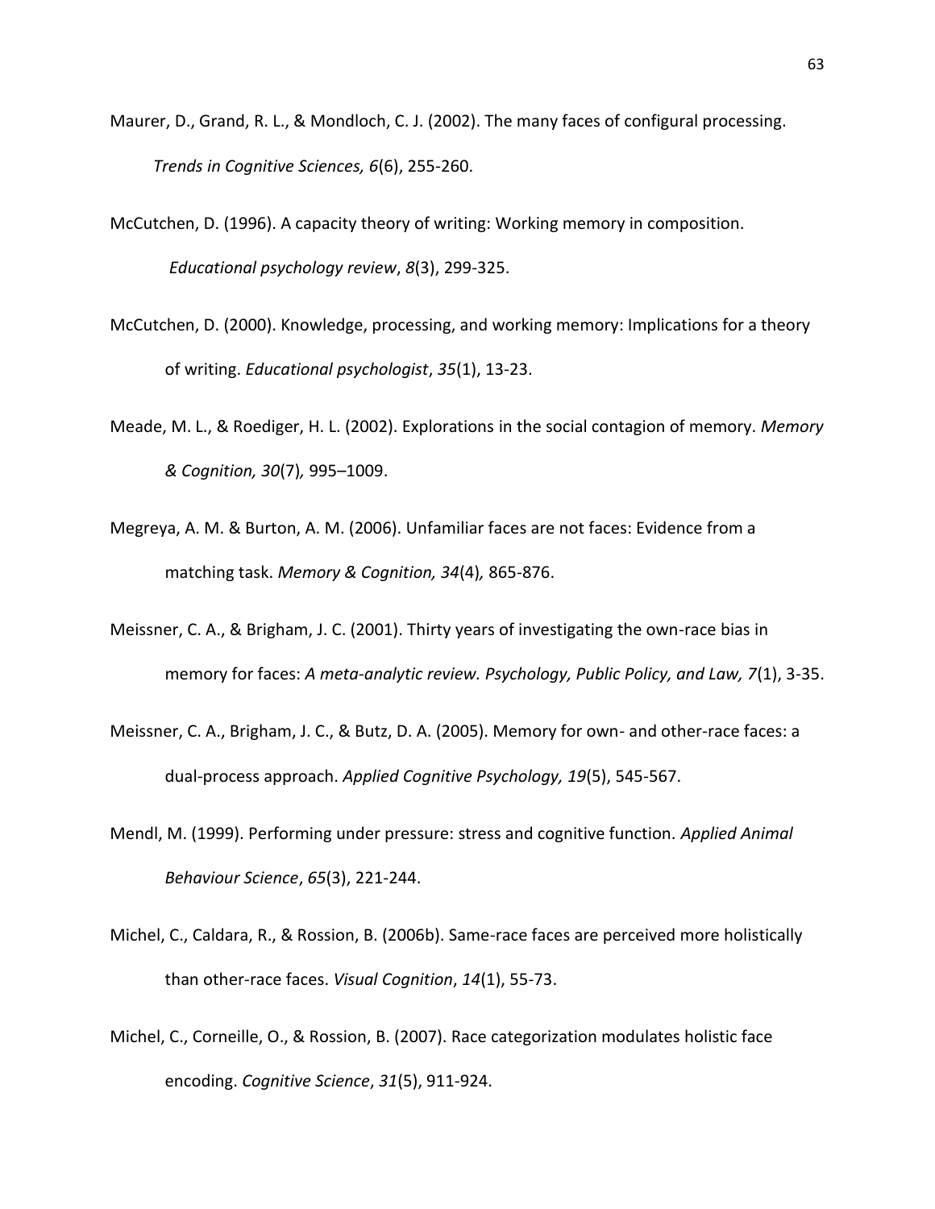Maurer, D., Grand, R. L., & Mondloch, C. J. (2002). The many faces of configural processing. *Trends in Cognitive Sciences, 6*(6), 255-260.

McCutchen, D. (1996). A capacity theory of writing: Working memory in composition. *Educational psychology review*, *8*(3), 299-325.

McCutchen, D. (2000). Knowledge, processing, and working memory: Implications for a theory of writing. *Educational psychologist*, *35*(1), 13-23.

Meade, M. L., & Roediger, H. L. (2002). Explorations in the social contagion of memory. *Memory & Cognition, 30*(7)*,* 995–1009.

Megreya, A. M. & Burton, A. M. (2006). Unfamiliar faces are not faces: Evidence from a matching task. *Memory & Cognition, 34*(4)*,* 865-876.

Meissner, C. A., & Brigham, J. C. (2001). Thirty years of investigating the own-race bias in memory for faces: *A meta-analytic review. Psychology, Public Policy, and Law, 7*(1), 3-35.

Meissner, C. A., Brigham, J. C., & Butz, D. A. (2005). Memory for own- and other-race faces: a dual-process approach. *Applied Cognitive Psychology, 19*(5), 545-567.

Mendl, M. (1999). Performing under pressure: stress and cognitive function. *Applied Animal Behaviour Science*, *65*(3), 221-244.

Michel, C., Caldara, R., & Rossion, B. (2006b). Same-race faces are perceived more holistically than other-race faces. *Visual Cognition*, *14*(1), 55-73.

Michel, C., Corneille, O., & Rossion, B. (2007). Race categorization modulates holistic face encoding. *Cognitive Science*, *31*(5), 911-924.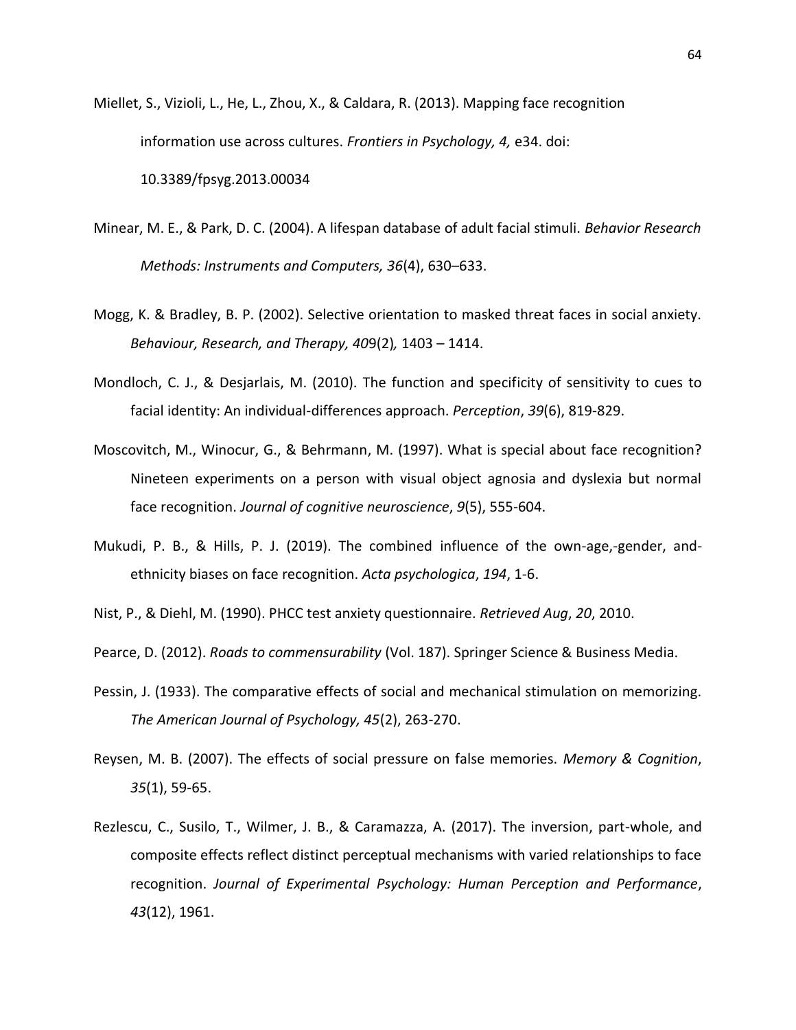Miellet, S., Vizioli, L., He, L., Zhou, X., & Caldara, R. (2013). Mapping face recognition information use across cultures. *Frontiers in Psychology, 4,* e34. doi: 10.3389/fpsyg.2013.00034

Minear, M. E., & Park, D. C. (2004). A lifespan database of adult facial stimuli. *Behavior Research Methods: Instruments and Computers, 36*(4), 630–633.

Mogg, K. & Bradley, B. P. (2002). Selective orientation to masked threat faces in social anxiety. *Behaviour, Research, and Therapy, 40*9(2)*,* 1403 – 1414.

Mondloch, C. J., & Desjarlais, M. (2010). The function and specificity of sensitivity to cues to facial identity: An individual-differences approach. *Perception*, *39*(6), 819-829.

Moscovitch, M., Winocur, G., & Behrmann, M. (1997). What is special about face recognition? Nineteen experiments on a person with visual object agnosia and dyslexia but normal face recognition. *Journal of cognitive neuroscience*, *9*(5), 555-604.

Mukudi, P. B., & Hills, P. J. (2019). The combined influence of the own-age,-gender, and-ethnicity biases on face recognition. *Acta psychologica*, *194*, 1-6.

Nist, P., & Diehl, M. (1990). PHCC test anxiety questionnaire. *Retrieved Aug*, *20*, 2010.

Pearce, D. (2012). *Roads to commensurability* (Vol. 187). Springer Science & Business Media.

Pessin, J. (1933). The comparative effects of social and mechanical stimulation on memorizing. *The American Journal of Psychology, 45*(2), 263-270.

Reysen, M. B. (2007). The effects of social pressure on false memories. *Memory & Cognition*, *35*(1), 59-65.

Rezlescu, C., Susilo, T., Wilmer, J. B., & Caramazza, A. (2017). The inversion, part-whole, and composite effects reflect distinct perceptual mechanisms with varied relationships to face recognition. *Journal of Experimental Psychology: Human Perception and Performance*, *43*(12), 1961.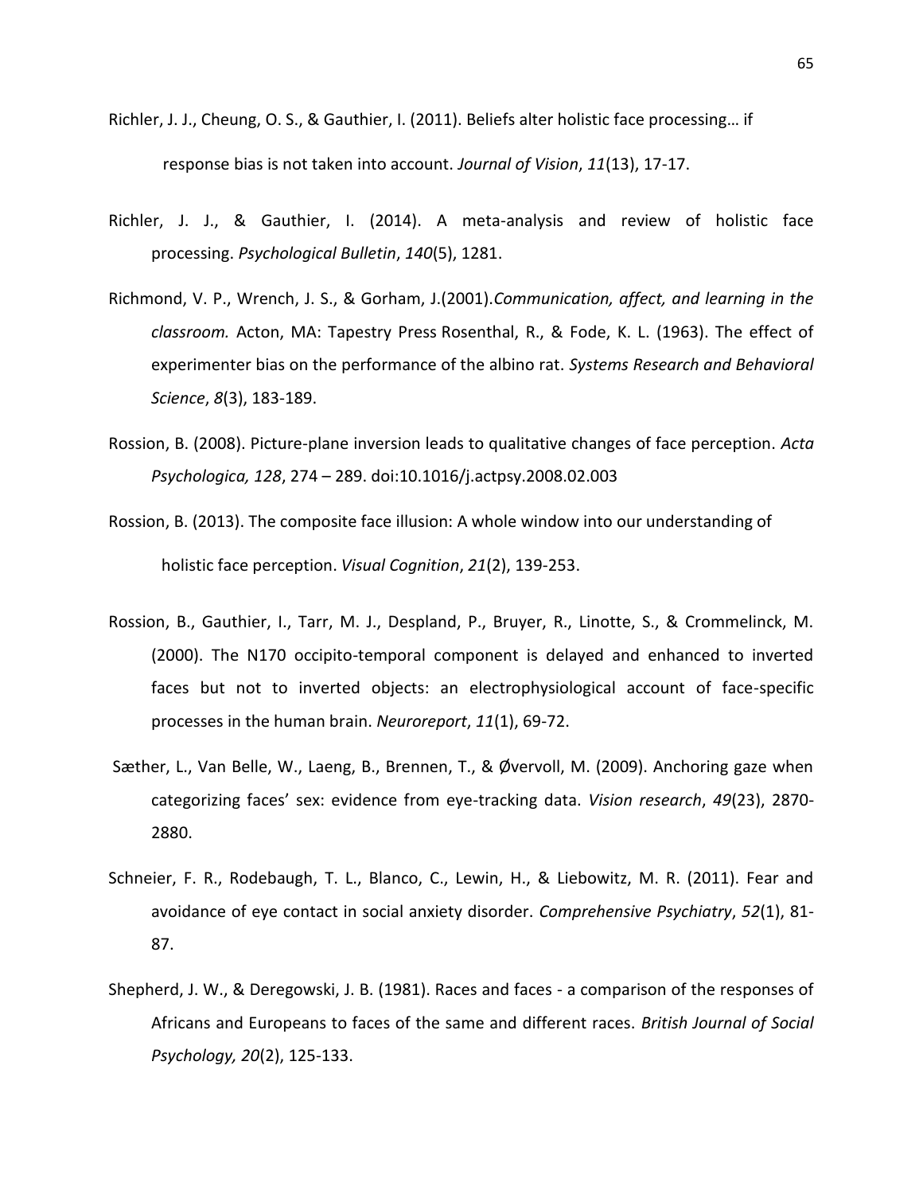Richler, J. J., Cheung, O. S., & Gauthier, I. (2011). Beliefs alter holistic face processing… if response bias is not taken into account. *Journal of Vision*, *11*(13), 17-17.

Richler, J. J., & Gauthier, I. (2014). A meta-analysis and review of holistic face processing. *Psychological Bulletin*, *140*(5), 1281.

Richmond, V. P., Wrench, J. S., & Gorham, J.(2001).*Communication, affect, and learning in the classroom.* Acton, MA: Tapestry Press Rosenthal, R., & Fode, K. L. (1963). The effect of experimenter bias on the performance of the albino rat. *Systems Research and Behavioral Science*, *8*(3), 183-189.

Rossion, B. (2008). Picture-plane inversion leads to qualitative changes of face perception. *Acta Psychologica, 128*, 274 – 289. doi:10.1016/j.actpsy.2008.02.003

Rossion, B. (2013). The composite face illusion: A whole window into our understanding of holistic face perception. *Visual Cognition*, *21*(2), 139-253.

Rossion, B., Gauthier, I., Tarr, M. J., Despland, P., Bruyer, R., Linotte, S., & Crommelinck, M. (2000). The N170 occipito-temporal component is delayed and enhanced to inverted faces but not to inverted objects: an electrophysiological account of face-specific processes in the human brain. *Neuroreport*, *11*(1), 69-72.

Sæther, L., Van Belle, W., Laeng, B., Brennen, T., & Øvervoll, M. (2009). Anchoring gaze when categorizing faces' sex: evidence from eye-tracking data. *Vision research*, *49*(23), 2870-2880.

Schneier, F. R., Rodebaugh, T. L., Blanco, C., Lewin, H., & Liebowitz, M. R. (2011). Fear and avoidance of eye contact in social anxiety disorder. *Comprehensive Psychiatry*, *52*(1), 81-87.

Shepherd, J. W., & Deregowski, J. B. (1981). Races and faces - a comparison of the responses of Africans and Europeans to faces of the same and different races. *British Journal of Social Psychology, 20*(2), 125-133.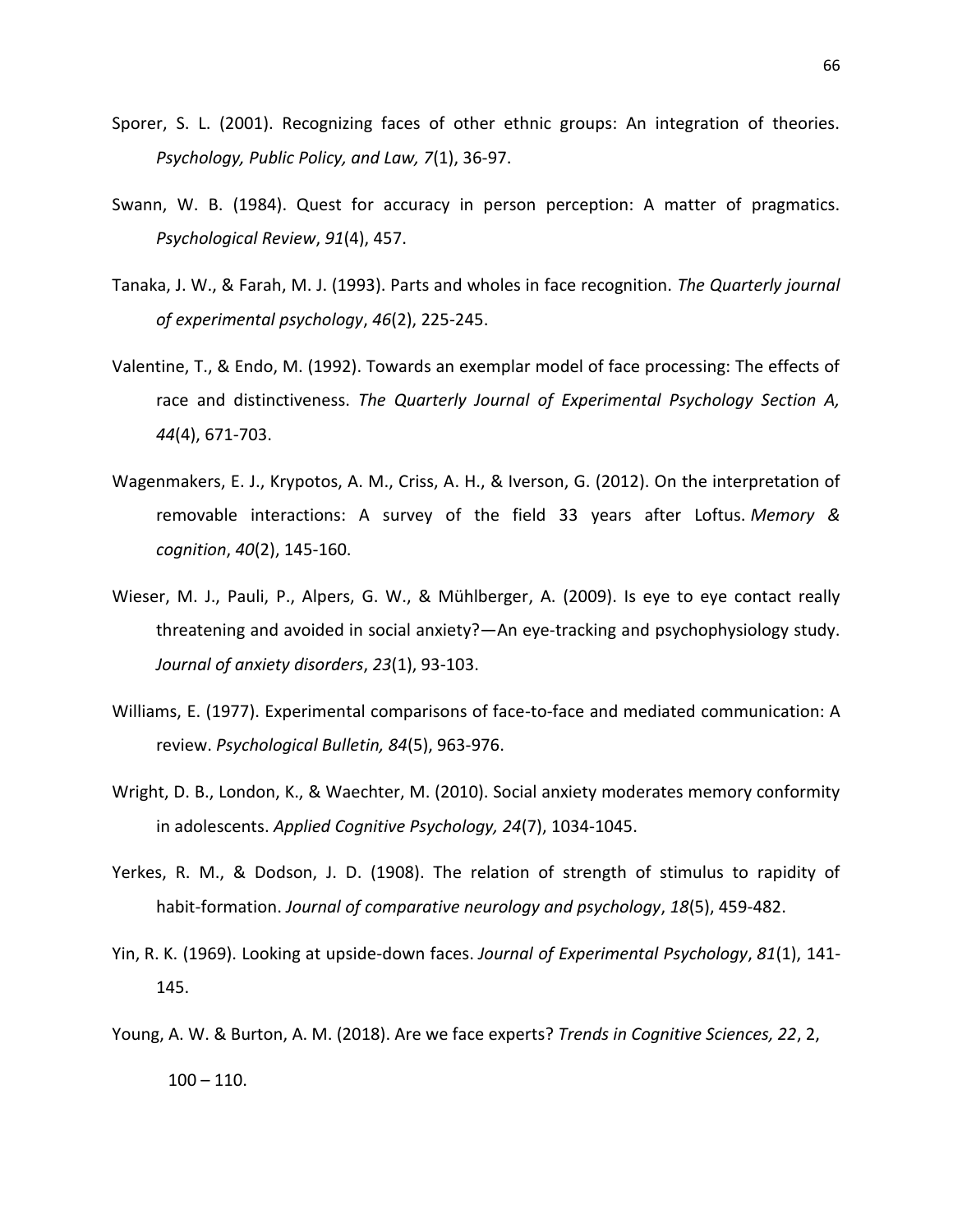Sporer, S. L. (2001). Recognizing faces of other ethnic groups: An integration of theories. *Psychology, Public Policy, and Law, 7*(1), 36-97.

Swann, W. B. (1984). Quest for accuracy in person perception: A matter of pragmatics. *Psychological Review*, *91*(4), 457.

Tanaka, J. W., & Farah, M. J. (1993). Parts and wholes in face recognition. *The Quarterly journal of experimental psychology*, *46*(2), 225-245.

Valentine, T., & Endo, M. (1992). Towards an exemplar model of face processing: The effects of race and distinctiveness. *The Quarterly Journal of Experimental Psychology Section A, 44*(4), 671-703.

Wagenmakers, E. J., Krypotos, A. M., Criss, A. H., & Iverson, G. (2012). On the interpretation of removable interactions: A survey of the field 33 years after Loftus. *Memory & cognition*, *40*(2), 145-160.

Wieser, M. J., Pauli, P., Alpers, G. W., & Mühlberger, A. (2009). Is eye to eye contact really threatening and avoided in social anxiety?—An eye-tracking and psychophysiology study. *Journal of anxiety disorders*, *23*(1), 93-103.

Williams, E. (1977). Experimental comparisons of face-to-face and mediated communication: A review. *Psychological Bulletin, 84*(5), 963-976.

Wright, D. B., London, K., & Waechter, M. (2010). Social anxiety moderates memory conformity in adolescents. *Applied Cognitive Psychology, 24*(7), 1034-1045.

Yerkes, R. M., & Dodson, J. D. (1908). The relation of strength of stimulus to rapidity of habit-formation. *Journal of comparative neurology and psychology*, *18*(5), 459-482.

Yin, R. K. (1969). Looking at upside-down faces. *Journal of Experimental Psychology*, *81*(1), 141-145.

Young, A. W. & Burton, A. M. (2018). Are we face experts? *Trends in Cognitive Sciences, 22*, 2, 100 – 110.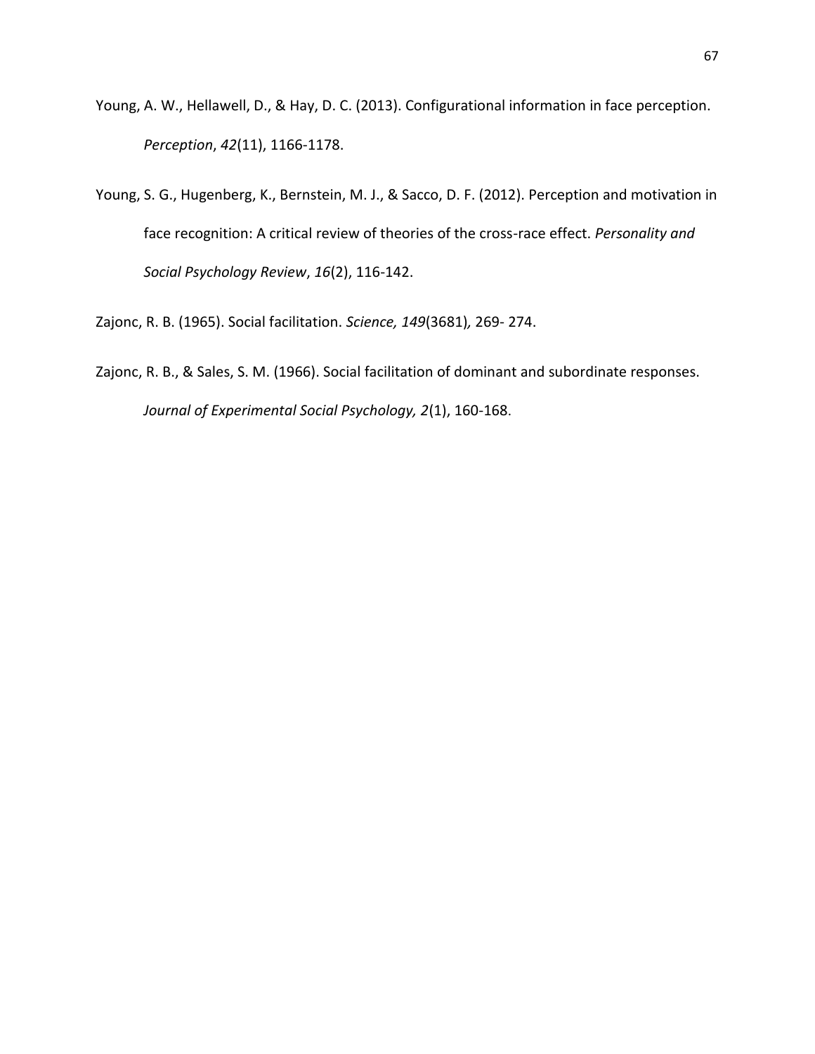Young, A. W., Hellawell, D., & Hay, D. C. (2013). Configurational information in face perception. *Perception*, *42*(11), 1166-1178.

Young, S. G., Hugenberg, K., Bernstein, M. J., & Sacco, D. F. (2012). Perception and motivation in face recognition: A critical review of theories of the cross-race effect. *Personality and Social Psychology Review*, *16*(2), 116-142.

Zajonc, R. B. (1965). Social facilitation. *Science, 149*(3681), 269- 274.

Zajonc, R. B., & Sales, S. M. (1966). Social facilitation of dominant and subordinate responses. *Journal of Experimental Social Psychology, 2*(1), 160-168.